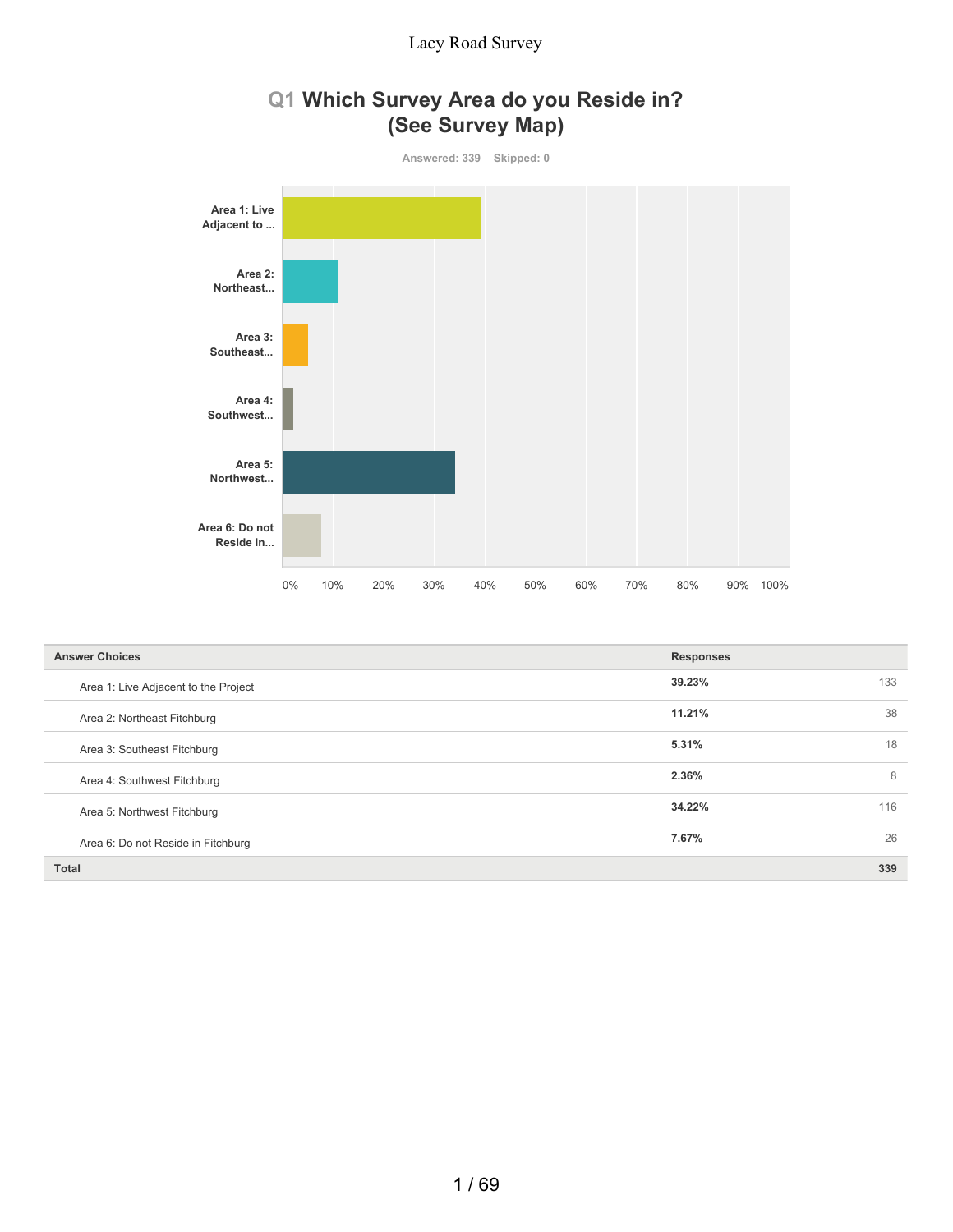# Q1 Which Survey Area do you Reside in? (See Survey Map)

Answered: 339 Skipped: 0

Area 1: Live Adjacent to ...

Area 2: Northeast...

Area 3: Southeast...

Area 4: Southwest...

Area 5: Northwest...

Area 6: Do not Reside in...

0% 10% 20% 30% 40% 50% 60% 70% 80% 90% 100%

| Answer Choices | Responses | |
|---|---|---|
| Area 1: Live Adjacent to the Project | **39.23%** | 133 |
| Area 2: Northeast Fitchburg | **11.21%** | 38 |
| Area 3: Southeast Fitchburg | **5.31%** | 18 |
| Area 4: Southwest Fitchburg | **2.36%** | 8 |
| Area 5: Northwest Fitchburg | **34.22%** | 116 |
| Area 6: Do not Reside in Fitchburg | **7.67%** | 26 |
| **Total** | | **339** |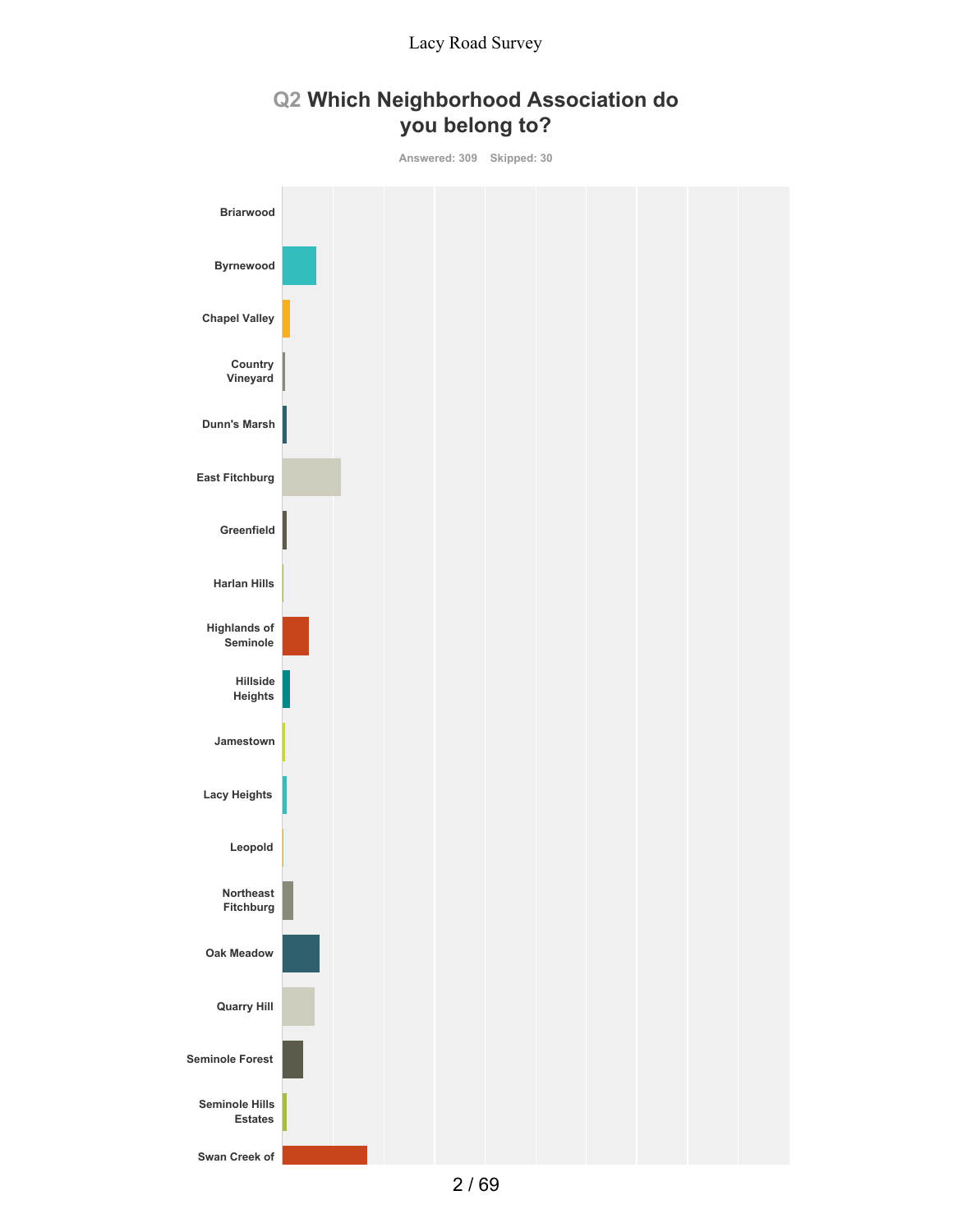## Q2 Which Neighborhood Association do you belong to?

Answered: 309 Skipped: 30

Briarwood

Byrnewood

Chapel Valley

Country Vineyard

Dunn's Marsh

East Fitchburg

Greenfield

Harlan Hills

Highlands of Seminole

Hillside Heights

Jamestown

Lacy Heights

Leopold

Northeast Fitchburg

Oak Meadow

Quarry Hill

Seminole Forest

Seminole Hills Estates

Swan Creek of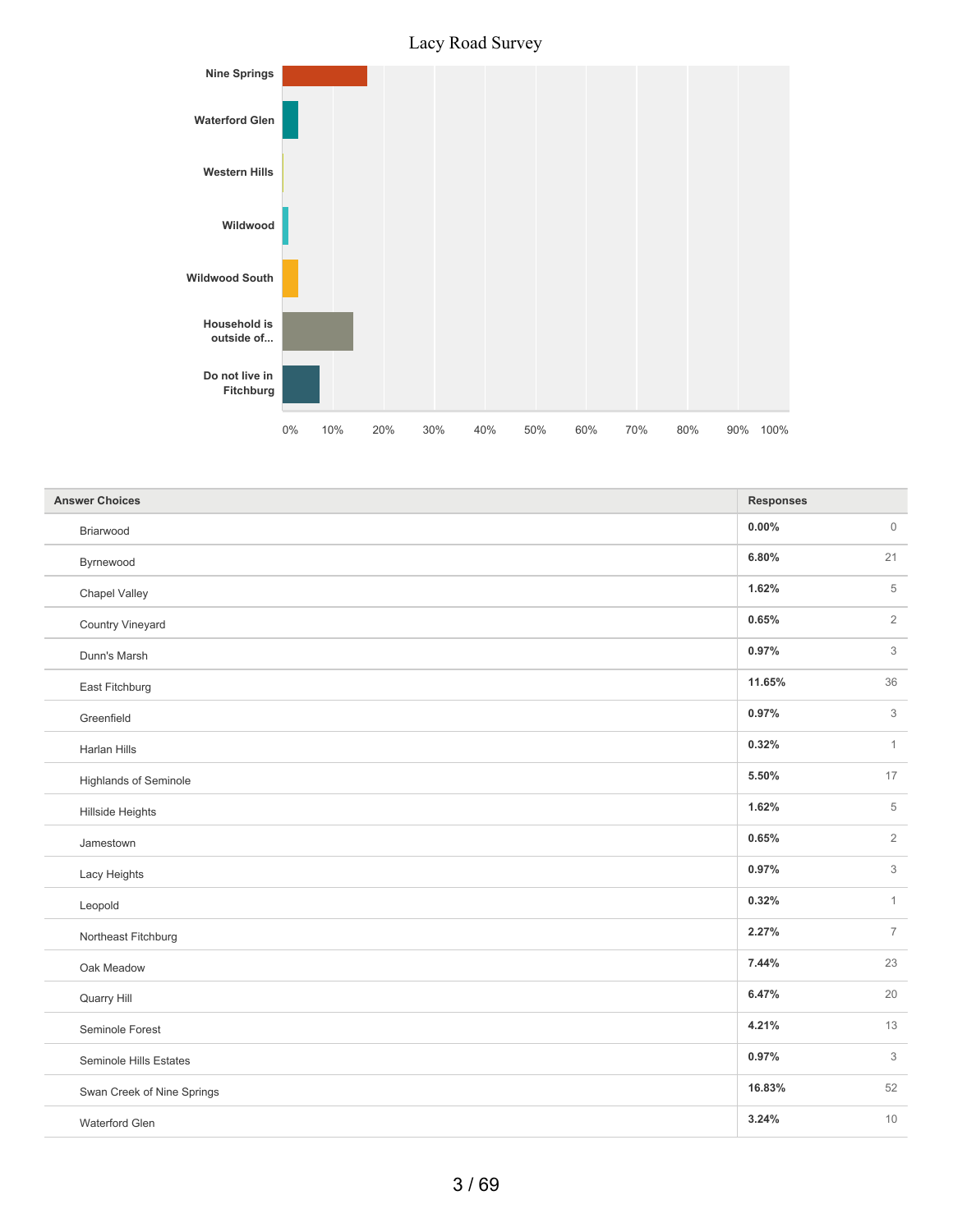Lacy Road Survey

Nine Springs

Waterford Glen

Western Hills

Wildwood

Wildwood South

Household is outside of...

Do not live in Fitchburg

0% 10% 20% 30% 40% 50% 60% 70% 80% 90% 100%

| Answer Choices | Responses | |
|---|---|---|
| Briarwood | 0.00% | 0 |
| Byrnewood | 6.80% | 21 |
| Chapel Valley | 1.62% | 5 |
| Country Vineyard | 0.65% | 2 |
| Dunn's Marsh | 0.97% | 3 |
| East Fitchburg | 11.65% | 36 |
| Greenfield | 0.97% | 3 |
| Harlan Hills | 0.32% | 1 |
| Highlands of Seminole | 5.50% | 17 |
| Hillside Heights | 1.62% | 5 |
| Jamestown | 0.65% | 2 |
| Lacy Heights | 0.97% | 3 |
| Leopold | 0.32% | 1 |
| Northeast Fitchburg | 2.27% | 7 |
| Oak Meadow | 7.44% | 23 |
| Quarry Hill | 6.47% | 20 |
| Seminole Forest | 4.21% | 13 |
| Seminole Hills Estates | 0.97% | 3 |
| Swan Creek of Nine Springs | 16.83% | 52 |
| Waterford Glen | 3.24% | 10 |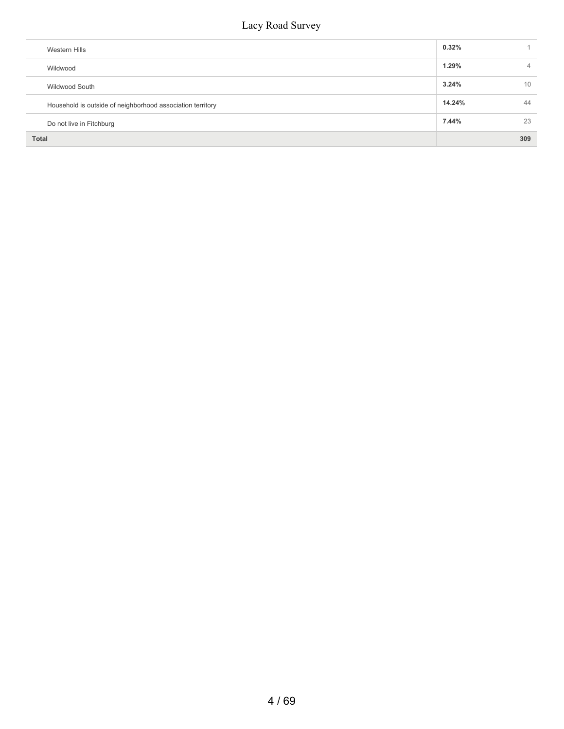| | | |
|---|---|---|
| Western Hills | 0.32% | 1 |
| Wildwood | 1.29% | 4 |
| Wildwood South | 3.24% | 10 |
| Household is outside of neighborhood association territory | 14.24% | 44 |
| Do not live in Fitchburg | 7.44% | 23 |
| **Total** | | **309** |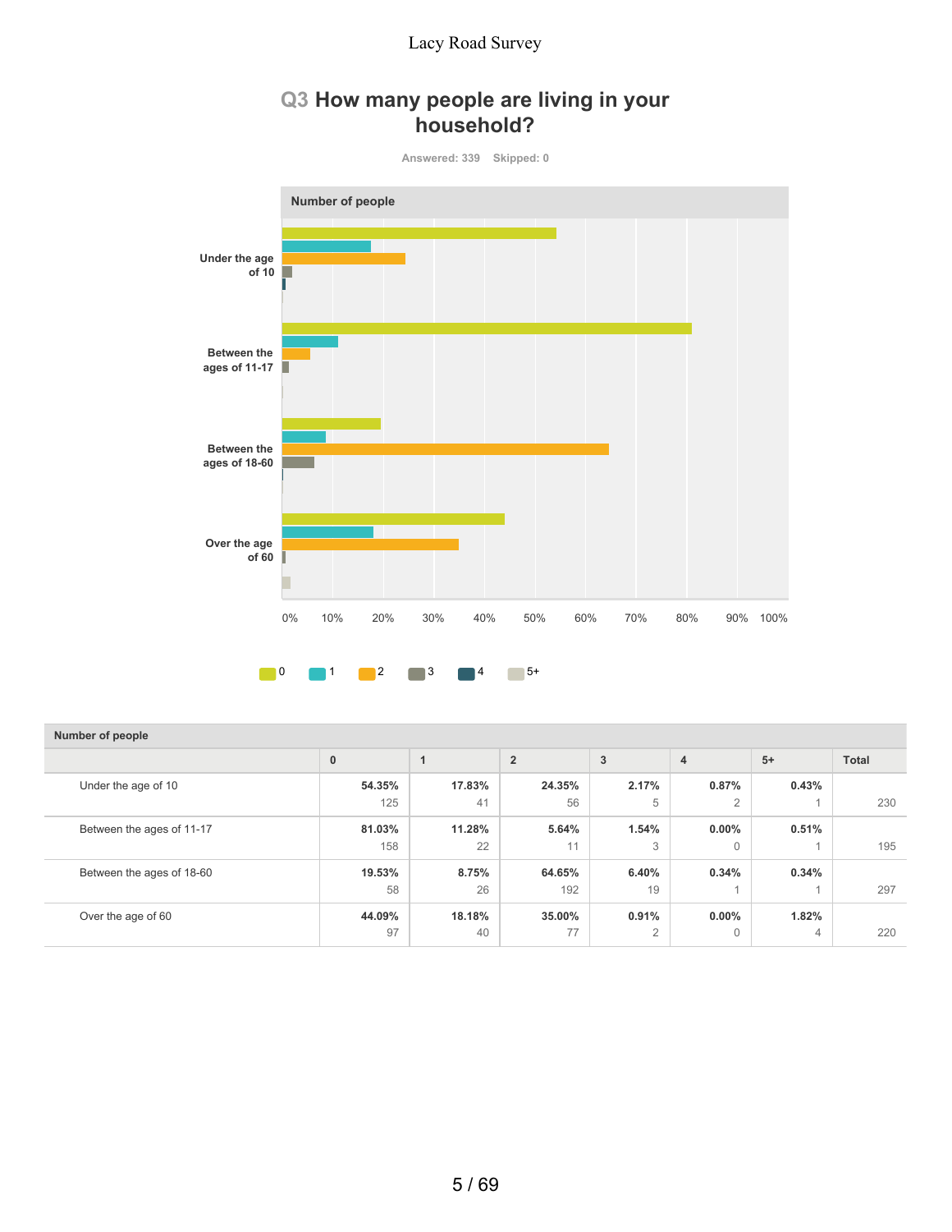## Q3 How many people are living in your household?

Answered: 339 Skipped: 0

Number of people

Under the age of 10

Between the ages of 11-17

Between the ages of 18-60

Over the age of 60

0% 10% 20% 30% 40% 50% 60% 70% 80% 90% 100%

0 1 2 3 4 5+

| Number of people | 0 | 1 | 2 | 3 | 4 | 5+ | Total |
|---|---|---|---|---|---|---|---|
| Under the age of 10 | 54.35% 125 | 17.83% 41 | 24.35% 56 | 2.17% 5 | 0.87% 2 | 0.43% 1 | 230 |
| Between the ages of 11-17 | 81.03% 158 | 11.28% 22 | 5.64% 11 | 1.54% 3 | 0.00% 0 | 0.51% 1 | 195 |
| Between the ages of 18-60 | 19.53% 58 | 8.75% 26 | 64.65% 192 | 6.40% 19 | 0.34% 1 | 0.34% 1 | 297 |
| Over the age of 60 | 44.09% 97 | 18.18% 40 | 35.00% 77 | 0.91% 2 | 0.00% 0 | 1.82% 4 | 220 |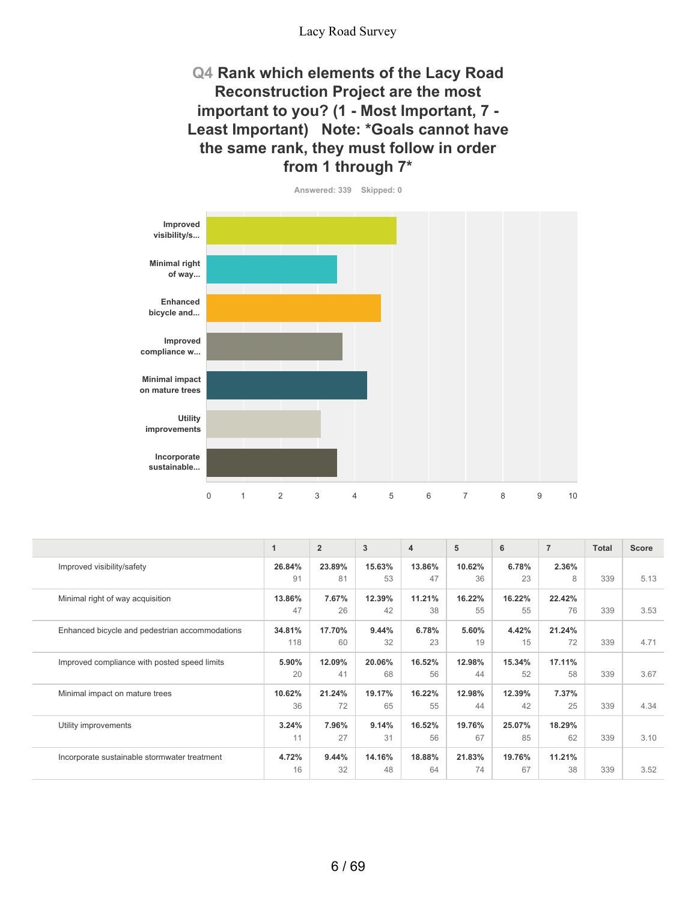## Q4 Rank which elements of the Lacy Road Reconstruction Project are the most important to you? (1 - Most Important, 7 - Least Important) Note: *Goals cannot have the same rank, they must follow in order from 1 through 7*

Answered: 339 Skipped: 0

| | 1 | 2 | 3 | 4 | 5 | 6 | 7 | Total | Score |
|---|---|---|---|---|---|---|---|---|---|
| Improved visibility/safety | **26.84%** 91 | **23.89%** 81 | **15.63%** 53 | **13.86%** 47 | **10.62%** 36 | **6.78%** 23 | **2.36%** 8 | 339 | 5.13 |
| Minimal right of way acquisition | **13.86%** 47 | **7.67%** 26 | **12.39%** 42 | **11.21%** 38 | **16.22%** 55 | **16.22%** 55 | **22.42%** 76 | 339 | 3.53 |
| Enhanced bicycle and pedestrian accommodations | **34.81%** 118 | **17.70%** 60 | **9.44%** 32 | **6.78%** 23 | **5.60%** 19 | **4.42%** 15 | **21.24%** 72 | 339 | 4.71 |
| Improved compliance with posted speed limits | **5.90%** 20 | **12.09%** 41 | **20.06%** 68 | **16.52%** 56 | **12.98%** 44 | **15.34%** 52 | **17.11%** 58 | 339 | 3.67 |
| Minimal impact on mature trees | **10.62%** 36 | **21.24%** 72 | **19.17%** 65 | **16.22%** 55 | **12.98%** 44 | **12.39%** 42 | **7.37%** 25 | 339 | 4.34 |
| Utility improvements | **3.24%** 11 | **7.96%** 27 | **9.14%** 31 | **16.52%** 56 | **19.76%** 67 | **25.07%** 85 | **18.29%** 62 | 339 | 3.10 |
| Incorporate sustainable stormwater treatment | **4.72%** 16 | **9.44%** 32 | **14.16%** 48 | **18.88%** 64 | **21.83%** 74 | **19.76%** 67 | **11.21%** 38 | 339 | 3.52 |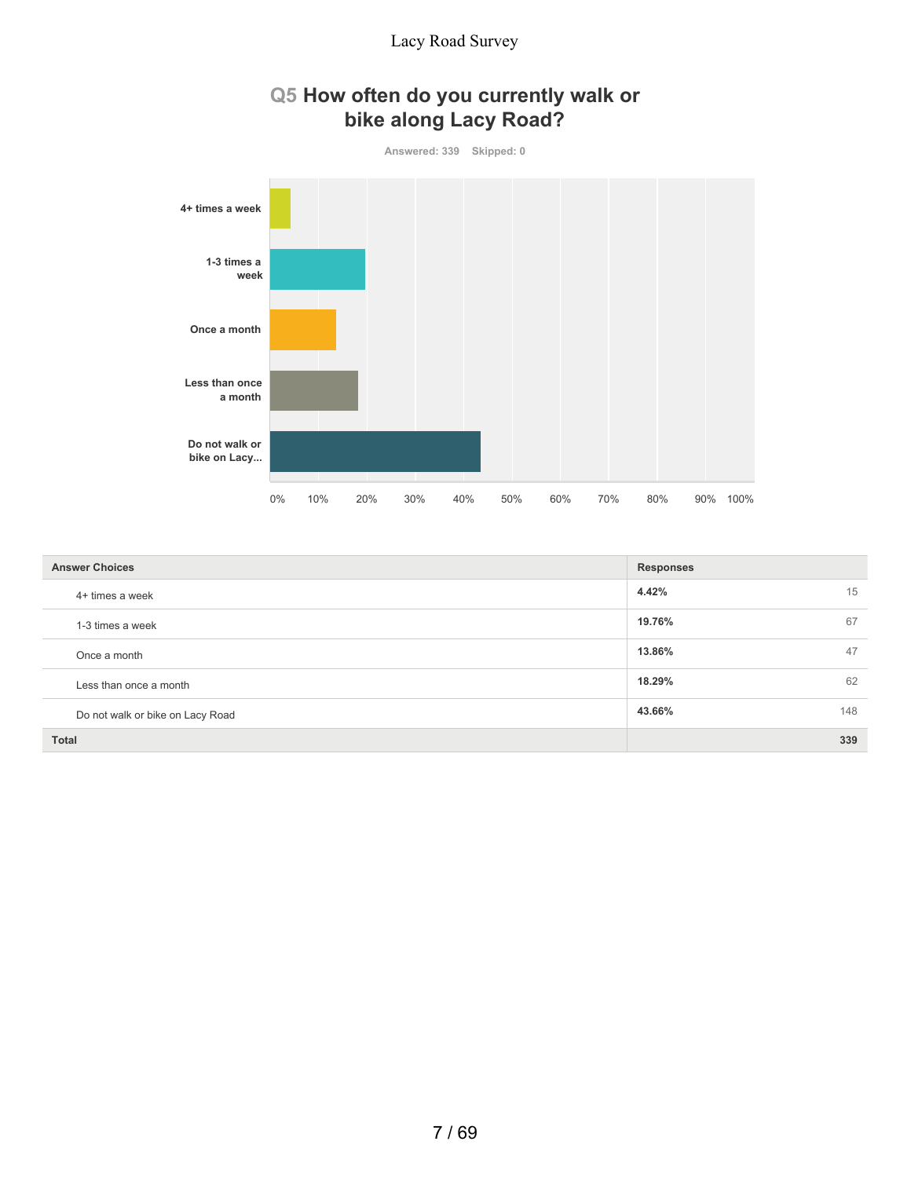## Q5 How often do you currently walk or bike along Lacy Road?

Answered: 339 Skipped: 0

4+ times a week

1-3 times a week

Once a month

Less than once a month

Do not walk or bike on Lacy...

0% 10% 20% 30% 40% 50% 60% 70% 80% 90% 100%

| Answer Choices | Responses | |
|---|---|---|
| 4+ times a week | **4.42%** | 15 |
| 1-3 times a week | **19.76%** | 67 |
| Once a month | **13.86%** | 47 |
| Less than once a month | **18.29%** | 62 |
| Do not walk or bike on Lacy Road | **43.66%** | 148 |
| **Total** | | **339** |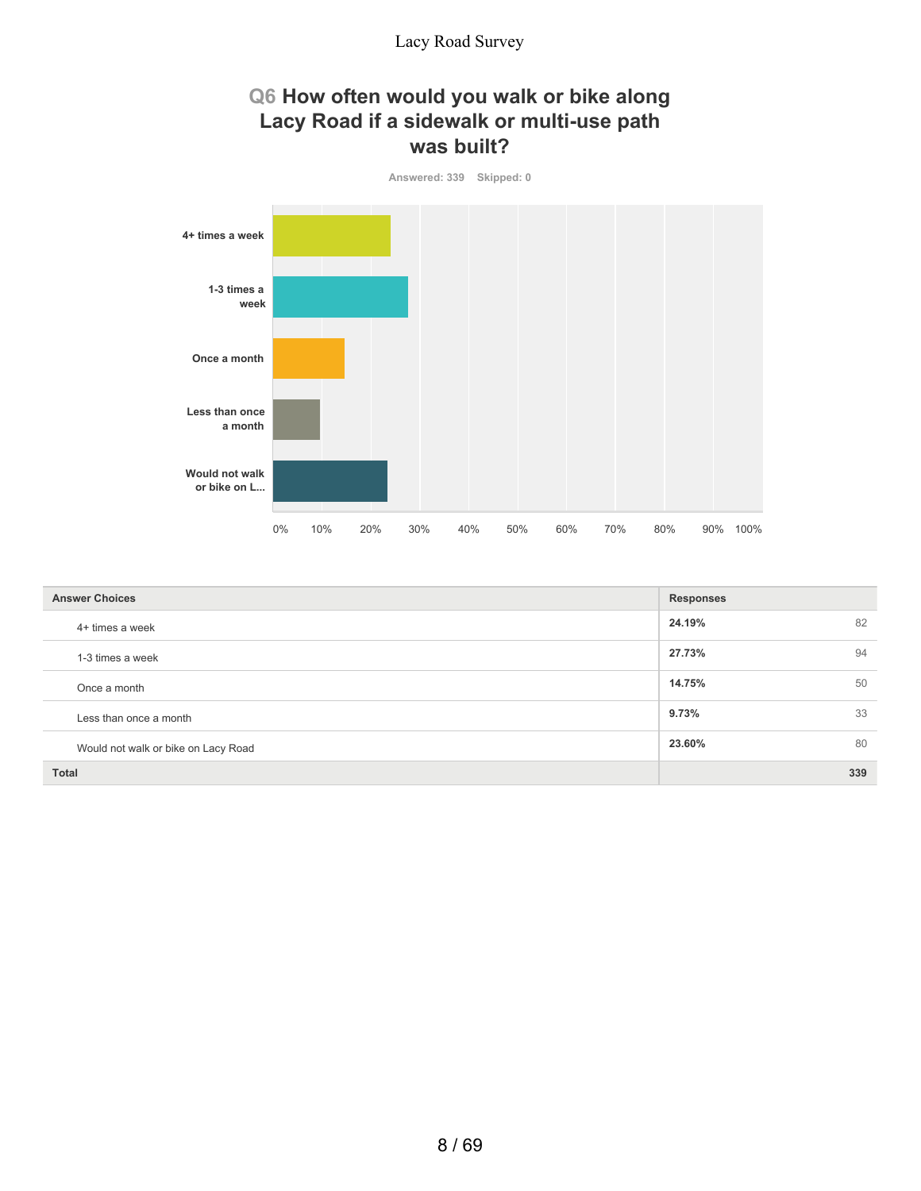## Q6 How often would you walk or bike along Lacy Road if a sidewalk or multi-use path was built?

Answered: 339 Skipped: 0

4+ times a week

1-3 times a week

Once a month

Less than once a month

Would not walk or bike on L...

0% 10% 20% 30% 40% 50% 60% 70% 80% 90% 100%

| Answer Choices | Responses | |
|---|---|---|
| 4+ times a week | 24.19% | 82 |
| 1-3 times a week | 27.73% | 94 |
| Once a month | 14.75% | 50 |
| Less than once a month | 9.73% | 33 |
| Would not walk or bike on Lacy Road | 23.60% | 80 |
| **Total** | | **339** |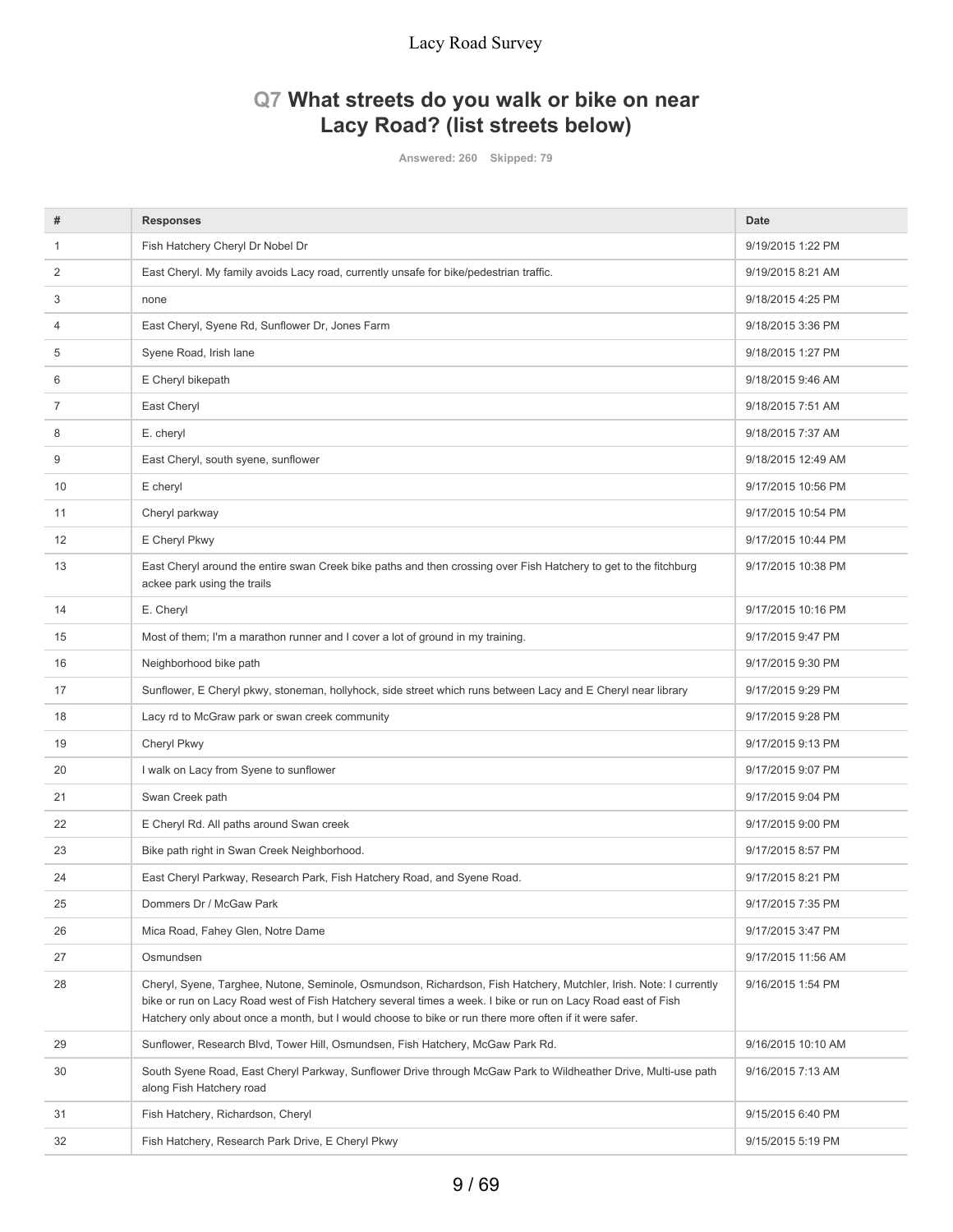## Q7 What streets do you walk or bike on near Lacy Road? (list streets below)

Answered: 260 Skipped: 79

| # | Responses | Date |
|---|---|---|
| 1 | Fish Hatchery Cheryl Dr Nobel Dr | 9/19/2015 1:22 PM |
| 2 | East Cheryl. My family avoids Lacy road, currently unsafe for bike/pedestrian traffic. | 9/19/2015 8:21 AM |
| 3 | none | 9/18/2015 4:25 PM |
| 4 | East Cheryl, Syene Rd, Sunflower Dr, Jones Farm | 9/18/2015 3:36 PM |
| 5 | Syene Road, Irish lane | 9/18/2015 1:27 PM |
| 6 | E Cheryl bikepath | 9/18/2015 9:46 AM |
| 7 | East Cheryl | 9/18/2015 7:51 AM |
| 8 | E. cheryl | 9/18/2015 7:37 AM |
| 9 | East Cheryl, south syene, sunflower | 9/18/2015 12:49 AM |
| 10 | E cheryl | 9/17/2015 10:56 PM |
| 11 | Cheryl parkway | 9/17/2015 10:54 PM |
| 12 | E Cheryl Pkwy | 9/17/2015 10:44 PM |
| 13 | East Cheryl around the entire swan Creek bike paths and then crossing over Fish Hatchery to get to the fitchburg ackee park using the trails | 9/17/2015 10:38 PM |
| 14 | E. Cheryl | 9/17/2015 10:16 PM |
| 15 | Most of them; I'm a marathon runner and I cover a lot of ground in my training. | 9/17/2015 9:47 PM |
| 16 | Neighborhood bike path | 9/17/2015 9:30 PM |
| 17 | Sunflower, E Cheryl pkwy, stoneman, hollyhock, side street which runs between Lacy and E Cheryl near library | 9/17/2015 9:29 PM |
| 18 | Lacy rd to McGraw park or swan creek community | 9/17/2015 9:28 PM |
| 19 | Cheryl Pkwy | 9/17/2015 9:13 PM |
| 20 | I walk on Lacy from Syene to sunflower | 9/17/2015 9:07 PM |
| 21 | Swan Creek path | 9/17/2015 9:04 PM |
| 22 | E Cheryl Rd. All paths around Swan creek | 9/17/2015 9:00 PM |
| 23 | Bike path right in Swan Creek Neighborhood. | 9/17/2015 8:57 PM |
| 24 | East Cheryl Parkway, Research Park, Fish Hatchery Road, and Syene Road. | 9/17/2015 8:21 PM |
| 25 | Dommers Dr / McGaw Park | 9/17/2015 7:35 PM |
| 26 | Mica Road, Fahey Glen, Notre Dame | 9/17/2015 3:47 PM |
| 27 | Osmundsen | 9/17/2015 11:56 AM |
| 28 | Cheryl, Syene, Targhee, Nutone, Seminole, Osmundson, Richardson, Fish Hatchery, Mutchler, Irish. Note: I currently bike or run on Lacy Road west of Fish Hatchery several times a week. I bike or run on Lacy Road east of Fish Hatchery only about once a month, but I would choose to bike or run there more often if it were safer. | 9/16/2015 1:54 PM |
| 29 | Sunflower, Research Blvd, Tower Hill, Osmundsen, Fish Hatchery, McGaw Park Rd. | 9/16/2015 10:10 AM |
| 30 | South Syene Road, East Cheryl Parkway, Sunflower Drive through McGaw Park to Wildheather Drive, Multi-use path along Fish Hatchery road | 9/16/2015 7:13 AM |
| 31 | Fish Hatchery, Richardson, Cheryl | 9/15/2015 6:40 PM |
| 32 | Fish Hatchery, Research Park Drive, E Cheryl Pkwy | 9/15/2015 5:19 PM |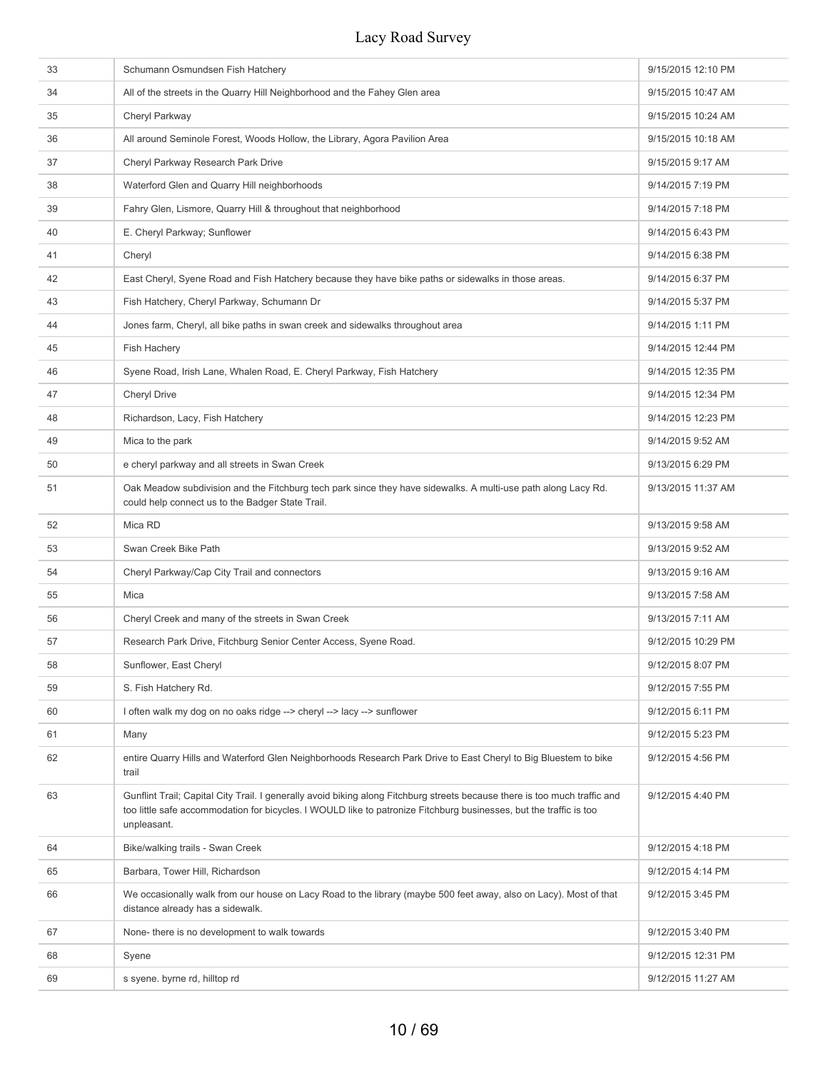| | | |
|---|---|---|
| 33 | Schumann Osmundsen Fish Hatchery | 9/15/2015 12:10 PM |
| 34 | All of the streets in the Quarry Hill Neighborhood and the Fahey Glen area | 9/15/2015 10:47 AM |
| 35 | Cheryl Parkway | 9/15/2015 10:24 AM |
| 36 | All around Seminole Forest, Woods Hollow, the Library, Agora Pavilion Area | 9/15/2015 10:18 AM |
| 37 | Cheryl Parkway Research Park Drive | 9/15/2015 9:17 AM |
| 38 | Waterford Glen and Quarry Hill neighborhoods | 9/14/2015 7:19 PM |
| 39 | Fahry Glen, Lismore, Quarry Hill & throughout that neighborhood | 9/14/2015 7:18 PM |
| 40 | E. Cheryl Parkway; Sunflower | 9/14/2015 6:43 PM |
| 41 | Cheryl | 9/14/2015 6:38 PM |
| 42 | East Cheryl, Syene Road and Fish Hatchery because they have bike paths or sidewalks in those areas. | 9/14/2015 6:37 PM |
| 43 | Fish Hatchery, Cheryl Parkway, Schumann Dr | 9/14/2015 5:37 PM |
| 44 | Jones farm, Cheryl, all bike paths in swan creek and sidewalks throughout area | 9/14/2015 1:11 PM |
| 45 | Fish Hachery | 9/14/2015 12:44 PM |
| 46 | Syene Road, Irish Lane, Whalen Road, E. Cheryl Parkway, Fish Hatchery | 9/14/2015 12:35 PM |
| 47 | Cheryl Drive | 9/14/2015 12:34 PM |
| 48 | Richardson, Lacy, Fish Hatchery | 9/14/2015 12:23 PM |
| 49 | Mica to the park | 9/14/2015 9:52 AM |
| 50 | e cheryl parkway and all streets in Swan Creek | 9/13/2015 6:29 PM |
| 51 | Oak Meadow subdivision and the Fitchburg tech park since they have sidewalks. A multi-use path along Lacy Rd. could help connect us to the Badger State Trail. | 9/13/2015 11:37 AM |
| 52 | Mica RD | 9/13/2015 9:58 AM |
| 53 | Swan Creek Bike Path | 9/13/2015 9:52 AM |
| 54 | Cheryl Parkway/Cap City Trail and connectors | 9/13/2015 9:16 AM |
| 55 | Mica | 9/13/2015 7:58 AM |
| 56 | Cheryl Creek and many of the streets in Swan Creek | 9/13/2015 7:11 AM |
| 57 | Research Park Drive, Fitchburg Senior Center Access, Syene Road. | 9/12/2015 10:29 PM |
| 58 | Sunflower, East Cheryl | 9/12/2015 8:07 PM |
| 59 | S. Fish Hatchery Rd. | 9/12/2015 7:55 PM |
| 60 | I often walk my dog on no oaks ridge --> cheryl --> lacy --> sunflower | 9/12/2015 6:11 PM |
| 61 | Many | 9/12/2015 5:23 PM |
| 62 | entire Quarry Hills and Waterford Glen Neighborhoods Research Park Drive to East Cheryl to Big Bluestem to bike trail | 9/12/2015 4:56 PM |
| 63 | Gunflint Trail; Capital City Trail. I generally avoid biking along Fitchburg streets because there is too much traffic and too little safe accommodation for bicycles. I WOULD like to patronize Fitchburg businesses, but the traffic is too unpleasant. | 9/12/2015 4:40 PM |
| 64 | Bike/walking trails - Swan Creek | 9/12/2015 4:18 PM |
| 65 | Barbara, Tower Hill, Richardson | 9/12/2015 4:14 PM |
| 66 | We occasionally walk from our house on Lacy Road to the library (maybe 500 feet away, also on Lacy). Most of that distance already has a sidewalk. | 9/12/2015 3:45 PM |
| 67 | None- there is no development to walk towards | 9/12/2015 3:40 PM |
| 68 | Syene | 9/12/2015 12:31 PM |
| 69 | s syene. byrne rd, hilltop rd | 9/12/2015 11:27 AM |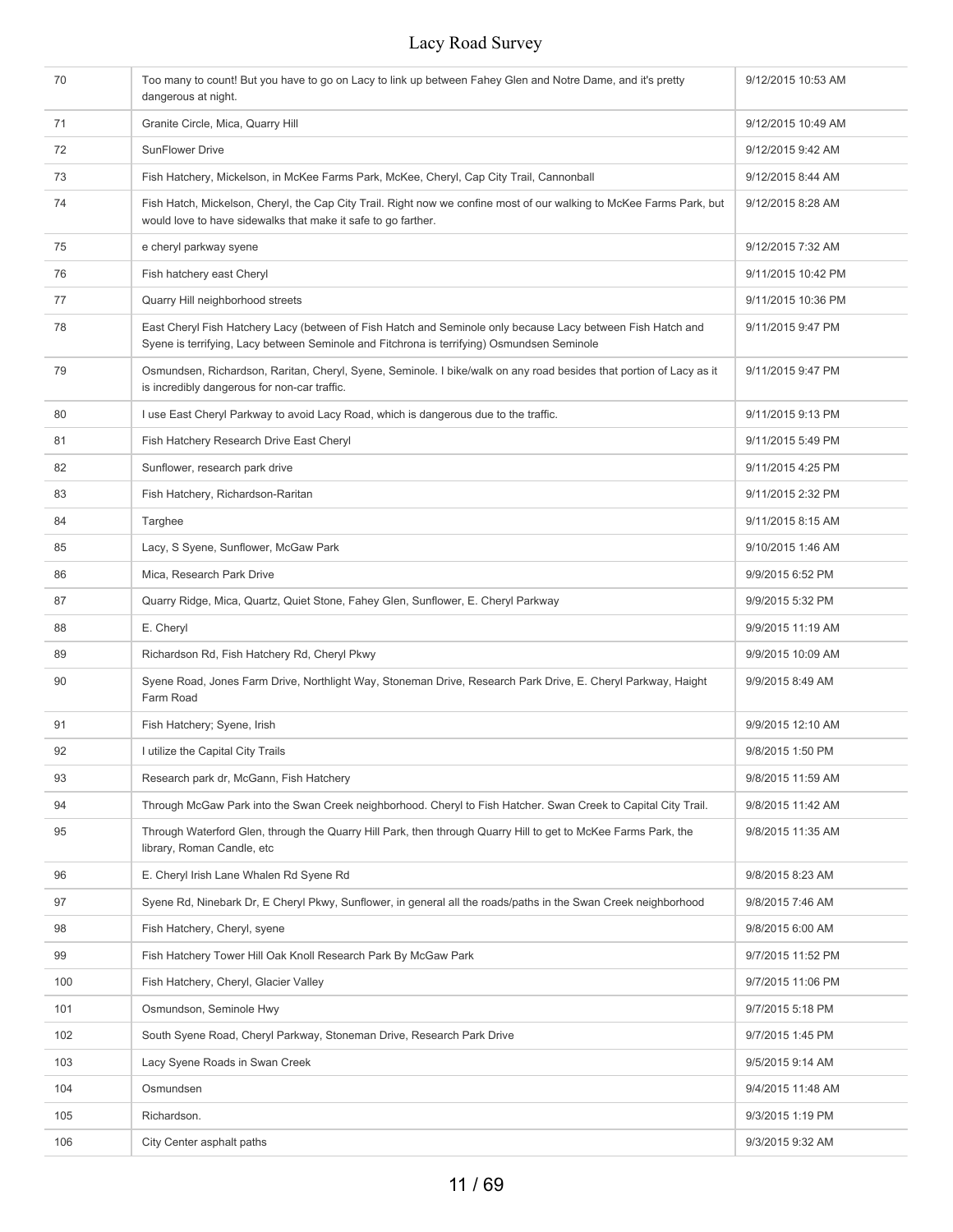| | | |
|---|---|---|
| 70 | Too many to count! But you have to go on Lacy to link up between Fahey Glen and Notre Dame, and it's pretty dangerous at night. | 9/12/2015 10:53 AM |
| 71 | Granite Circle, Mica, Quarry Hill | 9/12/2015 10:49 AM |
| 72 | SunFlower Drive | 9/12/2015 9:42 AM |
| 73 | Fish Hatchery, Mickelson, in McKee Farms Park, McKee, Cheryl, Cap City Trail, Cannonball | 9/12/2015 8:44 AM |
| 74 | Fish Hatch, Mickelson, Cheryl, the Cap City Trail. Right now we confine most of our walking to McKee Farms Park, but would love to have sidewalks that make it safe to go farther. | 9/12/2015 8:28 AM |
| 75 | e cheryl parkway syene | 9/12/2015 7:32 AM |
| 76 | Fish hatchery east Cheryl | 9/11/2015 10:42 PM |
| 77 | Quarry Hill neighborhood streets | 9/11/2015 10:36 PM |
| 78 | East Cheryl Fish Hatchery Lacy (between of Fish Hatch and Seminole only because Lacy between Fish Hatch and Syene is terrifying, Lacy between Seminole and Fitchrona is terrifying) Osmundsen Seminole | 9/11/2015 9:47 PM |
| 79 | Osmundsen, Richardson, Raritan, Cheryl, Syene, Seminole. I bike/walk on any road besides that portion of Lacy as it is incredibly dangerous for non-car traffic. | 9/11/2015 9:47 PM |
| 80 | I use East Cheryl Parkway to avoid Lacy Road, which is dangerous due to the traffic. | 9/11/2015 9:13 PM |
| 81 | Fish Hatchery Research Drive East Cheryl | 9/11/2015 5:49 PM |
| 82 | Sunflower, research park drive | 9/11/2015 4:25 PM |
| 83 | Fish Hatchery, Richardson-Raritan | 9/11/2015 2:32 PM |
| 84 | Targhee | 9/11/2015 8:15 AM |
| 85 | Lacy, S Syene, Sunflower, McGaw Park | 9/10/2015 1:46 AM |
| 86 | Mica, Research Park Drive | 9/9/2015 6:52 PM |
| 87 | Quarry Ridge, Mica, Quartz, Quiet Stone, Fahey Glen, Sunflower, E. Cheryl Parkway | 9/9/2015 5:32 PM |
| 88 | E. Cheryl | 9/9/2015 11:19 AM |
| 89 | Richardson Rd, Fish Hatchery Rd, Cheryl Pkwy | 9/9/2015 10:09 AM |
| 90 | Syene Road, Jones Farm Drive, Northlight Way, Stoneman Drive, Research Park Drive, E. Cheryl Parkway, Haight Farm Road | 9/9/2015 8:49 AM |
| 91 | Fish Hatchery; Syene, Irish | 9/9/2015 12:10 AM |
| 92 | I utilize the Capital City Trails | 9/8/2015 1:50 PM |
| 93 | Research park dr, McGann, Fish Hatchery | 9/8/2015 11:59 AM |
| 94 | Through McGaw Park into the Swan Creek neighborhood. Cheryl to Fish Hatcher. Swan Creek to Capital City Trail. | 9/8/2015 11:42 AM |
| 95 | Through Waterford Glen, through the Quarry Hill Park, then through Quarry Hill to get to McKee Farms Park, the library, Roman Candle, etc | 9/8/2015 11:35 AM |
| 96 | E. Cheryl Irish Lane Whalen Rd Syene Rd | 9/8/2015 8:23 AM |
| 97 | Syene Rd, Ninebark Dr, E Cheryl Pkwy, Sunflower, in general all the roads/paths in the Swan Creek neighborhood | 9/8/2015 7:46 AM |
| 98 | Fish Hatchery, Cheryl, syene | 9/8/2015 6:00 AM |
| 99 | Fish Hatchery Tower Hill Oak Knoll Research Park By McGaw Park | 9/7/2015 11:52 PM |
| 100 | Fish Hatchery, Cheryl, Glacier Valley | 9/7/2015 11:06 PM |
| 101 | Osmundson, Seminole Hwy | 9/7/2015 5:18 PM |
| 102 | South Syene Road, Cheryl Parkway, Stoneman Drive, Research Park Drive | 9/7/2015 1:45 PM |
| 103 | Lacy Syene Roads in Swan Creek | 9/5/2015 9:14 AM |
| 104 | Osmundsen | 9/4/2015 11:48 AM |
| 105 | Richardson. | 9/3/2015 1:19 PM |
| 106 | City Center asphalt paths | 9/3/2015 9:32 AM |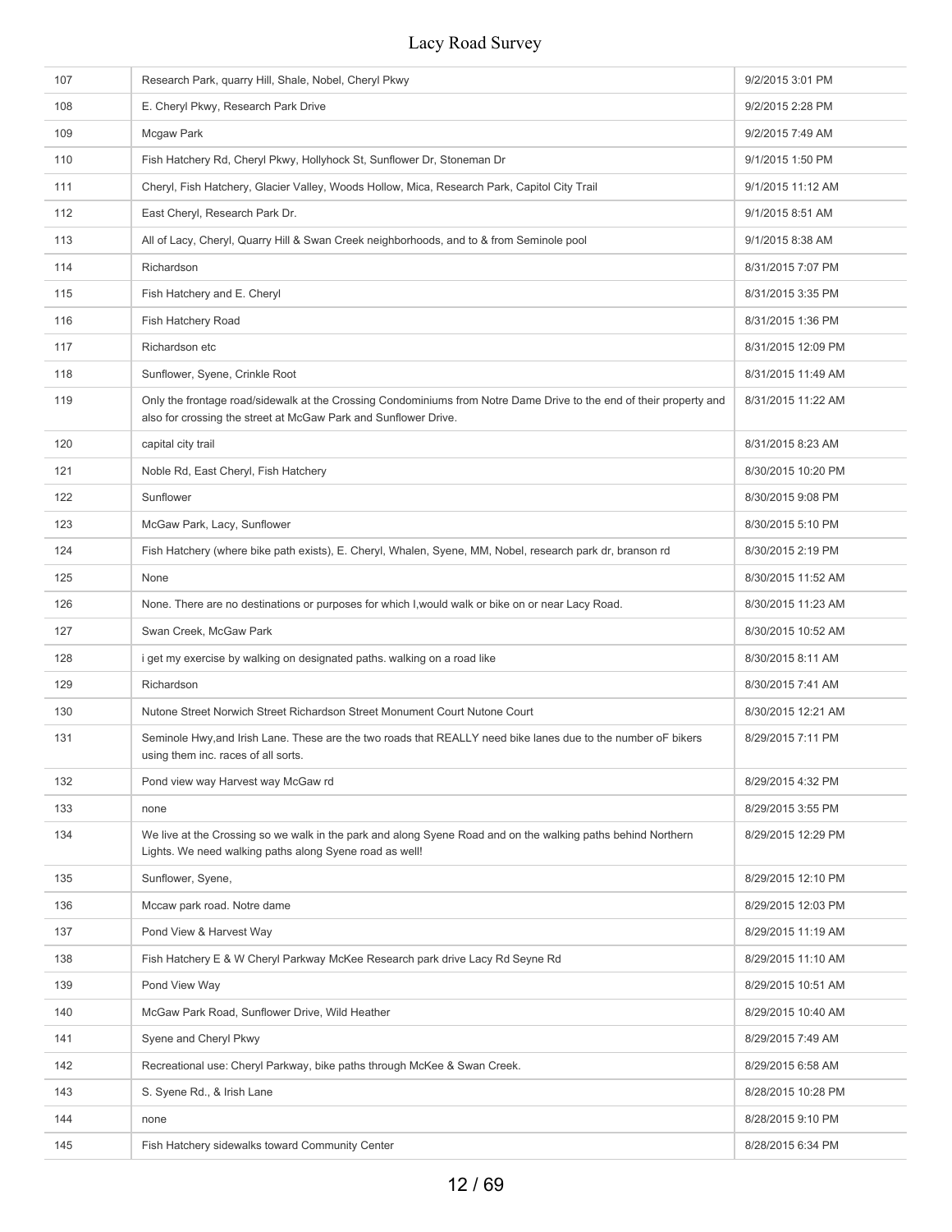| | | |
|---|---|---|
| 107 | Research Park, quarry Hill, Shale, Nobel, Cheryl Pkwy | 9/2/2015 3:01 PM |
| 108 | E. Cheryl Pkwy, Research Park Drive | 9/2/2015 2:28 PM |
| 109 | Mcgaw Park | 9/2/2015 7:49 AM |
| 110 | Fish Hatchery Rd, Cheryl Pkwy, Hollyhock St, Sunflower Dr, Stoneman Dr | 9/1/2015 1:50 PM |
| 111 | Cheryl, Fish Hatchery, Glacier Valley, Woods Hollow, Mica, Research Park, Capitol City Trail | 9/1/2015 11:12 AM |
| 112 | East Cheryl, Research Park Dr. | 9/1/2015 8:51 AM |
| 113 | All of Lacy, Cheryl, Quarry Hill & Swan Creek neighborhoods, and to & from Seminole pool | 9/1/2015 8:38 AM |
| 114 | Richardson | 8/31/2015 7:07 PM |
| 115 | Fish Hatchery and E. Cheryl | 8/31/2015 3:35 PM |
| 116 | Fish Hatchery Road | 8/31/2015 1:36 PM |
| 117 | Richardson etc | 8/31/2015 12:09 PM |
| 118 | Sunflower, Syene, Crinkle Root | 8/31/2015 11:49 AM |
| 119 | Only the frontage road/sidewalk at the Crossing Condominiums from Notre Dame Drive to the end of their property and also for crossing the street at McGaw Park and Sunflower Drive. | 8/31/2015 11:22 AM |
| 120 | capital city trail | 8/31/2015 8:23 AM |
| 121 | Noble Rd, East Cheryl, Fish Hatchery | 8/30/2015 10:20 PM |
| 122 | Sunflower | 8/30/2015 9:08 PM |
| 123 | McGaw Park, Lacy, Sunflower | 8/30/2015 5:10 PM |
| 124 | Fish Hatchery (where bike path exists), E. Cheryl, Whalen, Syene, MM, Nobel, research park dr, branson rd | 8/30/2015 2:19 PM |
| 125 | None | 8/30/2015 11:52 AM |
| 126 | None. There are no destinations or purposes for which I,would walk or bike on or near Lacy Road. | 8/30/2015 11:23 AM |
| 127 | Swan Creek, McGaw Park | 8/30/2015 10:52 AM |
| 128 | i get my exercise by walking on designated paths. walking on a road like | 8/30/2015 8:11 AM |
| 129 | Richardson | 8/30/2015 7:41 AM |
| 130 | Nutone Street Norwich Street Richardson Street Monument Court Nutone Court | 8/30/2015 12:21 AM |
| 131 | Seminole Hwy,and Irish Lane. These are the two roads that REALLY need bike lanes due to the number oF bikers using them inc. races of all sorts. | 8/29/2015 7:11 PM |
| 132 | Pond view way Harvest way McGaw rd | 8/29/2015 4:32 PM |
| 133 | none | 8/29/2015 3:55 PM |
| 134 | We live at the Crossing so we walk in the park and along Syene Road and on the walking paths behind Northern Lights. We need walking paths along Syene road as well! | 8/29/2015 12:29 PM |
| 135 | Sunflower, Syene, | 8/29/2015 12:10 PM |
| 136 | Mccaw park road. Notre dame | 8/29/2015 12:03 PM |
| 137 | Pond View & Harvest Way | 8/29/2015 11:19 AM |
| 138 | Fish Hatchery E & W Cheryl Parkway McKee Research park drive Lacy Rd Seyne Rd | 8/29/2015 11:10 AM |
| 139 | Pond View Way | 8/29/2015 10:51 AM |
| 140 | McGaw Park Road, Sunflower Drive, Wild Heather | 8/29/2015 10:40 AM |
| 141 | Syene and Cheryl Pkwy | 8/29/2015 7:49 AM |
| 142 | Recreational use: Cheryl Parkway, bike paths through McKee & Swan Creek. | 8/29/2015 6:58 AM |
| 143 | S. Syene Rd., & Irish Lane | 8/28/2015 10:28 PM |
| 144 | none | 8/28/2015 9:10 PM |
| 145 | Fish Hatchery sidewalks toward Community Center | 8/28/2015 6:34 PM |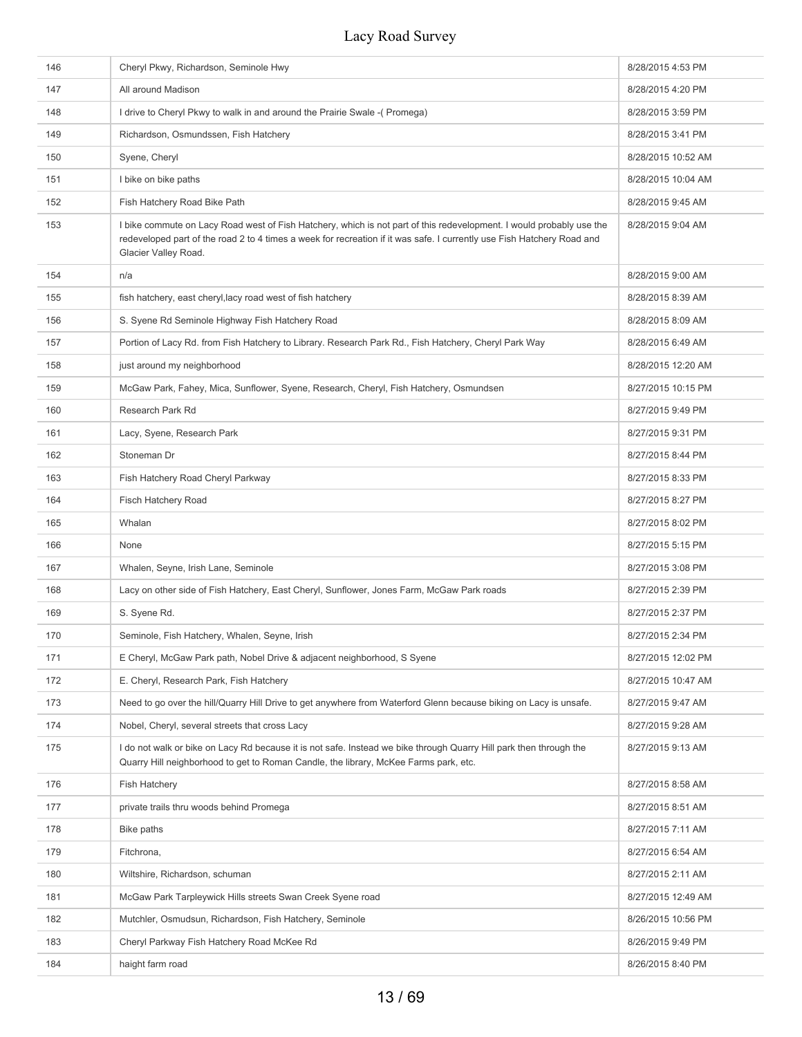| | | |
|---|---|---|
| 146 | Cheryl Pkwy, Richardson, Seminole Hwy | 8/28/2015 4:53 PM |
| 147 | All around Madison | 8/28/2015 4:20 PM |
| 148 | I drive to Cheryl Pkwy to walk in and around the Prairie Swale -( Promega) | 8/28/2015 3:59 PM |
| 149 | Richardson, Osmundssen, Fish Hatchery | 8/28/2015 3:41 PM |
| 150 | Syene, Cheryl | 8/28/2015 10:52 AM |
| 151 | I bike on bike paths | 8/28/2015 10:04 AM |
| 152 | Fish Hatchery Road Bike Path | 8/28/2015 9:45 AM |
| 153 | I bike commute on Lacy Road west of Fish Hatchery, which is not part of this redevelopment. I would probably use the redeveloped part of the road 2 to 4 times a week for recreation if it was safe. I currently use Fish Hatchery Road and Glacier Valley Road. | 8/28/2015 9:04 AM |
| 154 | n/a | 8/28/2015 9:00 AM |
| 155 | fish hatchery, east cheryl,lacy road west of fish hatchery | 8/28/2015 8:39 AM |
| 156 | S. Syene Rd Seminole Highway Fish Hatchery Road | 8/28/2015 8:09 AM |
| 157 | Portion of Lacy Rd. from Fish Hatchery to Library. Research Park Rd., Fish Hatchery, Cheryl Park Way | 8/28/2015 6:49 AM |
| 158 | just around my neighborhood | 8/28/2015 12:20 AM |
| 159 | McGaw Park, Fahey, Mica, Sunflower, Syene, Research, Cheryl, Fish Hatchery, Osmundsen | 8/27/2015 10:15 PM |
| 160 | Research Park Rd | 8/27/2015 9:49 PM |
| 161 | Lacy, Syene, Research Park | 8/27/2015 9:31 PM |
| 162 | Stoneman Dr | 8/27/2015 8:44 PM |
| 163 | Fish Hatchery Road Cheryl Parkway | 8/27/2015 8:33 PM |
| 164 | Fisch Hatchery Road | 8/27/2015 8:27 PM |
| 165 | Whalan | 8/27/2015 8:02 PM |
| 166 | None | 8/27/2015 5:15 PM |
| 167 | Whalen, Seyne, Irish Lane, Seminole | 8/27/2015 3:08 PM |
| 168 | Lacy on other side of Fish Hatchery, East Cheryl, Sunflower, Jones Farm, McGaw Park roads | 8/27/2015 2:39 PM |
| 169 | S. Syene Rd. | 8/27/2015 2:37 PM |
| 170 | Seminole, Fish Hatchery, Whalen, Seyne, Irish | 8/27/2015 2:34 PM |
| 171 | E Cheryl, McGaw Park path, Nobel Drive & adjacent neighborhood, S Syene | 8/27/2015 12:02 PM |
| 172 | E. Cheryl, Research Park, Fish Hatchery | 8/27/2015 10:47 AM |
| 173 | Need to go over the hill/Quarry Hill Drive to get anywhere from Waterford Glenn because biking on Lacy is unsafe. | 8/27/2015 9:47 AM |
| 174 | Nobel, Cheryl, several streets that cross Lacy | 8/27/2015 9:28 AM |
| 175 | I do not walk or bike on Lacy Rd because it is not safe. Instead we bike through Quarry Hill park then through the Quarry Hill neighborhood to get to Roman Candle, the library, McKee Farms park, etc. | 8/27/2015 9:13 AM |
| 176 | Fish Hatchery | 8/27/2015 8:58 AM |
| 177 | private trails thru woods behind Promega | 8/27/2015 8:51 AM |
| 178 | Bike paths | 8/27/2015 7:11 AM |
| 179 | Fitchrona, | 8/27/2015 6:54 AM |
| 180 | Wiltshire, Richardson, schuman | 8/27/2015 2:11 AM |
| 181 | McGaw Park Tarpleywick Hills streets Swan Creek Syene road | 8/27/2015 12:49 AM |
| 182 | Mutchler, Osmudsun, Richardson, Fish Hatchery, Seminole | 8/26/2015 10:56 PM |
| 183 | Cheryl Parkway Fish Hatchery Road McKee Rd | 8/26/2015 9:49 PM |
| 184 | haight farm road | 8/26/2015 8:40 PM |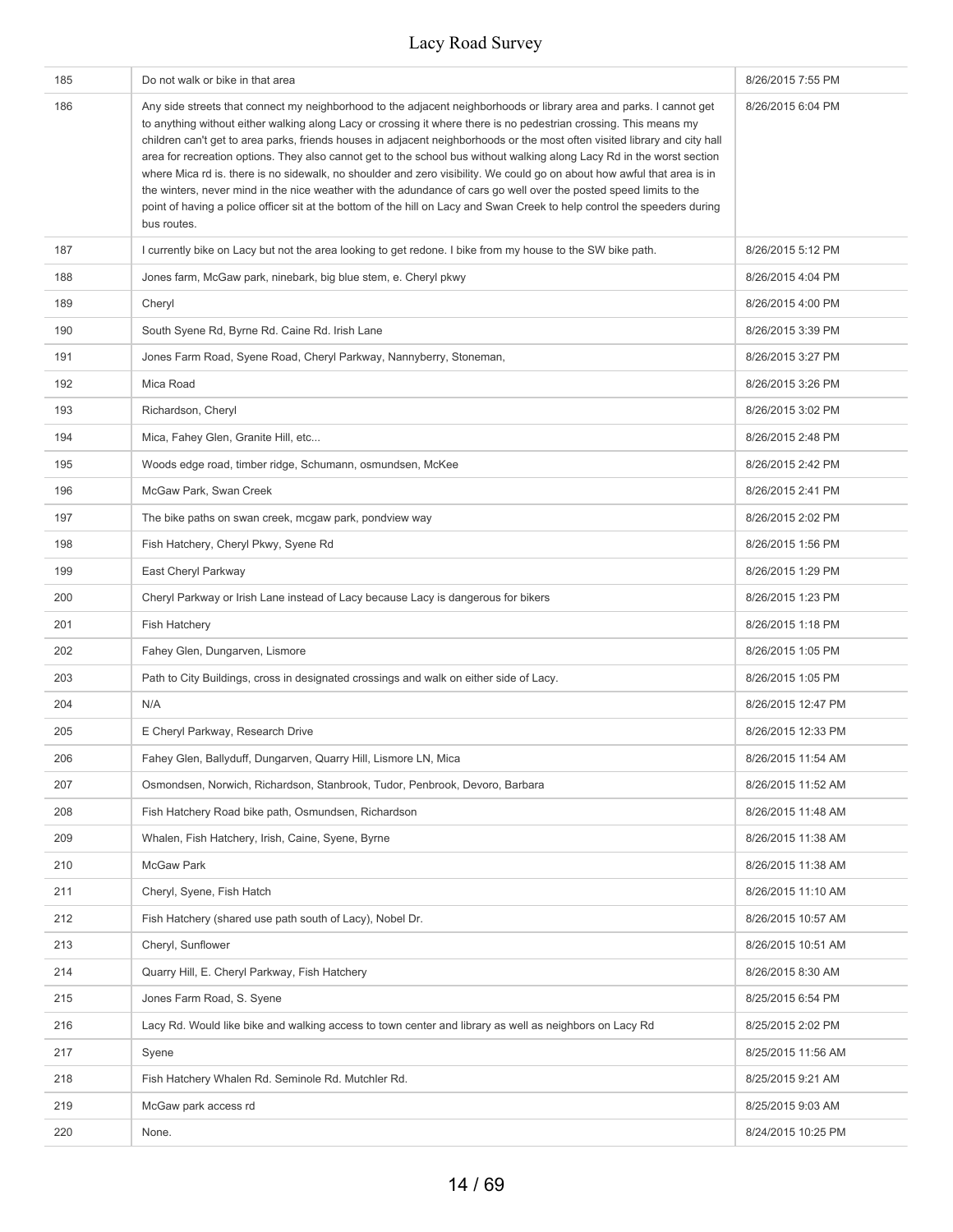| | | |
|---|---|---|
| 185 | Do not walk or bike in that area | 8/26/2015 7:55 PM |
| 186 | Any side streets that connect my neighborhood to the adjacent neighborhoods or library area and parks. I cannot get to anything without either walking along Lacy or crossing it where there is no pedestrian crossing. This means my children can't get to area parks, friends houses in adjacent neighborhoods or the most often visited library and city hall area for recreation options. They also cannot get to the school bus without walking along Lacy Rd in the worst section where Mica rd is. there is no sidewalk, no shoulder and zero visibility. We could go on about how awful that area is in the winters, never mind in the nice weather with the adundance of cars go well over the posted speed limits to the point of having a police officer sit at the bottom of the hill on Lacy and Swan Creek to help control the speeders during bus routes. | 8/26/2015 6:04 PM |
| 187 | I currently bike on Lacy but not the area looking to get redone. I bike from my house to the SW bike path. | 8/26/2015 5:12 PM |
| 188 | Jones farm, McGaw park, ninebark, big blue stem, e. Cheryl pkwy | 8/26/2015 4:04 PM |
| 189 | Cheryl | 8/26/2015 4:00 PM |
| 190 | South Syene Rd, Byrne Rd. Caine Rd. Irish Lane | 8/26/2015 3:39 PM |
| 191 | Jones Farm Road, Syene Road, Cheryl Parkway, Nannyberry, Stoneman, | 8/26/2015 3:27 PM |
| 192 | Mica Road | 8/26/2015 3:26 PM |
| 193 | Richardson, Cheryl | 8/26/2015 3:02 PM |
| 194 | Mica, Fahey Glen, Granite Hill, etc... | 8/26/2015 2:48 PM |
| 195 | Woods edge road, timber ridge, Schumann, osmundsen, McKee | 8/26/2015 2:42 PM |
| 196 | McGaw Park, Swan Creek | 8/26/2015 2:41 PM |
| 197 | The bike paths on swan creek, mcgaw park, pondview way | 8/26/2015 2:02 PM |
| 198 | Fish Hatchery, Cheryl Pkwy, Syene Rd | 8/26/2015 1:56 PM |
| 199 | East Cheryl Parkway | 8/26/2015 1:29 PM |
| 200 | Cheryl Parkway or Irish Lane instead of Lacy because Lacy is dangerous for bikers | 8/26/2015 1:23 PM |
| 201 | Fish Hatchery | 8/26/2015 1:18 PM |
| 202 | Fahey Glen, Dungarven, Lismore | 8/26/2015 1:05 PM |
| 203 | Path to City Buildings, cross in designated crossings and walk on either side of Lacy. | 8/26/2015 1:05 PM |
| 204 | N/A | 8/26/2015 12:47 PM |
| 205 | E Cheryl Parkway, Research Drive | 8/26/2015 12:33 PM |
| 206 | Fahey Glen, Ballyduff, Dungarven, Quarry Hill, Lismore LN, Mica | 8/26/2015 11:54 AM |
| 207 | Osmondsen, Norwich, Richardson, Stanbrook, Tudor, Penbrook, Devoro, Barbara | 8/26/2015 11:52 AM |
| 208 | Fish Hatchery Road bike path, Osmundsen, Richardson | 8/26/2015 11:48 AM |
| 209 | Whalen, Fish Hatchery, Irish, Caine, Syene, Byrne | 8/26/2015 11:38 AM |
| 210 | McGaw Park | 8/26/2015 11:38 AM |
| 211 | Cheryl, Syene, Fish Hatch | 8/26/2015 11:10 AM |
| 212 | Fish Hatchery (shared use path south of Lacy), Nobel Dr. | 8/26/2015 10:57 AM |
| 213 | Cheryl, Sunflower | 8/26/2015 10:51 AM |
| 214 | Quarry Hill, E. Cheryl Parkway, Fish Hatchery | 8/26/2015 8:30 AM |
| 215 | Jones Farm Road, S. Syene | 8/25/2015 6:54 PM |
| 216 | Lacy Rd. Would like bike and walking access to town center and library as well as neighbors on Lacy Rd | 8/25/2015 2:02 PM |
| 217 | Syene | 8/25/2015 11:56 AM |
| 218 | Fish Hatchery Whalen Rd. Seminole Rd. Mutchler Rd. | 8/25/2015 9:21 AM |
| 219 | McGaw park access rd | 8/25/2015 9:03 AM |
| 220 | None. | 8/24/2015 10:25 PM |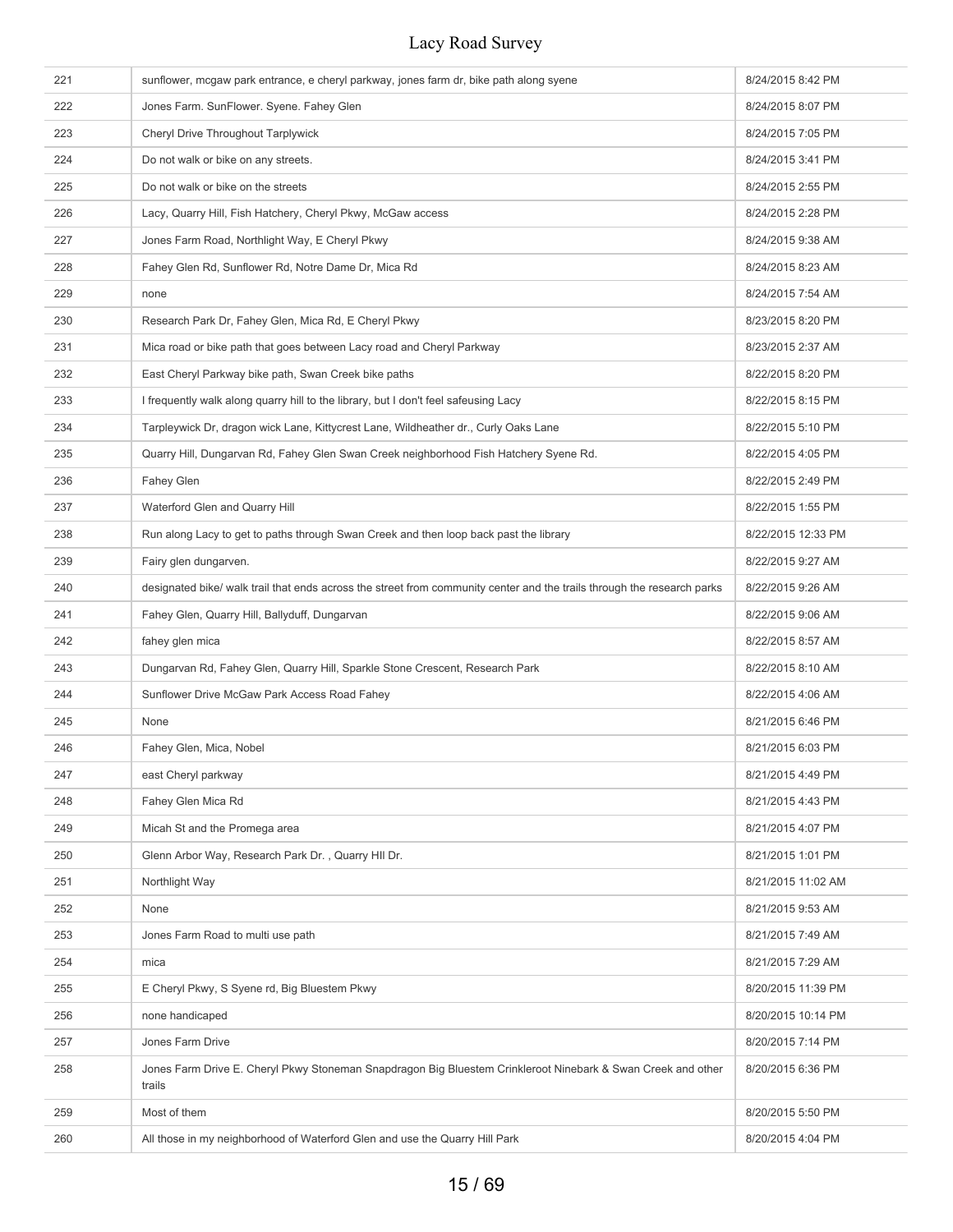| | | |
|---|---|---|
| 221 | sunflower, mcgaw park entrance, e cheryl parkway, jones farm dr, bike path along syene | 8/24/2015 8:42 PM |
| 222 | Jones Farm. SunFlower. Syene. Fahey Glen | 8/24/2015 8:07 PM |
| 223 | Cheryl Drive Throughout Tarplywick | 8/24/2015 7:05 PM |
| 224 | Do not walk or bike on any streets. | 8/24/2015 3:41 PM |
| 225 | Do not walk or bike on the streets | 8/24/2015 2:55 PM |
| 226 | Lacy, Quarry Hill, Fish Hatchery, Cheryl Pkwy, McGaw access | 8/24/2015 2:28 PM |
| 227 | Jones Farm Road, Northlight Way, E Cheryl Pkwy | 8/24/2015 9:38 AM |
| 228 | Fahey Glen Rd, Sunflower Rd, Notre Dame Dr, Mica Rd | 8/24/2015 8:23 AM |
| 229 | none | 8/24/2015 7:54 AM |
| 230 | Research Park Dr, Fahey Glen, Mica Rd, E Cheryl Pkwy | 8/23/2015 8:20 PM |
| 231 | Mica road or bike path that goes between Lacy road and Cheryl Parkway | 8/23/2015 2:37 AM |
| 232 | East Cheryl Parkway bike path, Swan Creek bike paths | 8/22/2015 8:20 PM |
| 233 | I frequently walk along quarry hill to the library, but I don't feel safeusing Lacy | 8/22/2015 8:15 PM |
| 234 | Tarpleywick Dr, dragon wick Lane, Kittycrest Lane, Wildheather dr., Curly Oaks Lane | 8/22/2015 5:10 PM |
| 235 | Quarry Hill, Dungarvan Rd, Fahey Glen Swan Creek neighborhood Fish Hatchery Syene Rd. | 8/22/2015 4:05 PM |
| 236 | Fahey Glen | 8/22/2015 2:49 PM |
| 237 | Waterford Glen and Quarry Hill | 8/22/2015 1:55 PM |
| 238 | Run along Lacy to get to paths through Swan Creek and then loop back past the library | 8/22/2015 12:33 PM |
| 239 | Fairy glen dungarven. | 8/22/2015 9:27 AM |
| 240 | designated bike/ walk trail that ends across the street from community center and the trails through the research parks | 8/22/2015 9:26 AM |
| 241 | Fahey Glen, Quarry Hill, Ballyduff, Dungarvan | 8/22/2015 9:06 AM |
| 242 | fahey glen mica | 8/22/2015 8:57 AM |
| 243 | Dungarvan Rd, Fahey Glen, Quarry Hill, Sparkle Stone Crescent, Research Park | 8/22/2015 8:10 AM |
| 244 | Sunflower Drive McGaw Park Access Road Fahey | 8/22/2015 4:06 AM |
| 245 | None | 8/21/2015 6:46 PM |
| 246 | Fahey Glen, Mica, Nobel | 8/21/2015 6:03 PM |
| 247 | east Cheryl parkway | 8/21/2015 4:49 PM |
| 248 | Fahey Glen Mica Rd | 8/21/2015 4:43 PM |
| 249 | Micah St and the Promega area | 8/21/2015 4:07 PM |
| 250 | Glenn Arbor Way, Research Park Dr. , Quarry HIl Dr. | 8/21/2015 1:01 PM |
| 251 | Northlight Way | 8/21/2015 11:02 AM |
| 252 | None | 8/21/2015 9:53 AM |
| 253 | Jones Farm Road to multi use path | 8/21/2015 7:49 AM |
| 254 | mica | 8/21/2015 7:29 AM |
| 255 | E Cheryl Pkwy, S Syene rd, Big Bluestem Pkwy | 8/20/2015 11:39 PM |
| 256 | none handicaped | 8/20/2015 10:14 PM |
| 257 | Jones Farm Drive | 8/20/2015 7:14 PM |
| 258 | Jones Farm Drive E. Cheryl Pkwy Stoneman Snapdragon Big Bluestem Crinkleroot Ninebark & Swan Creek and other trails | 8/20/2015 6:36 PM |
| 259 | Most of them | 8/20/2015 5:50 PM |
| 260 | All those in my neighborhood of Waterford Glen and use the Quarry Hill Park | 8/20/2015 4:04 PM |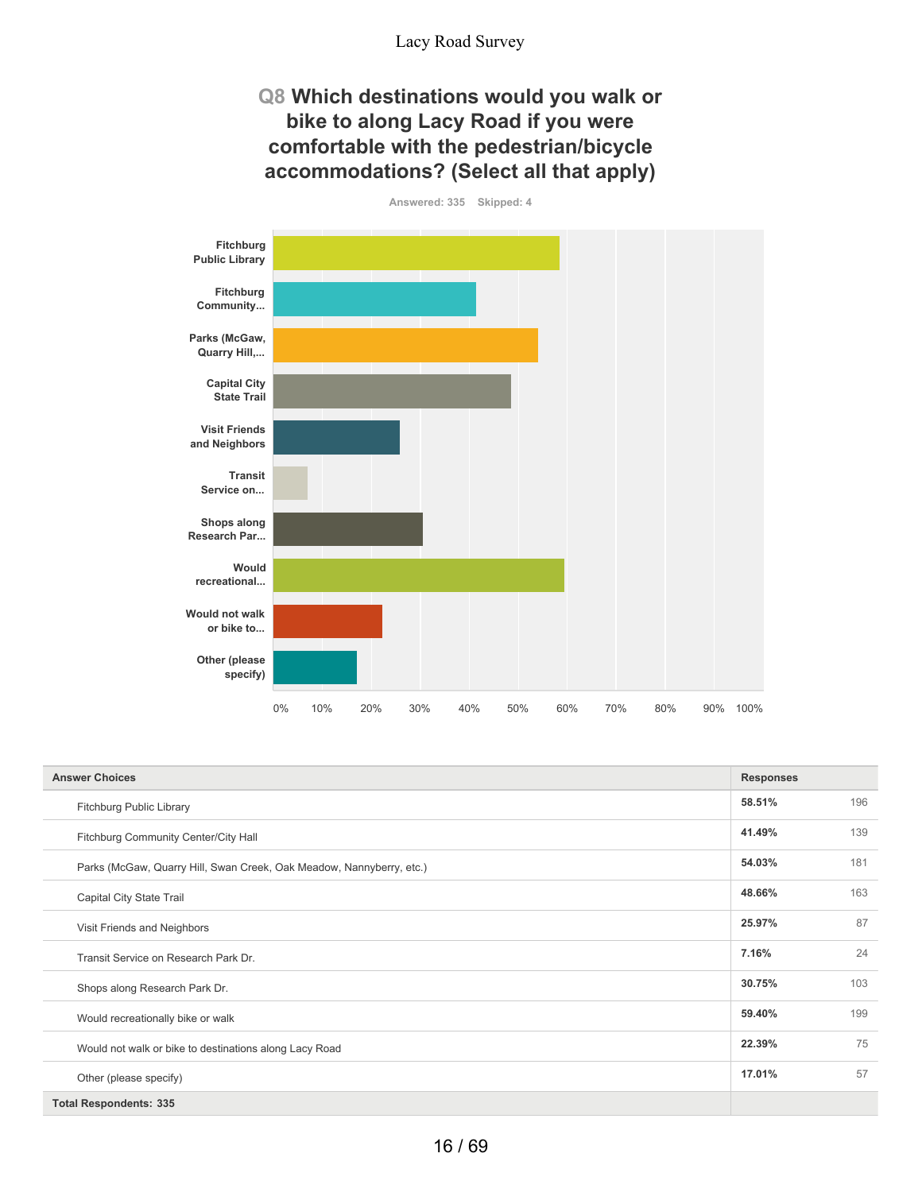## Q8 Which destinations would you walk or bike to along Lacy Road if you were comfortable with the pedestrian/bicycle accommodations? (Select all that apply)

Answered: 335 Skipped: 4

| Answer Choices | Responses | |
|---|---|---|
| Fitchburg Public Library | 58.51% | 196 |
| Fitchburg Community Center/City Hall | 41.49% | 139 |
| Parks (McGaw, Quarry Hill, Swan Creek, Oak Meadow, Nannyberry, etc.) | 54.03% | 181 |
| Capital City State Trail | 48.66% | 163 |
| Visit Friends and Neighbors | 25.97% | 87 |
| Transit Service on Research Park Dr. | 7.16% | 24 |
| Shops along Research Park Dr. | 30.75% | 103 |
| Would recreationally bike or walk | 59.40% | 199 |
| Would not walk or bike to destinations along Lacy Road | 22.39% | 75 |
| Other (please specify) | 17.01% | 57 |
| **Total Respondents: 335** | | |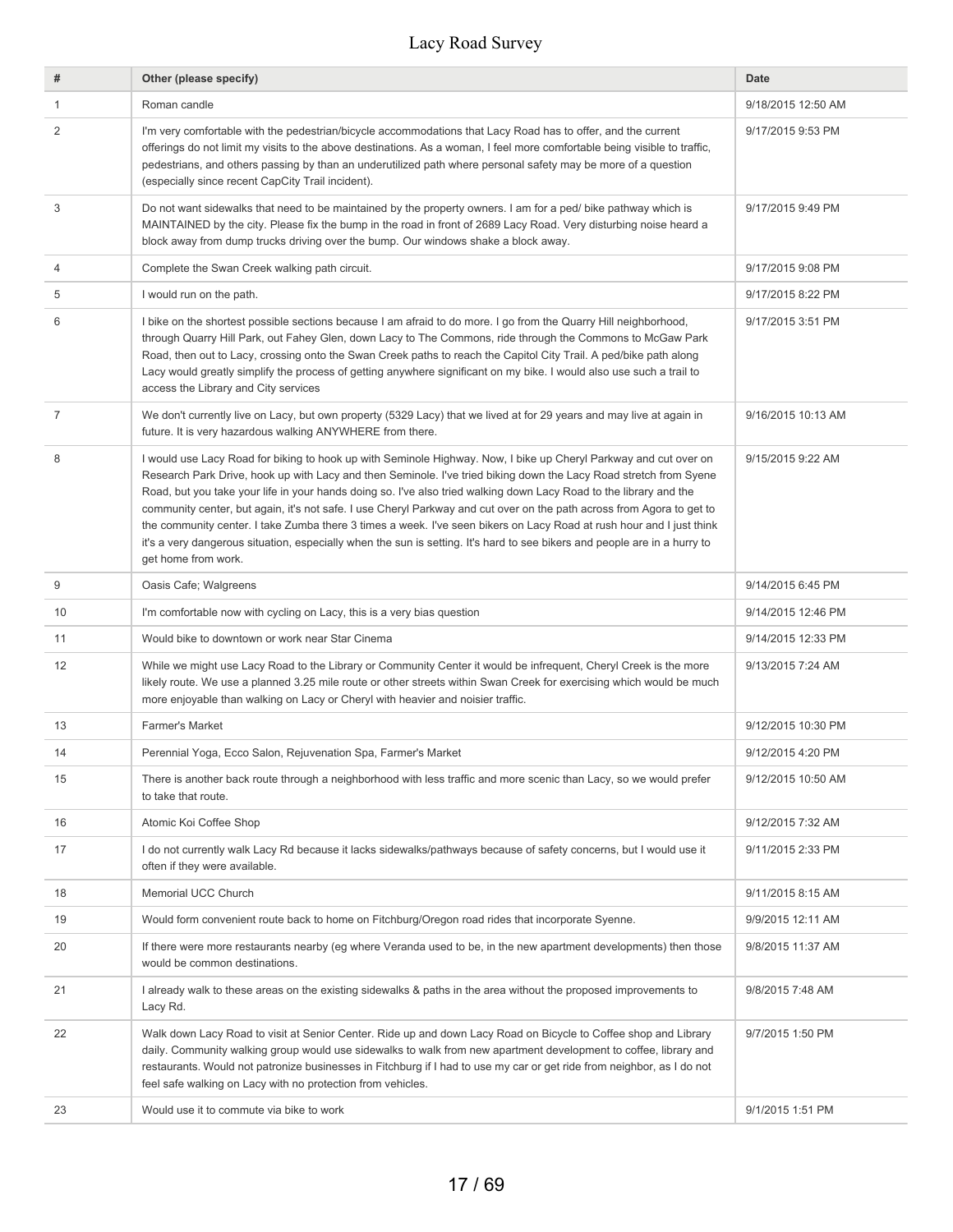| # | Other (please specify) | Date |
|---|---|---|
| 1 | Roman candle | 9/18/2015 12:50 AM |
| 2 | I'm very comfortable with the pedestrian/bicycle accommodations that Lacy Road has to offer, and the current offerings do not limit my visits to the above destinations. As a woman, I feel more comfortable being visible to traffic, pedestrians, and others passing by than an underutilized path where personal safety may be more of a question (especially since recent CapCity Trail incident). | 9/17/2015 9:53 PM |
| 3 | Do not want sidewalks that need to be maintained by the property owners. I am for a ped/ bike pathway which is MAINTAINED by the city. Please fix the bump in the road in front of 2689 Lacy Road. Very disturbing noise heard a block away from dump trucks driving over the bump. Our windows shake a block away. | 9/17/2015 9:49 PM |
| 4 | Complete the Swan Creek walking path circuit. | 9/17/2015 9:08 PM |
| 5 | I would run on the path. | 9/17/2015 8:22 PM |
| 6 | I bike on the shortest possible sections because I am afraid to do more. I go from the Quarry Hill neighborhood, through Quarry Hill Park, out Fahey Glen, down Lacy to The Commons, ride through the Commons to McGaw Park Road, then out to Lacy, crossing onto the Swan Creek paths to reach the Capitol City Trail. A ped/bike path along Lacy would greatly simplify the process of getting anywhere significant on my bike. I would also use such a trail to access the Library and City services | 9/17/2015 3:51 PM |
| 7 | We don't currently live on Lacy, but own property (5329 Lacy) that we lived at for 29 years and may live at again in future. It is very hazardous walking ANYWHERE from there. | 9/16/2015 10:13 AM |
| 8 | I would use Lacy Road for biking to hook up with Seminole Highway. Now, I bike up Cheryl Parkway and cut over on Research Park Drive, hook up with Lacy and then Seminole. I've tried biking down the Lacy Road stretch from Syene Road, but you take your life in your hands doing so. I've also tried walking down Lacy Road to the library and the community center, but again, it's not safe. I use Cheryl Parkway and cut over on the path across from Agora to get to the community center. I take Zumba there 3 times a week. I've seen bikers on Lacy Road at rush hour and I just think it's a very dangerous situation, especially when the sun is setting. It's hard to see bikers and people are in a hurry to get home from work. | 9/15/2015 9:22 AM |
| 9 | Oasis Cafe; Walgreens | 9/14/2015 6:45 PM |
| 10 | I'm comfortable now with cycling on Lacy, this is a very bias question | 9/14/2015 12:46 PM |
| 11 | Would bike to downtown or work near Star Cinema | 9/14/2015 12:33 PM |
| 12 | While we might use Lacy Road to the Library or Community Center it would be infrequent, Cheryl Creek is the more likely route. We use a planned 3.25 mile route or other streets within Swan Creek for exercising which would be much more enjoyable than walking on Lacy or Cheryl with heavier and noisier traffic. | 9/13/2015 7:24 AM |
| 13 | Farmer's Market | 9/12/2015 10:30 PM |
| 14 | Perennial Yoga, Ecco Salon, Rejuvenation Spa, Farmer's Market | 9/12/2015 4:20 PM |
| 15 | There is another back route through a neighborhood with less traffic and more scenic than Lacy, so we would prefer to take that route. | 9/12/2015 10:50 AM |
| 16 | Atomic Koi Coffee Shop | 9/12/2015 7:32 AM |
| 17 | I do not currently walk Lacy Rd because it lacks sidewalks/pathways because of safety concerns, but I would use it often if they were available. | 9/11/2015 2:33 PM |
| 18 | Memorial UCC Church | 9/11/2015 8:15 AM |
| 19 | Would form convenient route back to home on Fitchburg/Oregon road rides that incorporate Syenne. | 9/9/2015 12:11 AM |
| 20 | If there were more restaurants nearby (eg where Veranda used to be, in the new apartment developments) then those would be common destinations. | 9/8/2015 11:37 AM |
| 21 | I already walk to these areas on the existing sidewalks & paths in the area without the proposed improvements to Lacy Rd. | 9/8/2015 7:48 AM |
| 22 | Walk down Lacy Road to visit at Senior Center. Ride up and down Lacy Road on Bicycle to Coffee shop and Library daily. Community walking group would use sidewalks to walk from new apartment development to coffee, library and restaurants. Would not patronize businesses in Fitchburg if I had to use my car or get ride from neighbor, as I do not feel safe walking on Lacy with no protection from vehicles. | 9/7/2015 1:50 PM |
| 23 | Would use it to commute via bike to work | 9/1/2015 1:51 PM |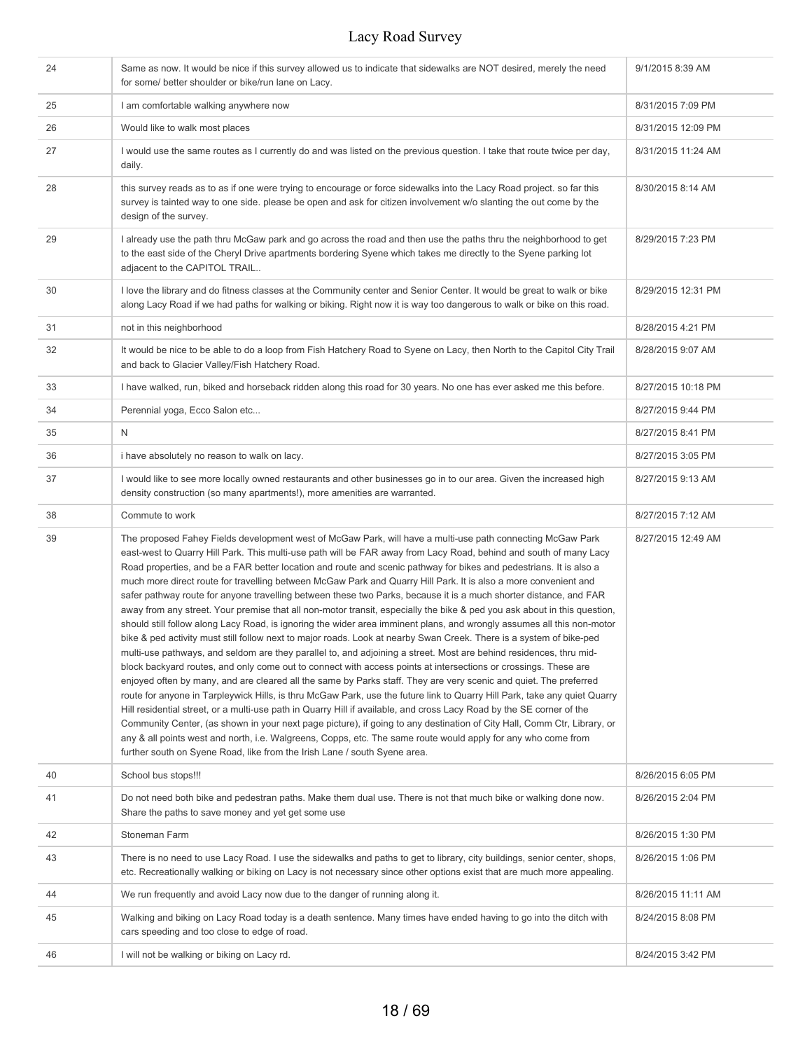| | | |
|---|---|---|
| 24 | Same as now. It would be nice if this survey allowed us to indicate that sidewalks are NOT desired, merely the need for some/ better shoulder or bike/run lane on Lacy. | 9/1/2015 8:39 AM |
| 25 | I am comfortable walking anywhere now | 8/31/2015 7:09 PM |
| 26 | Would like to walk most places | 8/31/2015 12:09 PM |
| 27 | I would use the same routes as I currently do and was listed on the previous question. I take that route twice per day, daily. | 8/31/2015 11:24 AM |
| 28 | this survey reads as to as if one were trying to encourage or force sidewalks into the Lacy Road project. so far this survey is tainted way to one side. please be open and ask for citizen involvement w/o slanting the out come by the design of the survey. | 8/30/2015 8:14 AM |
| 29 | I already use the path thru McGaw park and go across the road and then use the paths thru the neighborhood to get to the east side of the Cheryl Drive apartments bordering Syene which takes me directly to the Syene parking lot adjacent to the CAPITOL TRAIL.. | 8/29/2015 7:23 PM |
| 30 | I love the library and do fitness classes at the Community center and Senior Center. It would be great to walk or bike along Lacy Road if we had paths for walking or biking. Right now it is way too dangerous to walk or bike on this road. | 8/29/2015 12:31 PM |
| 31 | not in this neighborhood | 8/28/2015 4:21 PM |
| 32 | It would be nice to be able to do a loop from Fish Hatchery Road to Syene on Lacy, then North to the Capitol City Trail and back to Glacier Valley/Fish Hatchery Road. | 8/28/2015 9:07 AM |
| 33 | I have walked, run, biked and horseback ridden along this road for 30 years. No one has ever asked me this before. | 8/27/2015 10:18 PM |
| 34 | Perennial yoga, Ecco Salon etc... | 8/27/2015 9:44 PM |
| 35 | N | 8/27/2015 8:41 PM |
| 36 | i have absolutely no reason to walk on lacy. | 8/27/2015 3:05 PM |
| 37 | I would like to see more locally owned restaurants and other businesses go in to our area. Given the increased high density construction (so many apartments!), more amenities are warranted. | 8/27/2015 9:13 AM |
| 38 | Commute to work | 8/27/2015 7:12 AM |
| 39 | The proposed Fahey Fields development west of McGaw Park, will have a multi-use path connecting McGaw Park east-west to Quarry Hill Park. This multi-use path will be FAR away from Lacy Road, behind and south of many Lacy Road properties, and be a FAR better location and route and scenic pathway for bikes and pedestrians. It is also a much more direct route for travelling between McGaw Park and Quarry Hill Park. It is also a more convenient and safer pathway route for anyone travelling between these two Parks, because it is a much shorter distance, and FAR away from any street. Your premise that all non-motor transit, especially the bike & ped you ask about in this question, should still follow along Lacy Road, is ignoring the wider area imminent plans, and wrongly assumes all this non-motor bike & ped activity must still follow next to major roads. Look at nearby Swan Creek. There is a system of bike-ped multi-use pathways, and seldom are they parallel to, and adjoining a street. Most are behind residences, thru mid-block backyard routes, and only come out to connect with access points at intersections or crossings. These are enjoyed often by many, and are cleared all the same by Parks staff. They are very scenic and quiet. The preferred route for anyone in Tarpleywick Hills, is thru McGaw Park, use the future link to Quarry Hill Park, take any quiet Quarry Hill residential street, or a multi-use path in Quarry Hill if available, and cross Lacy Road by the SE corner of the Community Center, (as shown in your next page picture), if going to any destination of City Hall, Comm Ctr, Library, or any & all points west and north, i.e. Walgreens, Copps, etc. The same route would apply for any who come from further south on Syene Road, like from the Irish Lane / south Syene area. | 8/27/2015 12:49 AM |
| 40 | School bus stops!!! | 8/26/2015 6:05 PM |
| 41 | Do not need both bike and pedestrian paths. Make them dual use. There is not that much bike or walking done now. Share the paths to save money and yet get some use | 8/26/2015 2:04 PM |
| 42 | Stoneman Farm | 8/26/2015 1:30 PM |
| 43 | There is no need to use Lacy Road. I use the sidewalks and paths to get to library, city buildings, senior center, shops, etc. Recreationally walking or biking on Lacy is not necessary since other options exist that are much more appealing. | 8/26/2015 1:06 PM |
| 44 | We run frequently and avoid Lacy now due to the danger of running along it. | 8/26/2015 11:11 AM |
| 45 | Walking and biking on Lacy Road today is a death sentence. Many times have ended having to go into the ditch with cars speeding and too close to edge of road. | 8/24/2015 8:08 PM |
| 46 | I will not be walking or biking on Lacy rd. | 8/24/2015 3:42 PM |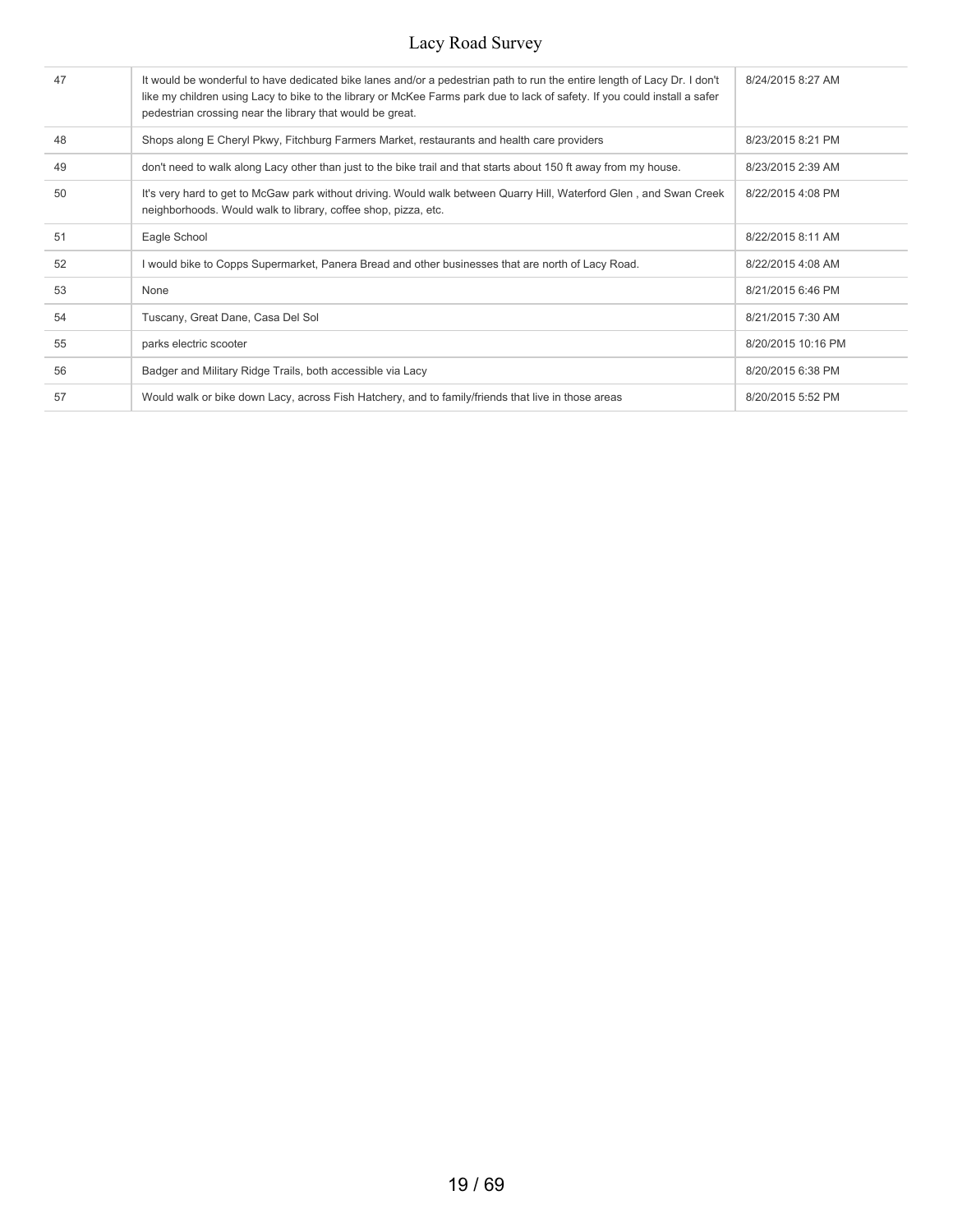| | | |
|---|---|---|
| 47 | It would be wonderful to have dedicated bike lanes and/or a pedestrian path to run the entire length of Lacy Dr. I don't like my children using Lacy to bike to the library or McKee Farms park due to lack of safety. If you could install a safer pedestrian crossing near the library that would be great. | 8/24/2015 8:27 AM |
| 48 | Shops along E Cheryl Pkwy, Fitchburg Farmers Market, restaurants and health care providers | 8/23/2015 8:21 PM |
| 49 | don't need to walk along Lacy other than just to the bike trail and that starts about 150 ft away from my house. | 8/23/2015 2:39 AM |
| 50 | It's very hard to get to McGaw park without driving. Would walk between Quarry Hill, Waterford Glen , and Swan Creek neighborhoods. Would walk to library, coffee shop, pizza, etc. | 8/22/2015 4:08 PM |
| 51 | Eagle School | 8/22/2015 8:11 AM |
| 52 | I would bike to Copps Supermarket, Panera Bread and other businesses that are north of Lacy Road. | 8/22/2015 4:08 AM |
| 53 | None | 8/21/2015 6:46 PM |
| 54 | Tuscany, Great Dane, Casa Del Sol | 8/21/2015 7:30 AM |
| 55 | parks electric scooter | 8/20/2015 10:16 PM |
| 56 | Badger and Military Ridge Trails, both accessible via Lacy | 8/20/2015 6:38 PM |
| 57 | Would walk or bike down Lacy, across Fish Hatchery, and to family/friends that live in those areas | 8/20/2015 5:52 PM |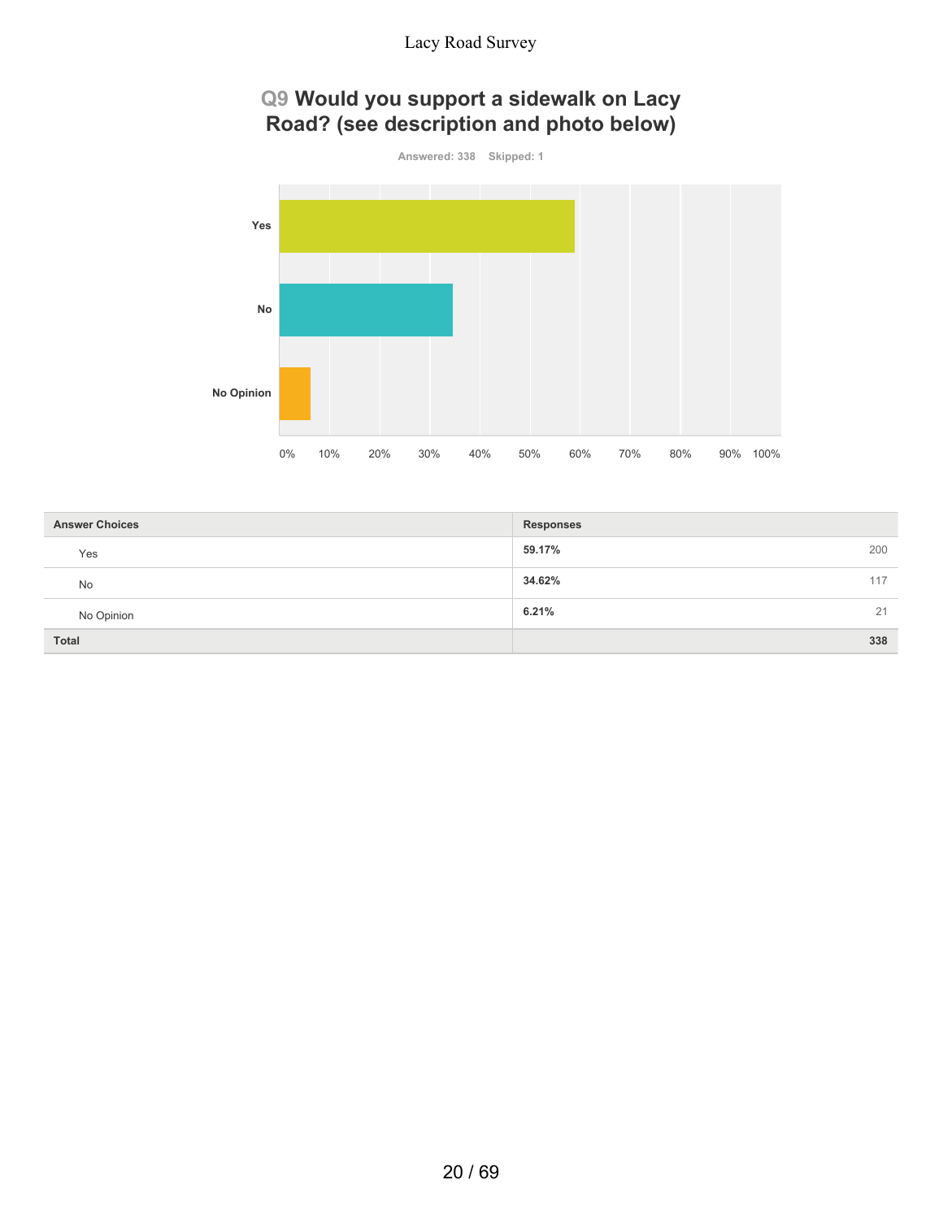## Q9 Would you support a sidewalk on Lacy Road? (see description and photo below)

Answered: 338 Skipped: 1

Yes

No

No Opinion

0% 10% 20% 30% 40% 50% 60% 70% 80% 90% 100%

| Answer Choices | Responses | |
|---|---|---|
| Yes | 59.17% | 200 |
| No | 34.62% | 117 |
| No Opinion | 6.21% | 21 |
| **Total** | | **338** |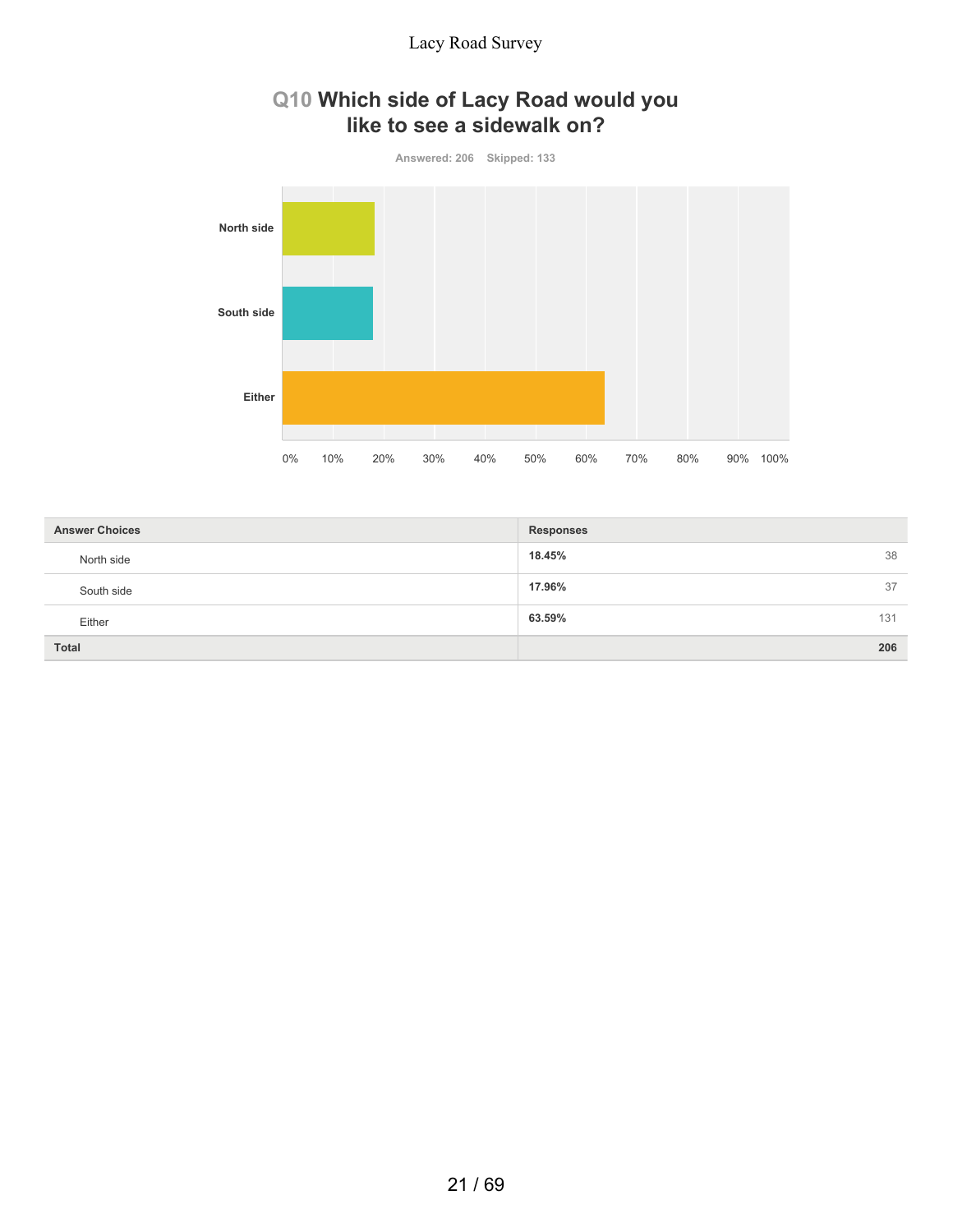## Q10 Which side of Lacy Road would you like to see a sidewalk on?

Answered: 206 Skipped: 133

North side

South side

Either

0% 10% 20% 30% 40% 50% 60% 70% 80% 90% 100%

| Answer Choices | Responses | |
|---|---|---|
| North side | 18.45% | 38 |
| South side | 17.96% | 37 |
| Either | 63.59% | 131 |
| **Total** | | **206** |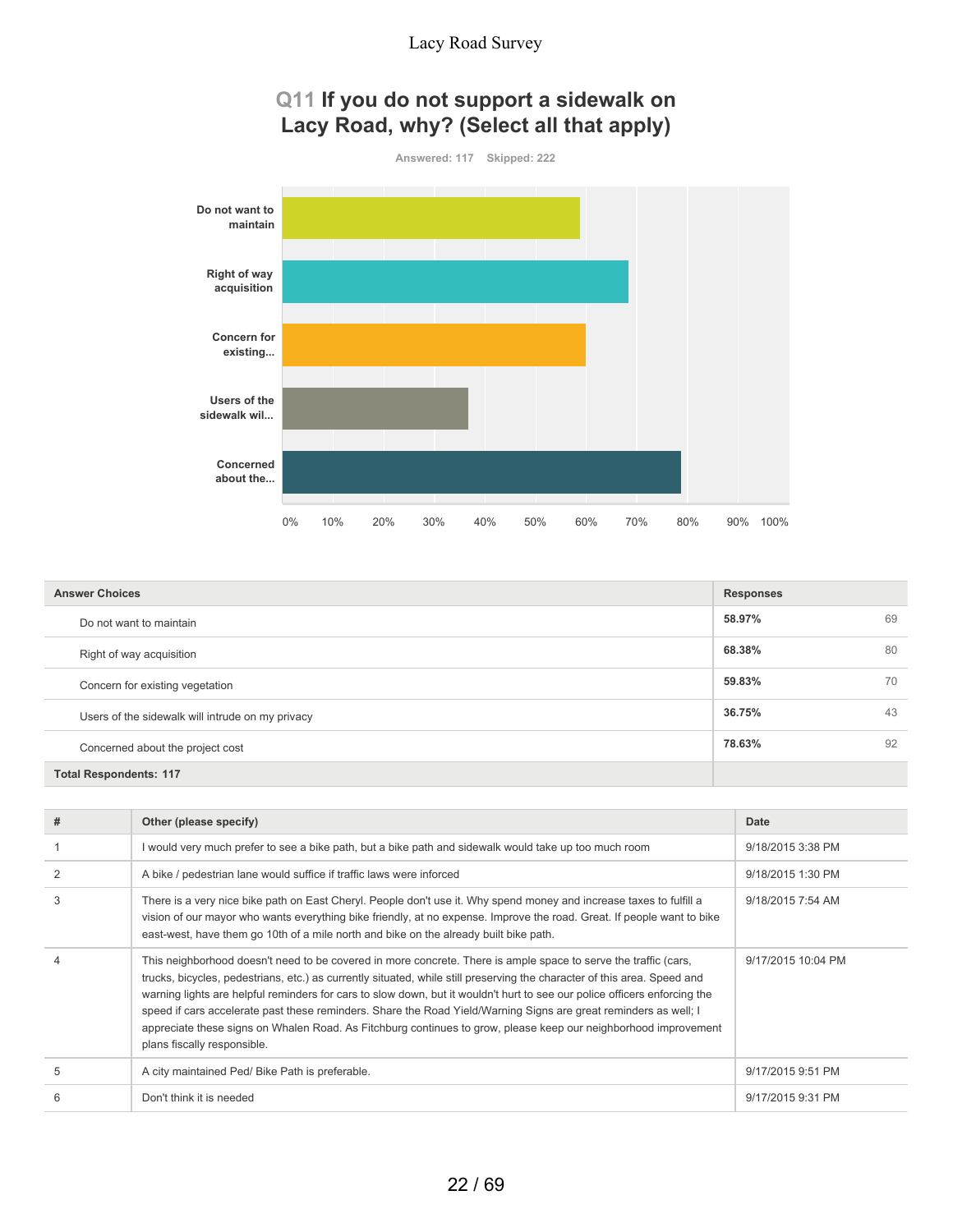## Q11 If you do not support a sidewalk on Lacy Road, why? (Select all that apply)

Answered: 117 Skipped: 222

Do not want to maintain

Right of way acquisition

Concern for existing...

Users of the sidewalk wil...

Concerned about the...

0% 10% 20% 30% 40% 50% 60% 70% 80% 90% 100%

| Answer Choices | Responses | |
|---|---|---|
| Do not want to maintain | 58.97% | 69 |
| Right of way acquisition | 68.38% | 80 |
| Concern for existing vegetation | 59.83% | 70 |
| Users of the sidewalk will intrude on my privacy | 36.75% | 43 |
| Concerned about the project cost | 78.63% | 92 |
| Total Respondents: 117 | | |

| # | Other (please specify) | Date |
|---|---|---|
| 1 | I would very much prefer to see a bike path, but a bike path and sidewalk would take up too much room | 9/18/2015 3:38 PM |
| 2 | A bike / pedestrian lane would suffice if traffic laws were inforced | 9/18/2015 1:30 PM |
| 3 | There is a very nice bike path on East Cheryl. People don't use it. Why spend money and increase taxes to fulfill a vision of our mayor who wants everything bike friendly, at no expense. Improve the road. Great. If people want to bike east-west, have them go 10th of a mile north and bike on the already built bike path. | 9/18/2015 7:54 AM |
| 4 | This neighborhood doesn't need to be covered in more concrete. There is ample space to serve the traffic (cars, trucks, bicycles, pedestrians, etc.) as currently situated, while still preserving the character of this area. Speed and warning lights are helpful reminders for cars to slow down, but it wouldn't hurt to see our police officers enforcing the speed if cars accelerate past these reminders. Share the Road Yield/Warning Signs are great reminders as well; I appreciate these signs on Whalen Road. As Fitchburg continues to grow, please keep our neighborhood improvement plans fiscally responsible. | 9/17/2015 10:04 PM |
| 5 | A city maintained Ped/ Bike Path is preferable. | 9/17/2015 9:51 PM |
| 6 | Don't think it is needed | 9/17/2015 9:31 PM |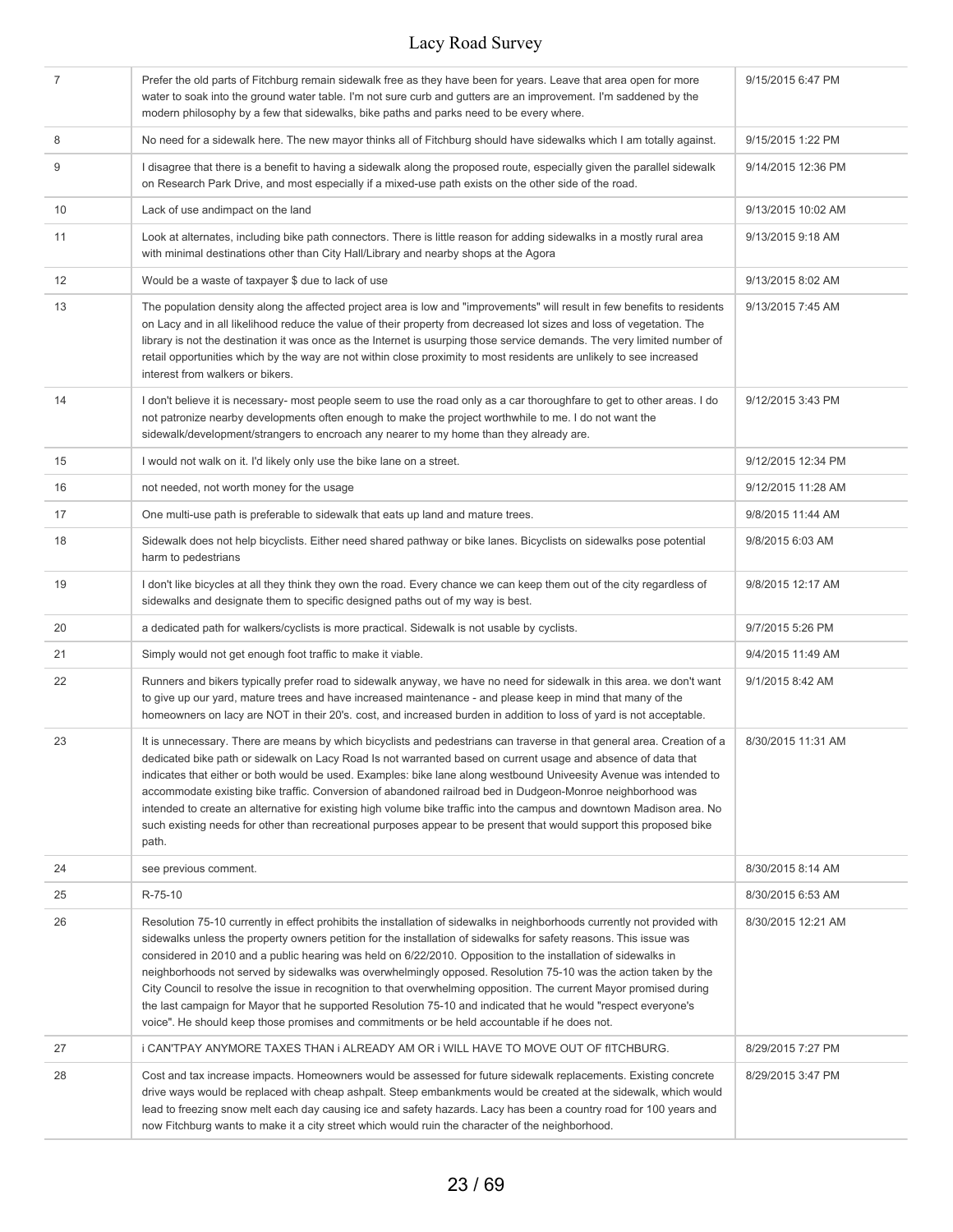| | | |
|---|---|---|
| 7 | Prefer the old parts of Fitchburg remain sidewalk free as they have been for years. Leave that area open for more water to soak into the ground water table. I'm not sure curb and gutters are an improvement. I'm saddened by the modern philosophy by a few that sidewalks, bike paths and parks need to be every where. | 9/15/2015 6:47 PM |
| 8 | No need for a sidewalk here. The new mayor thinks all of Fitchburg should have sidewalks which I am totally against. | 9/15/2015 1:22 PM |
| 9 | I disagree that there is a benefit to having a sidewalk along the proposed route, especially given the parallel sidewalk on Research Park Drive, and most especially if a mixed-use path exists on the other side of the road. | 9/14/2015 12:36 PM |
| 10 | Lack of use andimpact on the land | 9/13/2015 10:02 AM |
| 11 | Look at alternates, including bike path connectors. There is little reason for adding sidewalks in a mostly rural area with minimal destinations other than City Hall/Library and nearby shops at the Agora | 9/13/2015 9:18 AM |
| 12 | Would be a waste of taxpayer $ due to lack of use | 9/13/2015 8:02 AM |
| 13 | The population density along the affected project area is low and "improvements" will result in few benefits to residents on Lacy and in all likelihood reduce the value of their property from decreased lot sizes and loss of vegetation. The library is not the destination it was once as the Internet is usurping those service demands. The very limited number of retail opportunities which by the way are not within close proximity to most residents are unlikely to see increased interest from walkers or bikers. | 9/13/2015 7:45 AM |
| 14 | I don't believe it is necessary- most people seem to use the road only as a car thoroughfare to get to other areas. I do not patronize nearby developments often enough to make the project worthwhile to me. I do not want the sidewalk/development/strangers to encroach any nearer to my home than they already are. | 9/12/2015 3:43 PM |
| 15 | I would not walk on it. I'd likely only use the bike lane on a street. | 9/12/2015 12:34 PM |
| 16 | not needed, not worth money for the usage | 9/12/2015 11:28 AM |
| 17 | One multi-use path is preferable to sidewalk that eats up land and mature trees. | 9/8/2015 11:44 AM |
| 18 | Sidewalk does not help bicyclists. Either need shared pathway or bike lanes. Bicyclists on sidewalks pose potential harm to pedestrians | 9/8/2015 6:03 AM |
| 19 | I don't like bicycles at all they think they own the road. Every chance we can keep them out of the city regardless of sidewalks and designate them to specific designed paths out of my way is best. | 9/8/2015 12:17 AM |
| 20 | a dedicated path for walkers/cyclists is more practical. Sidewalk is not usable by cyclists. | 9/7/2015 5:26 PM |
| 21 | Simply would not get enough foot traffic to make it viable. | 9/4/2015 11:49 AM |
| 22 | Runners and bikers typically prefer road to sidewalk anyway, we have no need for sidewalk in this area. we don't want to give up our yard, mature trees and have increased maintenance - and please keep in mind that many of the homeowners on lacy are NOT in their 20's. cost, and increased burden in addition to loss of yard is not acceptable. | 9/1/2015 8:42 AM |
| 23 | It is unnecessary. There are means by which bicyclists and pedestrians can traverse in that general area. Creation of a dedicated bike path or sidewalk on Lacy Road Is not warranted based on current usage and absence of data that indicates that either or both would be used. Examples: bike lane along westbound Univeesity Avenue was intended to accommodate existing bike traffic. Conversion of abandoned railroad bed in Dudgeon-Monroe neighborhood was intended to create an alternative for existing high volume bike traffic into the campus and downtown Madison area. No such existing needs for other than recreational purposes appear to be present that would support this proposed bike path. | 8/30/2015 11:31 AM |
| 24 | see previous comment. | 8/30/2015 8:14 AM |
| 25 | R-75-10 | 8/30/2015 6:53 AM |
| 26 | Resolution 75-10 currently in effect prohibits the installation of sidewalks in neighborhoods currently not provided with sidewalks unless the property owners petition for the installation of sidewalks for safety reasons. This issue was considered in 2010 and a public hearing was held on 6/22/2010. Opposition to the installation of sidewalks in neighborhoods not served by sidewalks was overwhelmingly opposed. Resolution 75-10 was the action taken by the City Council to resolve the issue in recognition to that overwhelming opposition. The current Mayor promised during the last campaign for Mayor that he supported Resolution 75-10 and indicated that he would "respect everyone's voice". He should keep those promises and commitments or be held accountable if he does not. | 8/30/2015 12:21 AM |
| 27 | i CAN'TPAY ANYMORE TAXES THAN i ALREADY AM OR i WILL HAVE TO MOVE OUT OF fITCHBURG. | 8/29/2015 7:27 PM |
| 28 | Cost and tax increase impacts. Homeowners would be assessed for future sidewalk replacements. Existing concrete drive ways would be replaced with cheap ashpalt. Steep embankments would be created at the sidewalk, which would lead to freezing snow melt each day causing ice and safety hazards. Lacy has been a country road for 100 years and now Fitchburg wants to make it a city street which would ruin the character of the neighborhood. | 8/29/2015 3:47 PM |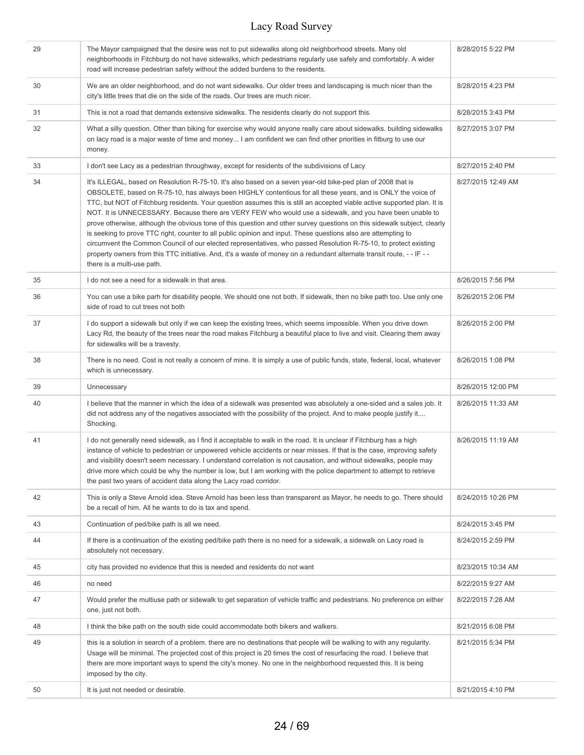| | | |
|---|---|---|
| 29 | The Mayor campaigned that the desire was not to put sidewalks along old neighborhood streets. Many old neighborhoods in Fitchburg do not have sidewalks, which pedestrians regularly use safely and comfortably. A wider road will increase pedestrian safety without the added burdens to the residents. | 8/28/2015 5:22 PM |
| 30 | We are an older neighborhood, and do not want sidewalks. Our older trees and landscaping is much nicer than the city's little trees that die on the side of the roads. Our trees are much nicer. | 8/28/2015 4:23 PM |
| 31 | This is not a road that demands extensive sidewalks. The residents clearly do not support this. | 8/28/2015 3:43 PM |
| 32 | What a silly question. Other than biking for exercise why would anyone really care about sidewalks. building sidewalks on lacy road is a major waste of time and money... I am confident we can find other priorities in fitburg to use our money. | 8/27/2015 3:07 PM |
| 33 | I don't see Lacy as a pedestrian throughway, except for residents of the subdivisions of Lacy | 8/27/2015 2:40 PM |
| 34 | It's ILLEGAL, based on Resolution R-75-10. It's also based on a seven year-old bike-ped plan of 2008 that is OBSOLETE, based on R-75-10, has always been HIGHLY contentious for all these years, and is ONLY the voice of TTC, but NOT of Fitchburg residents. Your question assumes this is still an accepted viable active supported plan. It is NOT. It is UNNECESSARY. Because there are VERY FEW who would use a sidewalk, and you have been unable to prove otherwise, although the obvious tone of this question and other survey questions on this sidewalk subject, clearly is seeking to prove TTC right, counter to all public opinion and input. These questions also are attempting to circumvent the Common Council of our elected representatives, who passed Resolution R-75-10, to protect existing property owners from this TTC initiative. And, it's a waste of money on a redundant alternate transit route, - - IF - - there is a multi-use path. | 8/27/2015 12:49 AM |
| 35 | I do not see a need for a sidewalk in that area. | 8/26/2015 7:56 PM |
| 36 | You can use a bike parh for disability people. We should one not both. If sidewalk, then no bike path too. Use only one side of road to cut trees not both | 8/26/2015 2:06 PM |
| 37 | I do support a sidewalk but only if we can keep the existing trees, which seems impossible. When you drive down Lacy Rd, the beauty of the trees near the road makes Fitchburg a beautiful place to live and visit. Clearing them away for sidewalks will be a travesty. | 8/26/2015 2:00 PM |
| 38 | There is no need. Cost is not really a concern of mine. It is simply a use of public funds, state, federal, local, whatever which is unnecessary. | 8/26/2015 1:08 PM |
| 39 | Unnecessary | 8/26/2015 12:00 PM |
| 40 | I believe that the manner in which the idea of a sidewalk was presented was absolutely a one-sided and a sales job. It did not address any of the negatives associated with the possibility of the project. And to make people justify it.... Shocking. | 8/26/2015 11:33 AM |
| 41 | I do not generally need sidewalk, as I find it acceptable to walk in the road. It is unclear if Fitchburg has a high instance of vehicle to pedestrian or unpowered vehicle accidents or near misses. If that is the case, improving safety and visibility doesn't seem necessary. I understand correlation is not causation, and without sidewalks, people may drive more which could be why the number is low, but I am working with the police department to attempt to retrieve the past two years of accident data along the Lacy road corridor. | 8/26/2015 11:19 AM |
| 42 | This is only a Steve Arnold idea. Steve Arnold has been less than transparent as Mayor, he needs to go. There should be a recall of him. All he wants to do is tax and spend. | 8/24/2015 10:26 PM |
| 43 | Continuation of ped/bike path is all we need. | 8/24/2015 3:45 PM |
| 44 | If there is a continuation of the existing ped/bike path there is no need for a sidewalk, a sidewalk on Lacy road is absolutely not necessary. | 8/24/2015 2:59 PM |
| 45 | city has provided no evidence that this is needed and residents do not want | 8/23/2015 10:34 AM |
| 46 | no need | 8/22/2015 9:27 AM |
| 47 | Would prefer the multiuse path or sidewalk to get separation of vehicle traffic and pedestrians. No preference on either one, just not both. | 8/22/2015 7:28 AM |
| 48 | I think the bike path on the south side could accommodate both bikers and walkers. | 8/21/2015 6:08 PM |
| 49 | this is a solution in search of a problem. there are no destinations that people will be walking to with any regularity. Usage will be minimal. The projected cost of this project is 20 times the cost of resurfacing the road. I believe that there are more important ways to spend the city's money. No one in the neighborhood requested this. It is being imposed by the city. | 8/21/2015 5:34 PM |
| 50 | It is just not needed or desirable. | 8/21/2015 4:10 PM |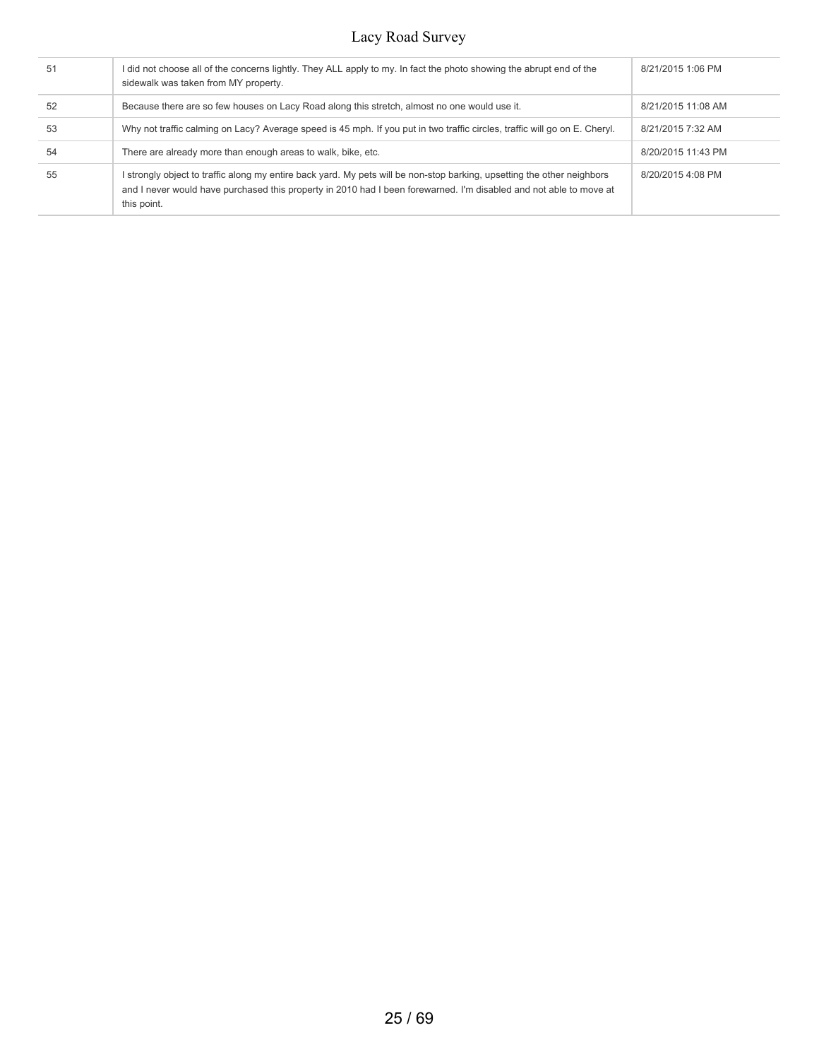| | | |
|---|---|---|
| 51 | I did not choose all of the concerns lightly. They ALL apply to my. In fact the photo showing the abrupt end of the sidewalk was taken from MY property. | 8/21/2015 1:06 PM |
| 52 | Because there are so few houses on Lacy Road along this stretch, almost no one would use it. | 8/21/2015 11:08 AM |
| 53 | Why not traffic calming on Lacy? Average speed is 45 mph. If you put in two traffic circles, traffic will go on E. Cheryl. | 8/21/2015 7:32 AM |
| 54 | There are already more than enough areas to walk, bike, etc. | 8/20/2015 11:43 PM |
| 55 | I strongly object to traffic along my entire back yard. My pets will be non-stop barking, upsetting the other neighbors and I never would have purchased this property in 2010 had I been forewarned. I'm disabled and not able to move at this point. | 8/20/2015 4:08 PM |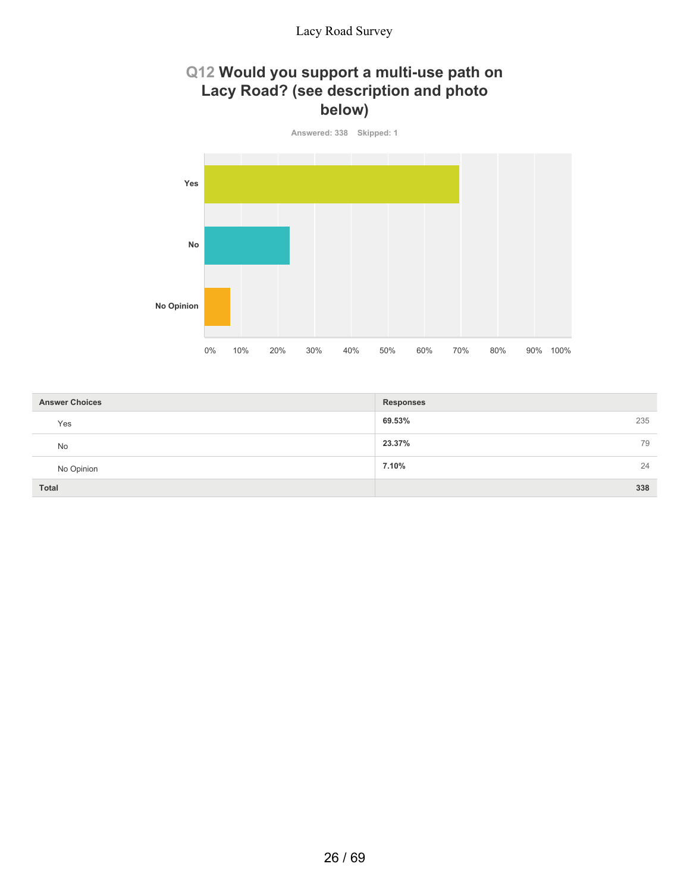## Q12 Would you support a multi-use path on Lacy Road? (see description and photo below)

Answered: 338 Skipped: 1

Yes

No

No Opinion

0% 10% 20% 30% 40% 50% 60% 70% 80% 90% 100%

| Answer Choices | Responses | |
|---|---|---|
| Yes | 69.53% | 235 |
| No | 23.37% | 79 |
| No Opinion | 7.10% | 24 |
| **Total** | | **338** |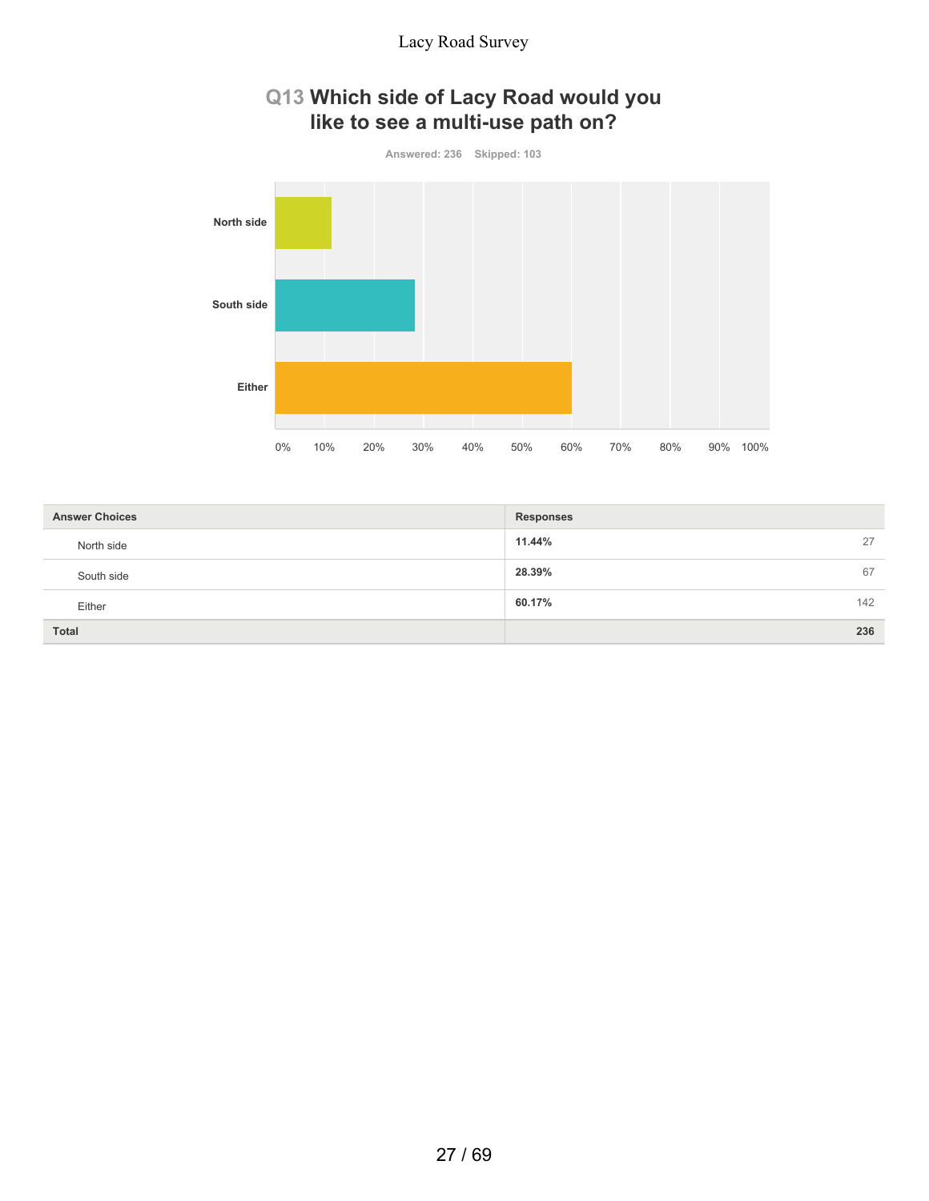## Q13 Which side of Lacy Road would you like to see a multi-use path on?

Answered: 236 Skipped: 103

North side

South side

Either

0% 10% 20% 30% 40% 50% 60% 70% 80% 90% 100%

| Answer Choices | Responses | |
|---|---|---|
| North side | 11.44% | 27 |
| South side | 28.39% | 67 |
| Either | 60.17% | 142 |
| Total | | 236 |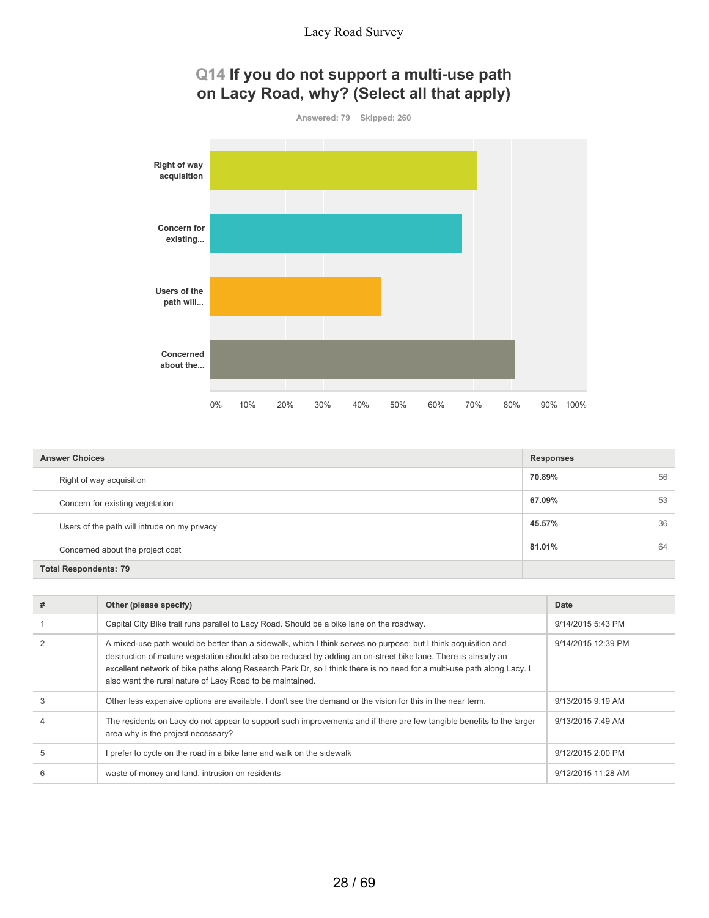## Q14 If you do not support a multi-use path on Lacy Road, why? (Select all that apply)

Answered: 79 Skipped: 260

Right of way acquisition

Concern for existing...

Users of the path will...

Concerned about the...

0% 10% 20% 30% 40% 50% 60% 70% 80% 90% 100%

| Answer Choices | Responses | |
|---|---|---|
| Right of way acquisition | 70.89% | 56 |
| Concern for existing vegetation | 67.09% | 53 |
| Users of the path will intrude on my privacy | 45.57% | 36 |
| Concerned about the project cost | 81.01% | 64 |
| Total Respondents: 79 | | |

| # | Other (please specify) | Date |
|---|---|---|
| 1 | Capital City Bike trail runs parallel to Lacy Road. Should be a bike lane on the roadway. | 9/14/2015 5:43 PM |
| 2 | A mixed-use path would be better than a sidewalk, which I think serves no purpose; but I think acquisition and destruction of mature vegetation should also be reduced by adding an on-street bike lane. There is already an excellent network of bike paths along Research Park Dr, so I think there is no need for a multi-use path along Lacy. I also want the rural nature of Lacy Road to be maintained. | 9/14/2015 12:39 PM |
| 3 | Other less expensive options are available. I don't see the demand or the vision for this in the near term. | 9/13/2015 9:19 AM |
| 4 | The residents on Lacy do not appear to support such improvements and if there are few tangible benefits to the larger area why is the project necessary? | 9/13/2015 7:49 AM |
| 5 | I prefer to cycle on the road in a bike lane and walk on the sidewalk | 9/12/2015 2:00 PM |
| 6 | waste of money and land, intrusion on residents | 9/12/2015 11:28 AM |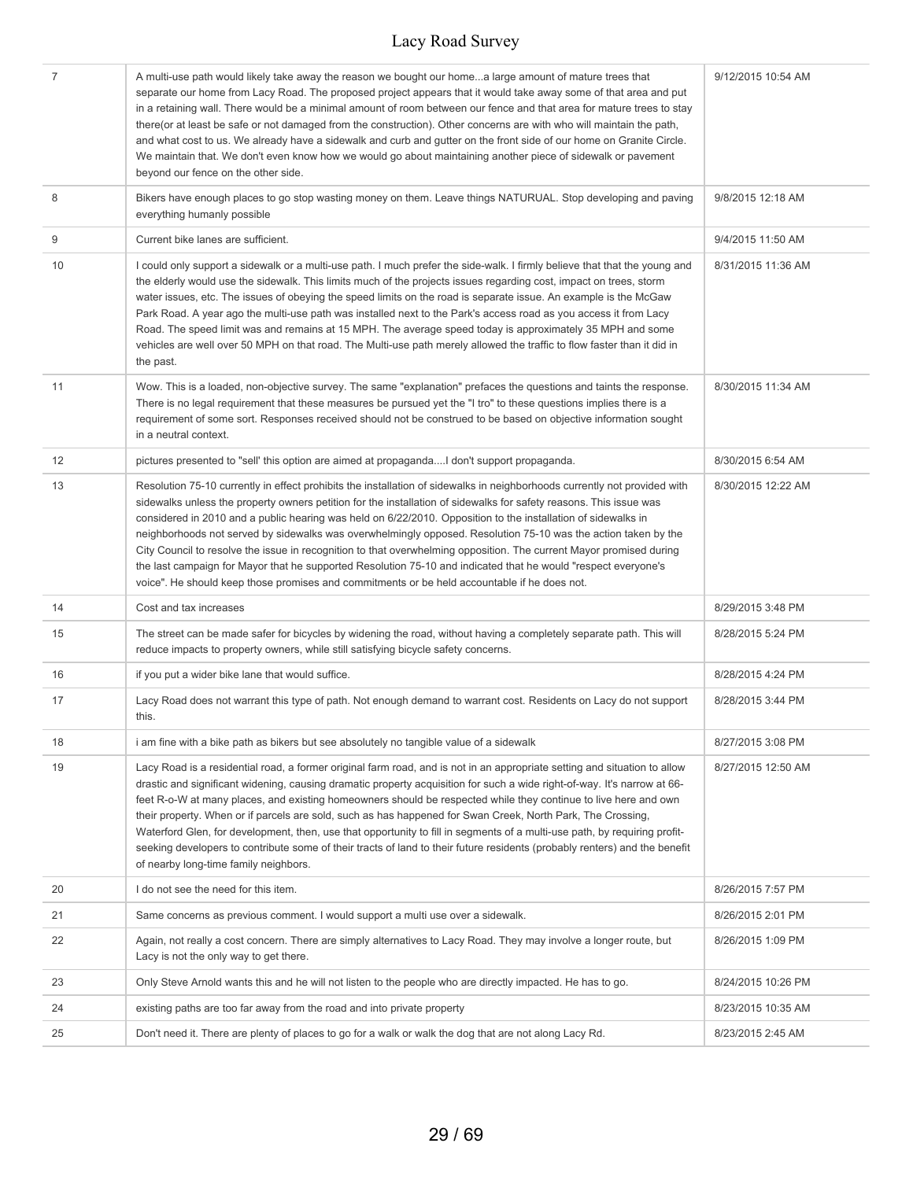| | | |
|---|---|---|
| 7 | A multi-use path would likely take away the reason we bought our home...a large amount of mature trees that separate our home from Lacy Road. The proposed project appears that it would take away some of that area and put in a retaining wall. There would be a minimal amount of room between our fence and that area for mature trees to stay there(or at least be safe or not damaged from the construction). Other concerns are with who will maintain the path, and what cost to us. We already have a sidewalk and curb and gutter on the front side of our home on Granite Circle. We maintain that. We don't even know how we would go about maintaining another piece of sidewalk or pavement beyond our fence on the other side. | 9/12/2015 10:54 AM |
| 8 | Bikers have enough places to go stop wasting money on them. Leave things NATURUAL. Stop developing and paving everything humanly possible | 9/8/2015 12:18 AM |
| 9 | Current bike lanes are sufficient. | 9/4/2015 11:50 AM |
| 10 | I could only support a sidewalk or a multi-use path. I much prefer the side-walk. I firmly believe that that the young and the elderly would use the sidewalk. This limits much of the projects issues regarding cost, impact on trees, storm water issues, etc. The issues of obeying the speed limits on the road is separate issue. An example is the McGaw Park Road. A year ago the multi-use path was installed next to the Park's access road as you access it from Lacy Road. The speed limit was and remains at 15 MPH. The average speed today is approximately 35 MPH and some vehicles are well over 50 MPH on that road. The Multi-use path merely allowed the traffic to flow faster than it did in the past. | 8/31/2015 11:36 AM |
| 11 | Wow. This is a loaded, non-objective survey. The same "explanation" prefaces the questions and taints the response. There is no legal requirement that these measures be pursued yet the "I tro" to these questions implies there is a requirement of some sort. Responses received should not be construed to be based on objective information sought in a neutral context. | 8/30/2015 11:34 AM |
| 12 | pictures presented to "sell' this option are aimed at propaganda....I don't support propaganda. | 8/30/2015 6:54 AM |
| 13 | Resolution 75-10 currently in effect prohibits the installation of sidewalks in neighborhoods currently not provided with sidewalks unless the property owners petition for the installation of sidewalks for safety reasons. This issue was considered in 2010 and a public hearing was held on 6/22/2010. Opposition to the installation of sidewalks in neighborhoods not served by sidewalks was overwhelmingly opposed. Resolution 75-10 was the action taken by the City Council to resolve the issue in recognition to that overwhelming opposition. The current Mayor promised during the last campaign for Mayor that he supported Resolution 75-10 and indicated that he would "respect everyone's voice". He should keep those promises and commitments or be held accountable if he does not. | 8/30/2015 12:22 AM |
| 14 | Cost and tax increases | 8/29/2015 3:48 PM |
| 15 | The street can be made safer for bicycles by widening the road, without having a completely separate path. This will reduce impacts to property owners, while still satisfying bicycle safety concerns. | 8/28/2015 5:24 PM |
| 16 | if you put a wider bike lane that would suffice. | 8/28/2015 4:24 PM |
| 17 | Lacy Road does not warrant this type of path. Not enough demand to warrant cost. Residents on Lacy do not support this. | 8/28/2015 3:44 PM |
| 18 | i am fine with a bike path as bikers but see absolutely no tangible value of a sidewalk | 8/27/2015 3:08 PM |
| 19 | Lacy Road is a residential road, a former original farm road, and is not in an appropriate setting and situation to allow drastic and significant widening, causing dramatic property acquisition for such a wide right-of-way. It's narrow at 66-feet R-o-W at many places, and existing homeowners should be respected while they continue to live here and own their property. When or if parcels are sold, such as has happened for Swan Creek, North Park, The Crossing, Waterford Glen, for development, then, use that opportunity to fill in segments of a multi-use path, by requiring profit-seeking developers to contribute some of their tracts of land to their future residents (probably renters) and the benefit of nearby long-time family neighbors. | 8/27/2015 12:50 AM |
| 20 | I do not see the need for this item. | 8/26/2015 7:57 PM |
| 21 | Same concerns as previous comment. I would support a multi use over a sidewalk. | 8/26/2015 2:01 PM |
| 22 | Again, not really a cost concern. There are simply alternatives to Lacy Road. They may involve a longer route, but Lacy is not the only way to get there. | 8/26/2015 1:09 PM |
| 23 | Only Steve Arnold wants this and he will not listen to the people who are directly impacted. He has to go. | 8/24/2015 10:26 PM |
| 24 | existing paths are too far away from the road and into private property | 8/23/2015 10:35 AM |
| 25 | Don't need it. There are plenty of places to go for a walk or walk the dog that are not along Lacy Rd. | 8/23/2015 2:45 AM |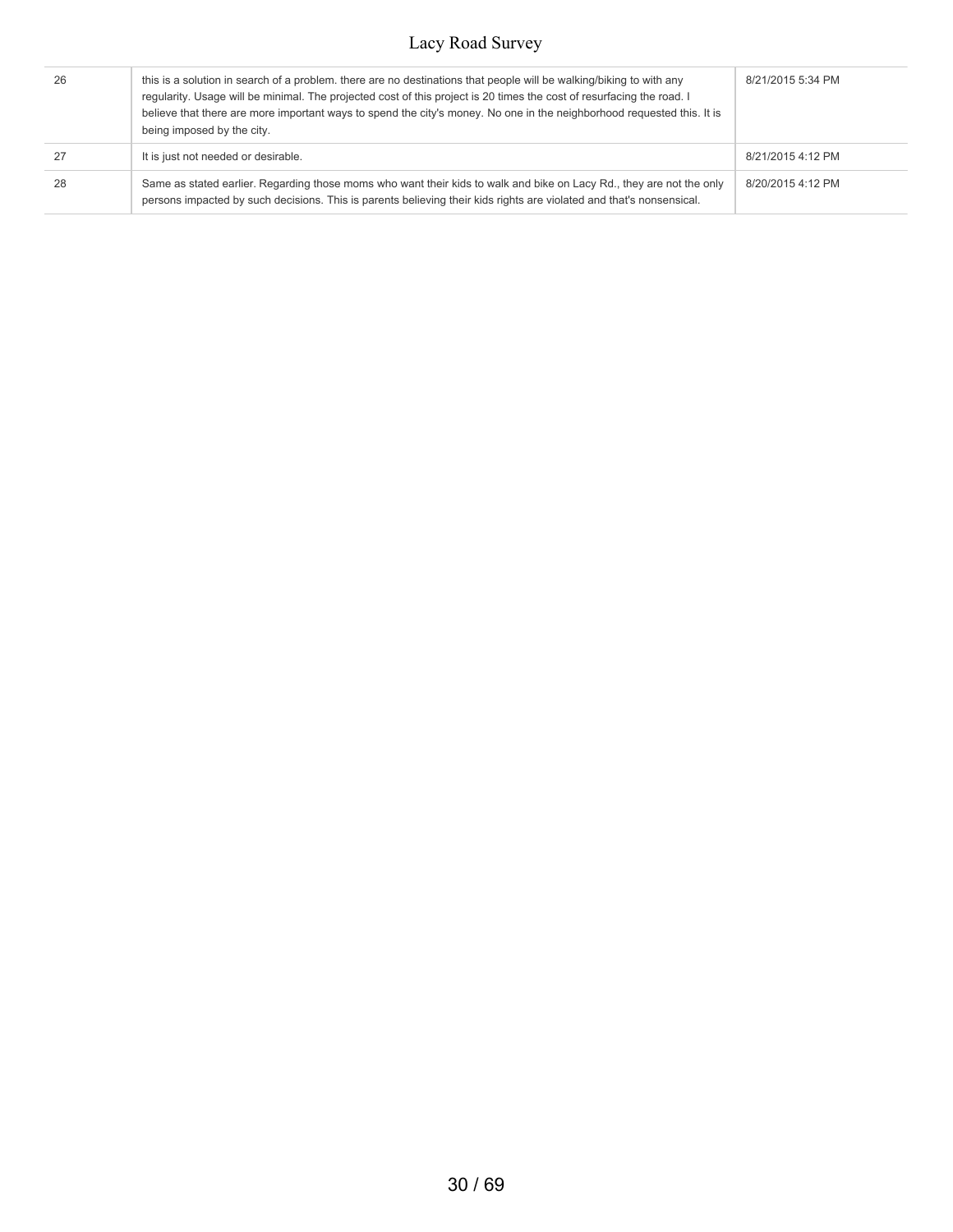| | | |
|---|---|---|
| 26 | this is a solution in search of a problem. there are no destinations that people will be walking/biking to with any regularity. Usage will be minimal. The projected cost of this project is 20 times the cost of resurfacing the road. I believe that there are more important ways to spend the city's money. No one in the neighborhood requested this. It is being imposed by the city. | 8/21/2015 5:34 PM |
| 27 | It is just not needed or desirable. | 8/21/2015 4:12 PM |
| 28 | Same as stated earlier. Regarding those moms who want their kids to walk and bike on Lacy Rd., they are not the only persons impacted by such decisions. This is parents believing their kids rights are violated and that's nonsensical. | 8/20/2015 4:12 PM |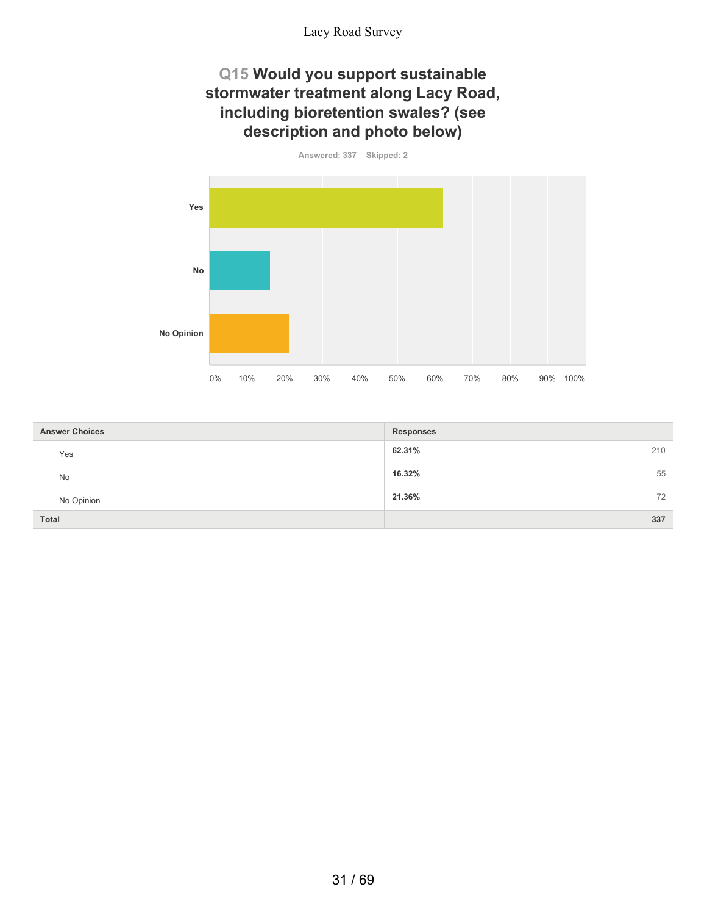## Q15 Would you support sustainable stormwater treatment along Lacy Road, including bioretention swales? (see description and photo below)

Answered: 337 Skipped: 2

Yes

No

No Opinion

0% 10% 20% 30% 40% 50% 60% 70% 80% 90% 100%

| Answer Choices | Responses | |
|---|---|---|
| Yes | **62.31%** | 210 |
| No | **16.32%** | 55 |
| No Opinion | **21.36%** | 72 |
| **Total** | | **337** |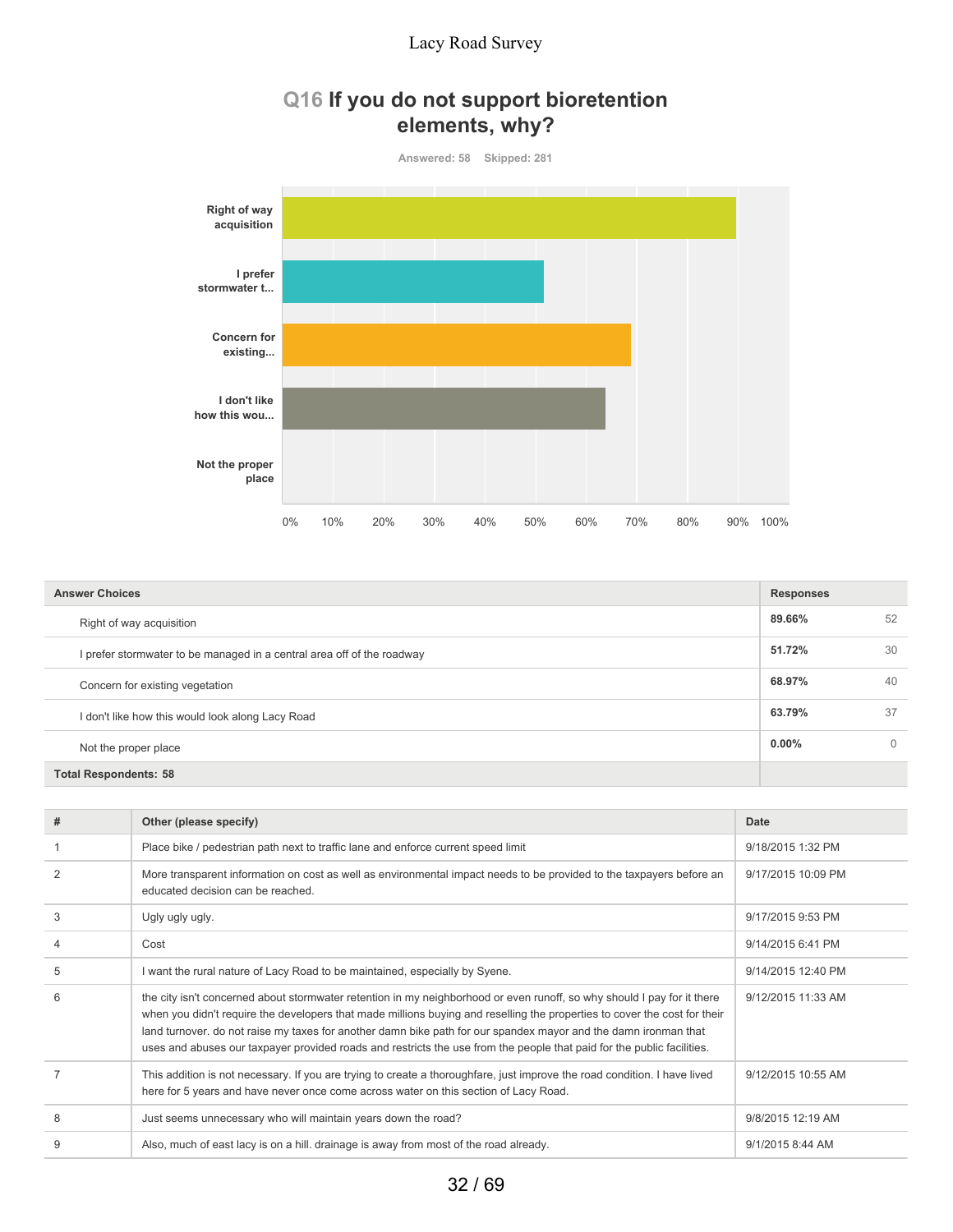## Q16 If you do not support bioretention elements, why?

Answered: 58 Skipped: 281

Right of way acquisition

I prefer stormwater t...

Concern for existing...

I don't like how this wou...

Not the proper place

0% 10% 20% 30% 40% 50% 60% 70% 80% 90% 100%

| Answer Choices | Responses | |
|---|---|---|
| Right of way acquisition | 89.66% | 52 |
| I prefer stormwater to be managed in a central area off of the roadway | 51.72% | 30 |
| Concern for existing vegetation | 68.97% | 40 |
| I don't like how this would look along Lacy Road | 63.79% | 37 |
| Not the proper place | 0.00% | 0 |
| Total Respondents: 58 | | |

| # | Other (please specify) | Date |
|---|---|---|
| 1 | Place bike / pedestrian path next to traffic lane and enforce current speed limit | 9/18/2015 1:32 PM |
| 2 | More transparent information on cost as well as environmental impact needs to be provided to the taxpayers before an educated decision can be reached. | 9/17/2015 10:09 PM |
| 3 | Ugly ugly ugly. | 9/17/2015 9:53 PM |
| 4 | Cost | 9/14/2015 6:41 PM |
| 5 | I want the rural nature of Lacy Road to be maintained, especially by Syene. | 9/14/2015 12:40 PM |
| 6 | the city isn't concerned about stormwater retention in my neighborhood or even runoff, so why should I pay for it there when you didn't require the developers that made millions buying and reselling the properties to cover the cost for their land turnover. do not raise my taxes for another damn bike path for our spandex mayor and the damn ironman that uses and abuses our taxpayer provided roads and restricts the use from the people that paid for the public facilities. | 9/12/2015 11:33 AM |
| 7 | This addition is not necessary. If you are trying to create a thoroughfare, just improve the road condition. I have lived here for 5 years and have never once come across water on this section of Lacy Road. | 9/12/2015 10:55 AM |
| 8 | Just seems unnecessary who will maintain years down the road? | 9/8/2015 12:19 AM |
| 9 | Also, much of east lacy is on a hill. drainage is away from most of the road already. | 9/1/2015 8:44 AM |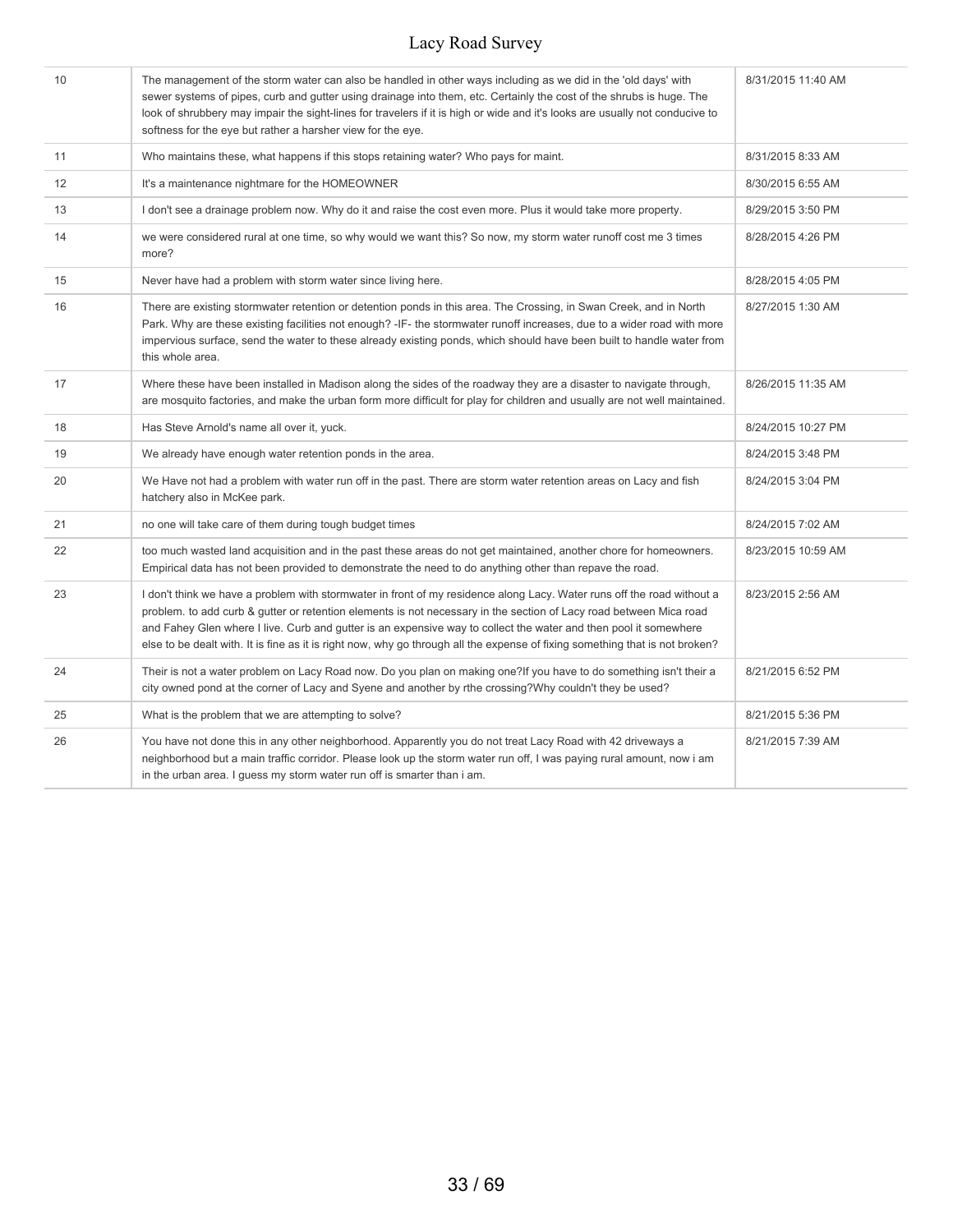| | | |
|---|---|---|
| 10 | The management of the storm water can also be handled in other ways including as we did in the 'old days' with sewer systems of pipes, curb and gutter using drainage into them, etc. Certainly the cost of the shrubs is huge. The look of shrubbery may impair the sight-lines for travelers if it is high or wide and it's looks are usually not conducive to softness for the eye but rather a harsher view for the eye. | 8/31/2015 11:40 AM |
| 11 | Who maintains these, what happens if this stops retaining water? Who pays for maint. | 8/31/2015 8:33 AM |
| 12 | It's a maintenance nightmare for the HOMEOWNER | 8/30/2015 6:55 AM |
| 13 | I don't see a drainage problem now. Why do it and raise the cost even more. Plus it would take more property. | 8/29/2015 3:50 PM |
| 14 | we were considered rural at one time, so why would we want this? So now, my storm water runoff cost me 3 times more? | 8/28/2015 4:26 PM |
| 15 | Never have had a problem with storm water since living here. | 8/28/2015 4:05 PM |
| 16 | There are existing stormwater retention or detention ponds in this area. The Crossing, in Swan Creek, and in North Park. Why are these existing facilities not enough? -IF- the stormwater runoff increases, due to a wider road with more impervious surface, send the water to these already existing ponds, which should have been built to handle water from this whole area. | 8/27/2015 1:30 AM |
| 17 | Where these have been installed in Madison along the sides of the roadway they are a disaster to navigate through, are mosquito factories, and make the urban form more difficult for play for children and usually are not well maintained. | 8/26/2015 11:35 AM |
| 18 | Has Steve Arnold's name all over it, yuck. | 8/24/2015 10:27 PM |
| 19 | We already have enough water retention ponds in the area. | 8/24/2015 3:48 PM |
| 20 | We Have not had a problem with water run off in the past. There are storm water retention areas on Lacy and fish hatchery also in McKee park. | 8/24/2015 3:04 PM |
| 21 | no one will take care of them during tough budget times | 8/24/2015 7:02 AM |
| 22 | too much wasted land acquisition and in the past these areas do not get maintained, another chore for homeowners. Empirical data has not been provided to demonstrate the need to do anything other than repave the road. | 8/23/2015 10:59 AM |
| 23 | I don't think we have a problem with stormwater in front of my residence along Lacy. Water runs off the road without a problem. to add curb & gutter or retention elements is not necessary in the section of Lacy road between Mica road and Fahey Glen where I live. Curb and gutter is an expensive way to collect the water and then pool it somewhere else to be dealt with. It is fine as it is right now, why go through all the expense of fixing something that is not broken? | 8/23/2015 2:56 AM |
| 24 | Their is not a water problem on Lacy Road now. Do you plan on making one?If you have to do something isn't their a city owned pond at the corner of Lacy and Syene and another by rthe crossing?Why couldn't they be used? | 8/21/2015 6:52 PM |
| 25 | What is the problem that we are attempting to solve? | 8/21/2015 5:36 PM |
| 26 | You have not done this in any other neighborhood. Apparently you do not treat Lacy Road with 42 driveways a neighborhood but a main traffic corridor. Please look up the storm water run off, I was paying rural amount, now i am in the urban area. I guess my storm water run off is smarter than i am. | 8/21/2015 7:39 AM |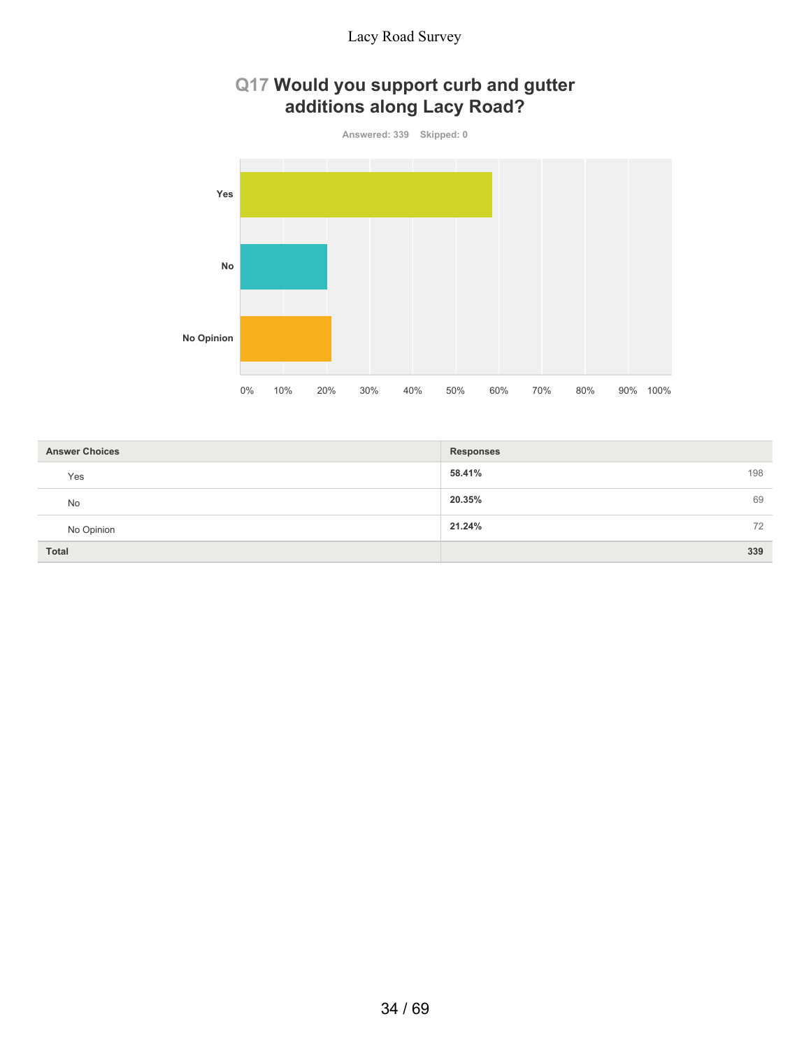## Q17 Would you support curb and gutter additions along Lacy Road?

Answered: 339 Skipped: 0

Yes

No

No Opinion

0% 10% 20% 30% 40% 50% 60% 70% 80% 90% 100%

| Answer Choices | Responses | |
|---|---|---|
| Yes | **58.41%** | 198 |
| No | **20.35%** | 69 |
| No Opinion | **21.24%** | 72 |
| **Total** | | **339** |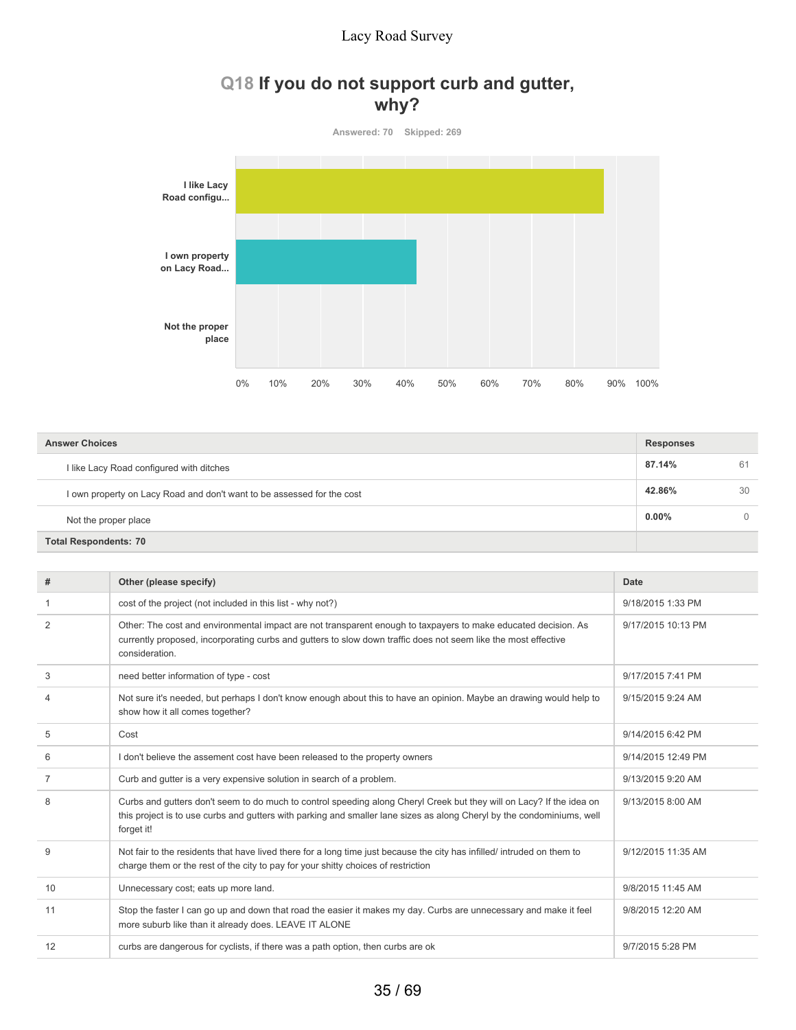## Q18 If you do not support curb and gutter, why?

Answered: 70 Skipped: 269

I like Lacy Road configu...

I own property on Lacy Road...

Not the proper place

0% 10% 20% 30% 40% 50% 60% 70% 80% 90% 100%

| Answer Choices | Responses | |
|---|---|---|
| I like Lacy Road configured with ditches | **87.14%** | 61 |
| I own property on Lacy Road and don't want to be assessed for the cost | **42.86%** | 30 |
| Not the proper place | **0.00%** | 0 |
| **Total Respondents: 70** | | |

| # | Other (please specify) | Date |
|---|---|---|
| 1 | cost of the project (not included in this list - why not?) | 9/18/2015 1:33 PM |
| 2 | Other: The cost and environmental impact are not transparent enough to taxpayers to make educated decision. As currently proposed, incorporating curbs and gutters to slow down traffic does not seem like the most effective consideration. | 9/17/2015 10:13 PM |
| 3 | need better information of type - cost | 9/17/2015 7:41 PM |
| 4 | Not sure it's needed, but perhaps I don't know enough about this to have an opinion. Maybe an drawing would help to show how it all comes together? | 9/15/2015 9:24 AM |
| 5 | Cost | 9/14/2015 6:42 PM |
| 6 | I don't believe the assement cost have been released to the property owners | 9/14/2015 12:49 PM |
| 7 | Curb and gutter is a very expensive solution in search of a problem. | 9/13/2015 9:20 AM |
| 8 | Curbs and gutters don't seem to do much to control speeding along Cheryl Creek but they will on Lacy? If the idea on this project is to use curbs and gutters with parking and smaller lane sizes as along Cheryl by the condominiums, well forget it! | 9/13/2015 8:00 AM |
| 9 | Not fair to the residents that have lived there for a long time just because the city has infilled/ intruded on them to charge them or the rest of the city to pay for your shitty choices of restriction | 9/12/2015 11:35 AM |
| 10 | Unnecessary cost; eats up more land. | 9/8/2015 11:45 AM |
| 11 | Stop the faster I can go up and down that road the easier it makes my day. Curbs are unnecessary and make it feel more suburb like than it already does. LEAVE IT ALONE | 9/8/2015 12:20 AM |
| 12 | curbs are dangerous for cyclists, if there was a path option, then curbs are ok | 9/7/2015 5:28 PM |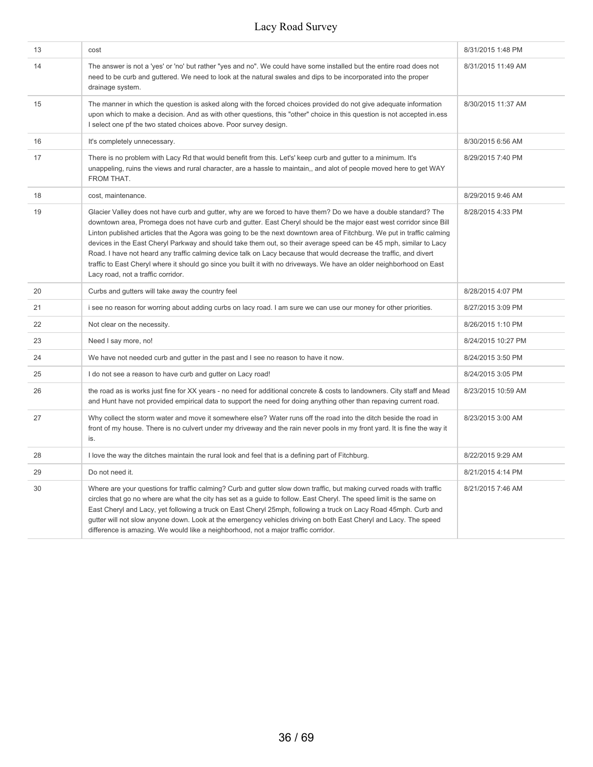| | | |
|---|---|---|
| 13 | cost | 8/31/2015 1:48 PM |
| 14 | The answer is not a 'yes' or 'no' but rather "yes and no". We could have some installed but the entire road does not need to be curb and guttered. We need to look at the natural swales and dips to be incorporated into the proper drainage system. | 8/31/2015 11:49 AM |
| 15 | The manner in which the question is asked along with the forced choices provided do not give adequate information upon which to make a decision. And as with other questions, this "other" choice in this question is not accepted in.ess I select one pf the two stated choices above. Poor survey design. | 8/30/2015 11:37 AM |
| 16 | It's completely unnecessary. | 8/30/2015 6:56 AM |
| 17 | There is no problem with Lacy Rd that would benefit from this. Let's' keep curb and gutter to a minimum. It's unappeling, ruins the views and rural character, are a hassle to maintain,, and alot of people moved here to get WAY FROM THAT. | 8/29/2015 7:40 PM |
| 18 | cost, maintenance. | 8/29/2015 9:46 AM |
| 19 | Glacier Valley does not have curb and gutter, why are we forced to have them? Do we have a double standard? The downtown area, Promega does not have curb and gutter. East Cheryl should be the major east west corridor since Bill Linton published articles that the Agora was going to be the next downtown area of Fitchburg. We put in traffic calming devices in the East Cheryl Parkway and should take them out, so their average speed can be 45 mph, similar to Lacy Road. I have not heard any traffic calming device talk on Lacy because that would decrease the traffic, and divert traffic to East Cheryl where it should go since you built it with no driveways. We have an older neighborhood on East Lacy road, not a traffic corridor. | 8/28/2015 4:33 PM |
| 20 | Curbs and gutters will take away the country feel | 8/28/2015 4:07 PM |
| 21 | i see no reason for worring about adding curbs on lacy road. I am sure we can use our money for other priorities. | 8/27/2015 3:09 PM |
| 22 | Not clear on the necessity. | 8/26/2015 1:10 PM |
| 23 | Need I say more, no! | 8/24/2015 10:27 PM |
| 24 | We have not needed curb and gutter in the past and I see no reason to have it now. | 8/24/2015 3:50 PM |
| 25 | I do not see a reason to have curb and gutter on Lacy road! | 8/24/2015 3:05 PM |
| 26 | the road as is works just fine for XX years - no need for additional concrete & costs to landowners. City staff and Mead and Hunt have not provided empirical data to support the need for doing anything other than repaving current road. | 8/23/2015 10:59 AM |
| 27 | Why collect the storm water and move it somewhere else? Water runs off the road into the ditch beside the road in front of my house. There is no culvert under my driveway and the rain never pools in my front yard. It is fine the way it is. | 8/23/2015 3:00 AM |
| 28 | I love the way the ditches maintain the rural look and feel that is a defining part of Fitchburg. | 8/22/2015 9:29 AM |
| 29 | Do not need it. | 8/21/2015 4:14 PM |
| 30 | Where are your questions for traffic calming? Curb and gutter slow down traffic, but making curved roads with traffic circles that go no where are what the city has set as a guide to follow. East Cheryl. The speed limit is the same on East Cheryl and Lacy, yet following a truck on East Cheryl 25mph, following a truck on Lacy Road 45mph. Curb and gutter will not slow anyone down. Look at the emergency vehicles driving on both East Cheryl and Lacy. The speed difference is amazing. We would like a neighborhood, not a major traffic corridor. | 8/21/2015 7:46 AM |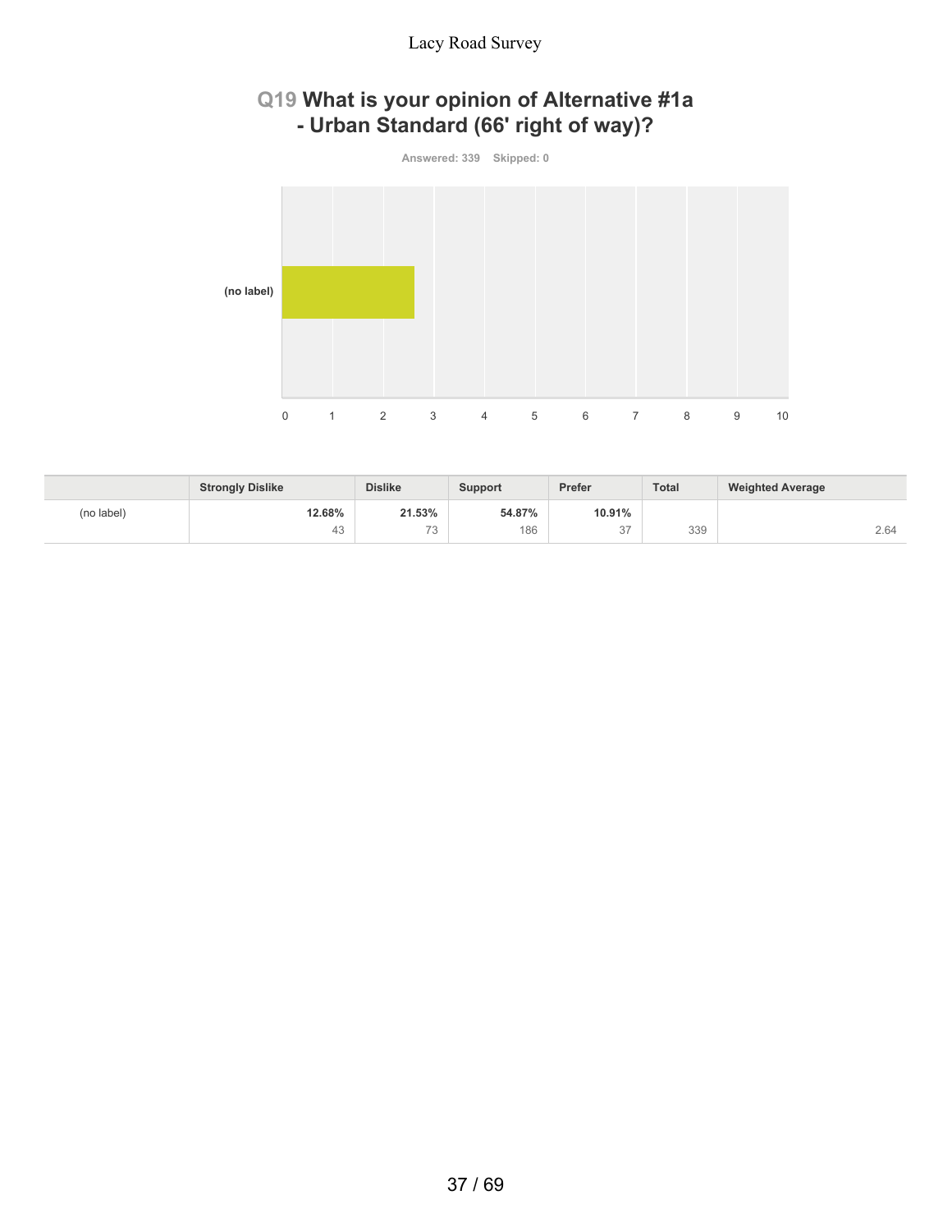## Q19 What is your opinion of Alternative #1a - Urban Standard (66' right of way)?

Answered: 339 Skipped: 0

(no label)

0 1 2 3 4 5 6 7 8 9 10

| | Strongly Dislike | Dislike | Support | Prefer | Total | Weighted Average |
|---|---|---|---|---|---|---|
| (no label) | 12.68%<br>43 | 21.53%<br>73 | 54.87%<br>186 | 10.91%<br>37 | 339 | 2.64 |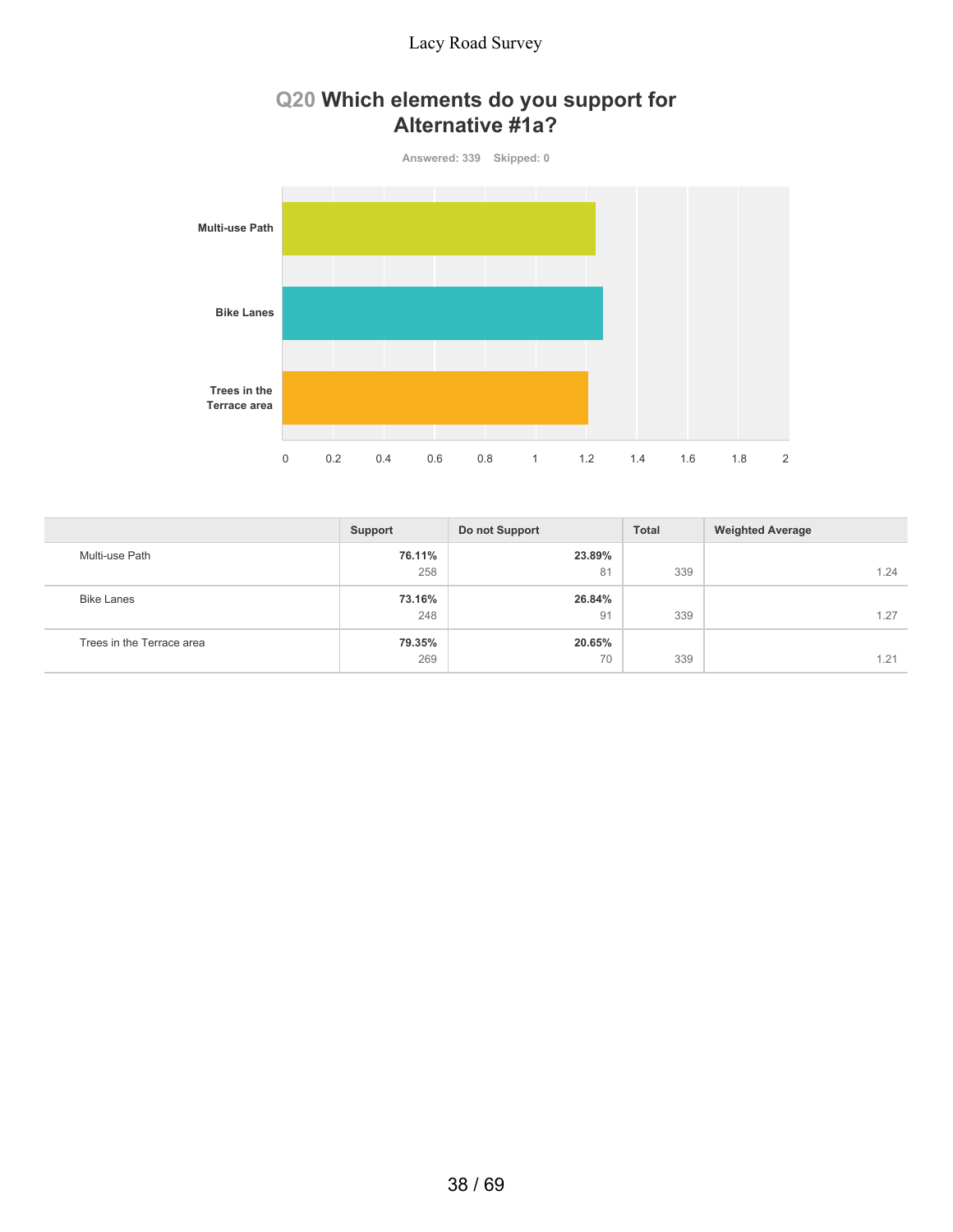## Q20 Which elements do you support for Alternative #1a?

Answered: 339 Skipped: 0

Multi-use Path

Bike Lanes

Trees in the Terrace area

0 0.2 0.4 0.6 0.8 1 1.2 1.4 1.6 1.8 2

| | Support | Do not Support | Total | Weighted Average |
|---|---|---|---|---|
| Multi-use Path | 76.11% 258 | 23.89% 81 | 339 | 1.24 |
| Bike Lanes | 73.16% 248 | 26.84% 91 | 339 | 1.27 |
| Trees in the Terrace area | 79.35% 269 | 20.65% 70 | 339 | 1.21 |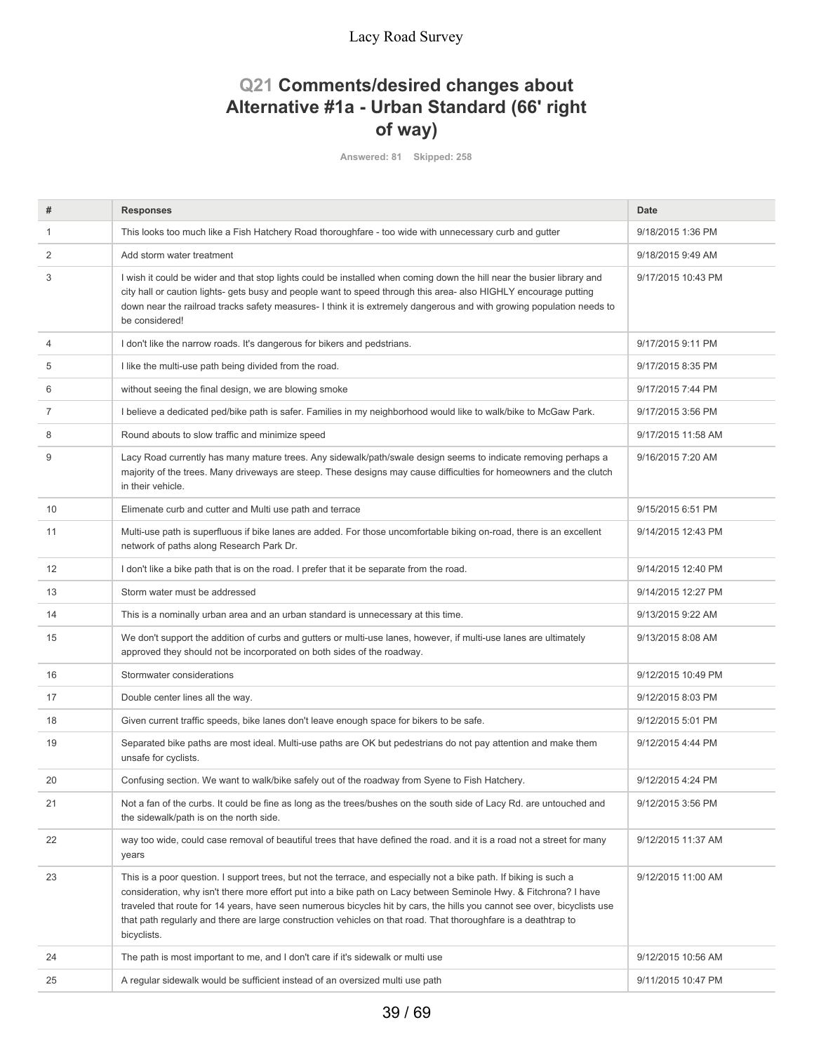## Q21 Comments/desired changes about Alternative #1a - Urban Standard (66' right of way)

Answered: 81 Skipped: 258

| # | Responses | Date |
|---|---|---|
| 1 | This looks too much like a Fish Hatchery Road thoroughfare - too wide with unnecessary curb and gutter | 9/18/2015 1:36 PM |
| 2 | Add storm water treatment | 9/18/2015 9:49 AM |
| 3 | I wish it could be wider and that stop lights could be installed when coming down the hill near the busier library and city hall or caution lights- gets busy and people want to speed through this area- also HIGHLY encourage putting down near the railroad tracks safety measures- I think it is extremely dangerous and with growing population needs to be considered! | 9/17/2015 10:43 PM |
| 4 | I don't like the narrow roads. It's dangerous for bikers and pedstrians. | 9/17/2015 9:11 PM |
| 5 | I like the multi-use path being divided from the road. | 9/17/2015 8:35 PM |
| 6 | without seeing the final design, we are blowing smoke | 9/17/2015 7:44 PM |
| 7 | I believe a dedicated ped/bike path is safer. Families in my neighborhood would like to walk/bike to McGaw Park. | 9/17/2015 3:56 PM |
| 8 | Round abouts to slow traffic and minimize speed | 9/17/2015 11:58 AM |
| 9 | Lacy Road currently has many mature trees. Any sidewalk/path/swale design seems to indicate removing perhaps a majority of the trees. Many driveways are steep. These designs may cause difficulties for homeowners and the clutch in their vehicle. | 9/16/2015 7:20 AM |
| 10 | Elimenate curb and cutter and Multi use path and terrace | 9/15/2015 6:51 PM |
| 11 | Multi-use path is superfluous if bike lanes are added. For those uncomfortable biking on-road, there is an excellent network of paths along Research Park Dr. | 9/14/2015 12:43 PM |
| 12 | I don't like a bike path that is on the road. I prefer that it be separate from the road. | 9/14/2015 12:40 PM |
| 13 | Storm water must be addressed | 9/14/2015 12:27 PM |
| 14 | This is a nominally urban area and an urban standard is unnecessary at this time. | 9/13/2015 9:22 AM |
| 15 | We don't support the addition of curbs and gutters or multi-use lanes, however, if multi-use lanes are ultimately approved they should not be incorporated on both sides of the roadway. | 9/13/2015 8:08 AM |
| 16 | Stormwater considerations | 9/12/2015 10:49 PM |
| 17 | Double center lines all the way. | 9/12/2015 8:03 PM |
| 18 | Given current traffic speeds, bike lanes don't leave enough space for bikers to be safe. | 9/12/2015 5:01 PM |
| 19 | Separated bike paths are most ideal. Multi-use paths are OK but pedestrians do not pay attention and make them unsafe for cyclists. | 9/12/2015 4:44 PM |
| 20 | Confusing section. We want to walk/bike safely out of the roadway from Syene to Fish Hatchery. | 9/12/2015 4:24 PM |
| 21 | Not a fan of the curbs. It could be fine as long as the trees/bushes on the south side of Lacy Rd. are untouched and the sidewalk/path is on the north side. | 9/12/2015 3:56 PM |
| 22 | way too wide, could case removal of beautiful trees that have defined the road. and it is a road not a street for many years | 9/12/2015 11:37 AM |
| 23 | This is a poor question. I support trees, but not the terrace, and especially not a bike path. If biking is such a consideration, why isn't there more effort put into a bike path on Lacy between Seminole Hwy. & Fitchrona? I have traveled that route for 14 years, have seen numerous bicycles hit by cars, the hills you cannot see over, bicyclists use that path regularly and there are large construction vehicles on that road. That thoroughfare is a deathtrap to bicyclists. | 9/12/2015 11:00 AM |
| 24 | The path is most important to me, and I don't care if it's sidewalk or multi use | 9/12/2015 10:56 AM |
| 25 | A regular sidewalk would be sufficient instead of an oversized multi use path | 9/11/2015 10:47 PM |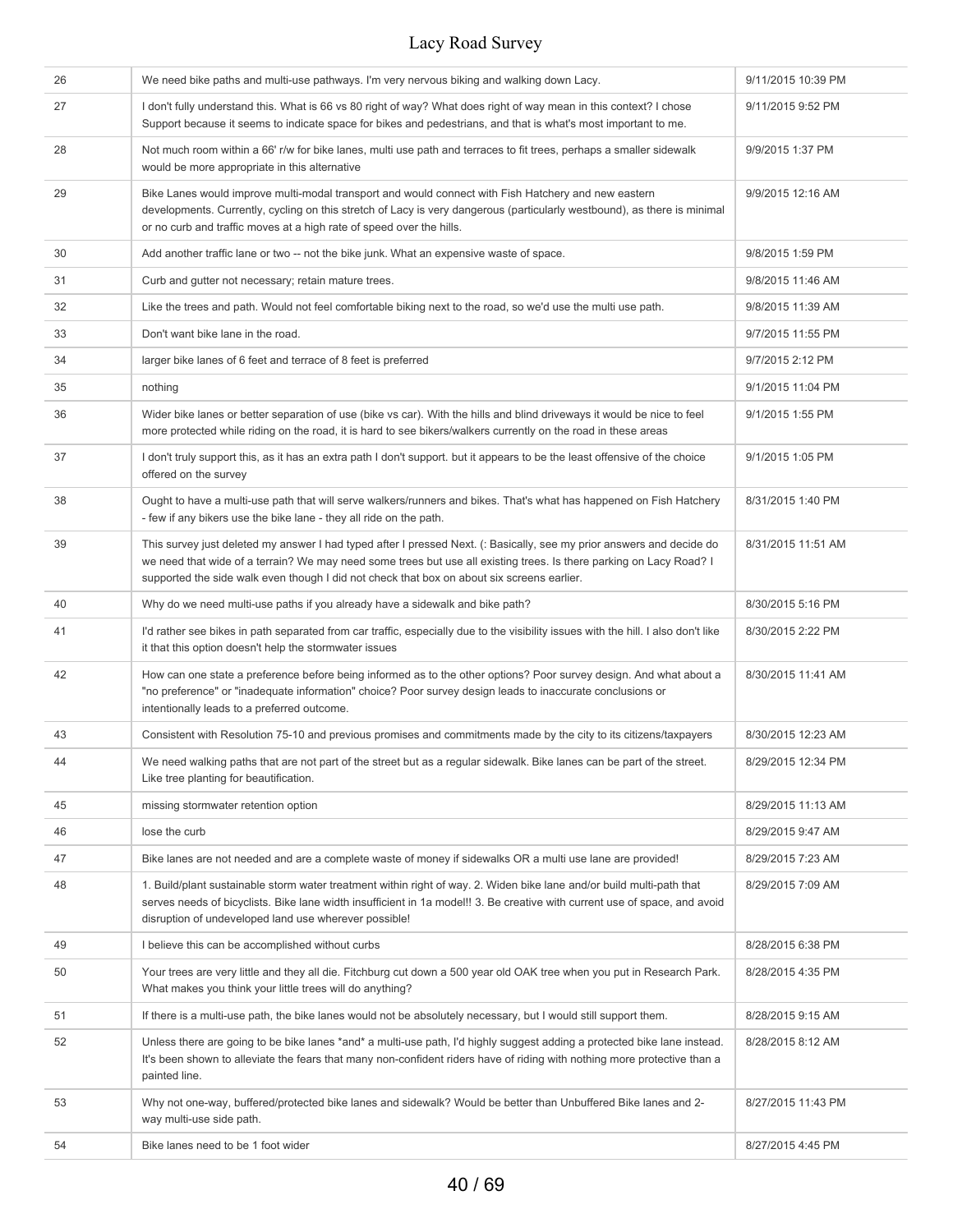| | | |
|---|---|---|
| 26 | We need bike paths and multi-use pathways. I'm very nervous biking and walking down Lacy. | 9/11/2015 10:39 PM |
| 27 | I don't fully understand this. What is 66 vs 80 right of way? What does right of way mean in this context? I chose Support because it seems to indicate space for bikes and pedestrians, and that is what's most important to me. | 9/11/2015 9:52 PM |
| 28 | Not much room within a 66' r/w for bike lanes, multi use path and terraces to fit trees, perhaps a smaller sidewalk would be more appropriate in this alternative | 9/9/2015 1:37 PM |
| 29 | Bike Lanes would improve multi-modal transport and would connect with Fish Hatchery and new eastern developments. Currently, cycling on this stretch of Lacy is very dangerous (particularly westbound), as there is minimal or no curb and traffic moves at a high rate of speed over the hills. | 9/9/2015 12:16 AM |
| 30 | Add another traffic lane or two -- not the bike junk. What an expensive waste of space. | 9/8/2015 1:59 PM |
| 31 | Curb and gutter not necessary; retain mature trees. | 9/8/2015 11:46 AM |
| 32 | Like the trees and path. Would not feel comfortable biking next to the road, so we'd use the multi use path. | 9/8/2015 11:39 AM |
| 33 | Don't want bike lane in the road. | 9/7/2015 11:55 PM |
| 34 | larger bike lanes of 6 feet and terrace of 8 feet is preferred | 9/7/2015 2:12 PM |
| 35 | nothing | 9/1/2015 11:04 PM |
| 36 | Wider bike lanes or better separation of use (bike vs car). With the hills and blind driveways it would be nice to feel more protected while riding on the road, it is hard to see bikers/walkers currently on the road in these areas | 9/1/2015 1:55 PM |
| 37 | I don't truly support this, as it has an extra path I don't support. but it appears to be the least offensive of the choice offered on the survey | 9/1/2015 1:05 PM |
| 38 | Ought to have a multi-use path that will serve walkers/runners and bikes. That's what has happened on Fish Hatchery - few if any bikers use the bike lane - they all ride on the path. | 8/31/2015 1:40 PM |
| 39 | This survey just deleted my answer I had typed after I pressed Next. (: Basically, see my prior answers and decide do we need that wide of a terrain? We may need some trees but use all existing trees. Is there parking on Lacy Road? I supported the side walk even though I did not check that box on about six screens earlier. | 8/31/2015 11:51 AM |
| 40 | Why do we need multi-use paths if you already have a sidewalk and bike path? | 8/30/2015 5:16 PM |
| 41 | I'd rather see bikes in path separated from car traffic, especially due to the visibility issues with the hill. I also don't like it that this option doesn't help the stormwater issues | 8/30/2015 2:22 PM |
| 42 | How can one state a preference before being informed as to the other options? Poor survey design. And what about a "no preference" or "inadequate information" choice? Poor survey design leads to inaccurate conclusions or intentionally leads to a preferred outcome. | 8/30/2015 11:41 AM |
| 43 | Consistent with Resolution 75-10 and previous promises and commitments made by the city to its citizens/taxpayers | 8/30/2015 12:23 AM |
| 44 | We need walking paths that are not part of the street but as a regular sidewalk. Bike lanes can be part of the street. Like tree planting for beautification. | 8/29/2015 12:34 PM |
| 45 | missing stormwater retention option | 8/29/2015 11:13 AM |
| 46 | lose the curb | 8/29/2015 9:47 AM |
| 47 | Bike lanes are not needed and are a complete waste of money if sidewalks OR a multi use lane are provided! | 8/29/2015 7:23 AM |
| 48 | 1. Build/plant sustainable storm water treatment within right of way. 2. Widen bike lane and/or build multi-path that serves needs of bicyclists. Bike lane width insufficient in 1a model!! 3. Be creative with current use of space, and avoid disruption of undeveloped land use wherever possible! | 8/29/2015 7:09 AM |
| 49 | I believe this can be accomplished without curbs | 8/28/2015 6:38 PM |
| 50 | Your trees are very little and they all die. Fitchburg cut down a 500 year old OAK tree when you put in Research Park. What makes you think your little trees will do anything? | 8/28/2015 4:35 PM |
| 51 | If there is a multi-use path, the bike lanes would not be absolutely necessary, but I would still support them. | 8/28/2015 9:15 AM |
| 52 | Unless there are going to be bike lanes *and* a multi-use path, I'd highly suggest adding a protected bike lane instead. It's been shown to alleviate the fears that many non-confident riders have of riding with nothing more protective than a painted line. | 8/28/2015 8:12 AM |
| 53 | Why not one-way, buffered/protected bike lanes and sidewalk? Would be better than Unbuffered Bike lanes and 2-way multi-use side path. | 8/27/2015 11:43 PM |
| 54 | Bike lanes need to be 1 foot wider | 8/27/2015 4:45 PM |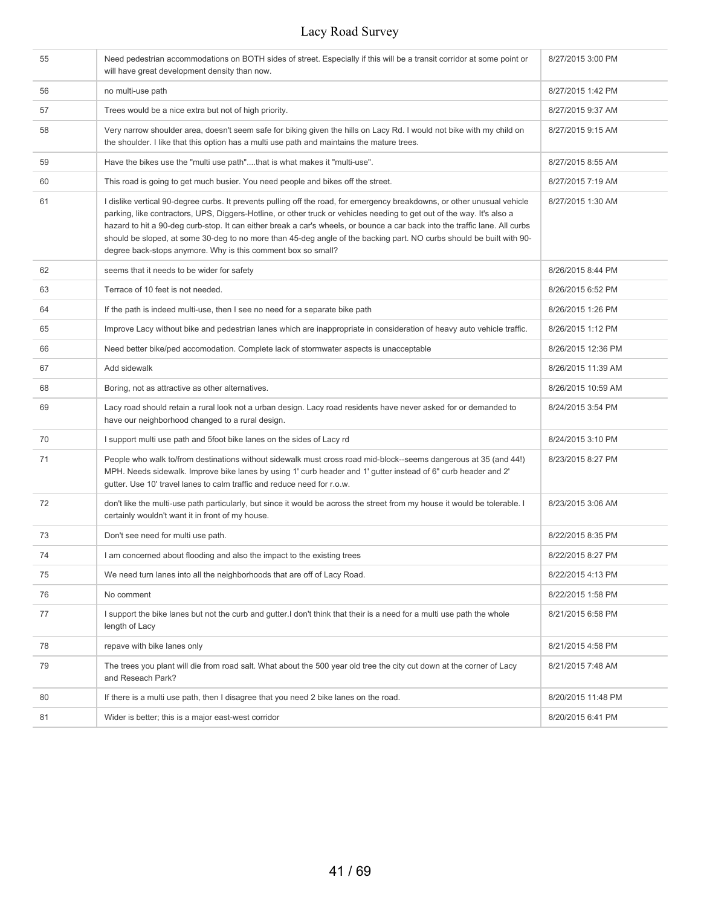| | | |
|---|---|---|
| 55 | Need pedestrian accommodations on BOTH sides of street. Especially if this will be a transit corridor at some point or will have great development density than now. | 8/27/2015 3:00 PM |
| 56 | no multi-use path | 8/27/2015 1:42 PM |
| 57 | Trees would be a nice extra but not of high priority. | 8/27/2015 9:37 AM |
| 58 | Very narrow shoulder area, doesn't seem safe for biking given the hills on Lacy Rd. I would not bike with my child on the shoulder. I like that this option has a multi use path and maintains the mature trees. | 8/27/2015 9:15 AM |
| 59 | Have the bikes use the "multi use path"....that is what makes it "multi-use". | 8/27/2015 8:55 AM |
| 60 | This road is going to get much busier. You need people and bikes off the street. | 8/27/2015 7:19 AM |
| 61 | I dislike vertical 90-degree curbs. It prevents pulling off the road, for emergency breakdowns, or other unusual vehicle parking, like contractors, UPS, Diggers-Hotline, or other truck or vehicles needing to get out of the way. It's also a hazard to hit a 90-deg curb-stop. It can either break a car's wheels, or bounce a car back into the traffic lane. All curbs should be sloped, at some 30-deg to no more than 45-deg angle of the backing part. NO curbs should be built with 90-degree back-stops anymore. Why is this comment box so small? | 8/27/2015 1:30 AM |
| 62 | seems that it needs to be wider for safety | 8/26/2015 8:44 PM |
| 63 | Terrace of 10 feet is not needed. | 8/26/2015 6:52 PM |
| 64 | If the path is indeed multi-use, then I see no need for a separate bike path | 8/26/2015 1:26 PM |
| 65 | Improve Lacy without bike and pedestrian lanes which are inappropriate in consideration of heavy auto vehicle traffic. | 8/26/2015 1:12 PM |
| 66 | Need better bike/ped accomodation. Complete lack of stormwater aspects is unacceptable | 8/26/2015 12:36 PM |
| 67 | Add sidewalk | 8/26/2015 11:39 AM |
| 68 | Boring, not as attractive as other alternatives. | 8/26/2015 10:59 AM |
| 69 | Lacy road should retain a rural look not a urban design. Lacy road residents have never asked for or demanded to have our neighborhood changed to a rural design. | 8/24/2015 3:54 PM |
| 70 | I support multi use path and 5foot bike lanes on the sides of Lacy rd | 8/24/2015 3:10 PM |
| 71 | People who walk to/from destinations without sidewalk must cross road mid-block--seems dangerous at 35 (and 44!) MPH. Needs sidewalk. Improve bike lanes by using 1' curb header and 1' gutter instead of 6" curb header and 2' gutter. Use 10' travel lanes to calm traffic and reduce need for r.o.w. | 8/23/2015 8:27 PM |
| 72 | don't like the multi-use path particularly, but since it would be across the street from my house it would be tolerable. I certainly wouldn't want it in front of my house. | 8/23/2015 3:06 AM |
| 73 | Don't see need for multi use path. | 8/22/2015 8:35 PM |
| 74 | I am concerned about flooding and also the impact to the existing trees | 8/22/2015 8:27 PM |
| 75 | We need turn lanes into all the neighborhoods that are off of Lacy Road. | 8/22/2015 4:13 PM |
| 76 | No comment | 8/22/2015 1:58 PM |
| 77 | I support the bike lanes but not the curb and gutter.I don't think that their is a need for a multi use path the whole length of Lacy | 8/21/2015 6:58 PM |
| 78 | repave with bike lanes only | 8/21/2015 4:58 PM |
| 79 | The trees you plant will die from road salt. What about the 500 year old tree the city cut down at the corner of Lacy and Reseach Park? | 8/21/2015 7:48 AM |
| 80 | If there is a multi use path, then I disagree that you need 2 bike lanes on the road. | 8/20/2015 11:48 PM |
| 81 | Wider is better; this is a major east-west corridor | 8/20/2015 6:41 PM |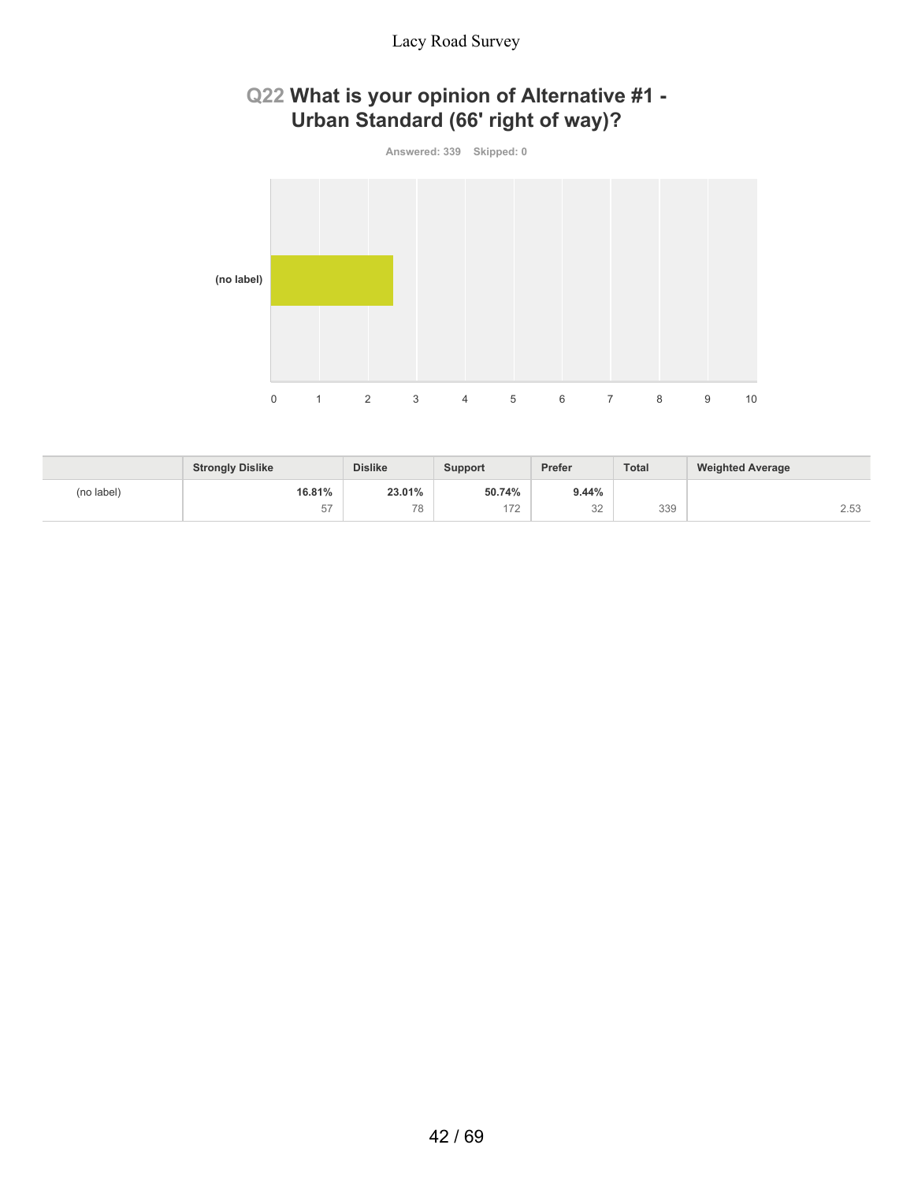## Q22 What is your opinion of Alternative #1 - Urban Standard (66' right of way)?

Answered: 339 Skipped: 0

(no label)

0 1 2 3 4 5 6 7 8 9 10

| | Strongly Dislike | Dislike | Support | Prefer | Total | Weighted Average |
|---|---|---|---|---|---|---|
| (no label) | **16.81%** 57 | **23.01%** 78 | **50.74%** 172 | **9.44%** 32 | 339 | 2.53 |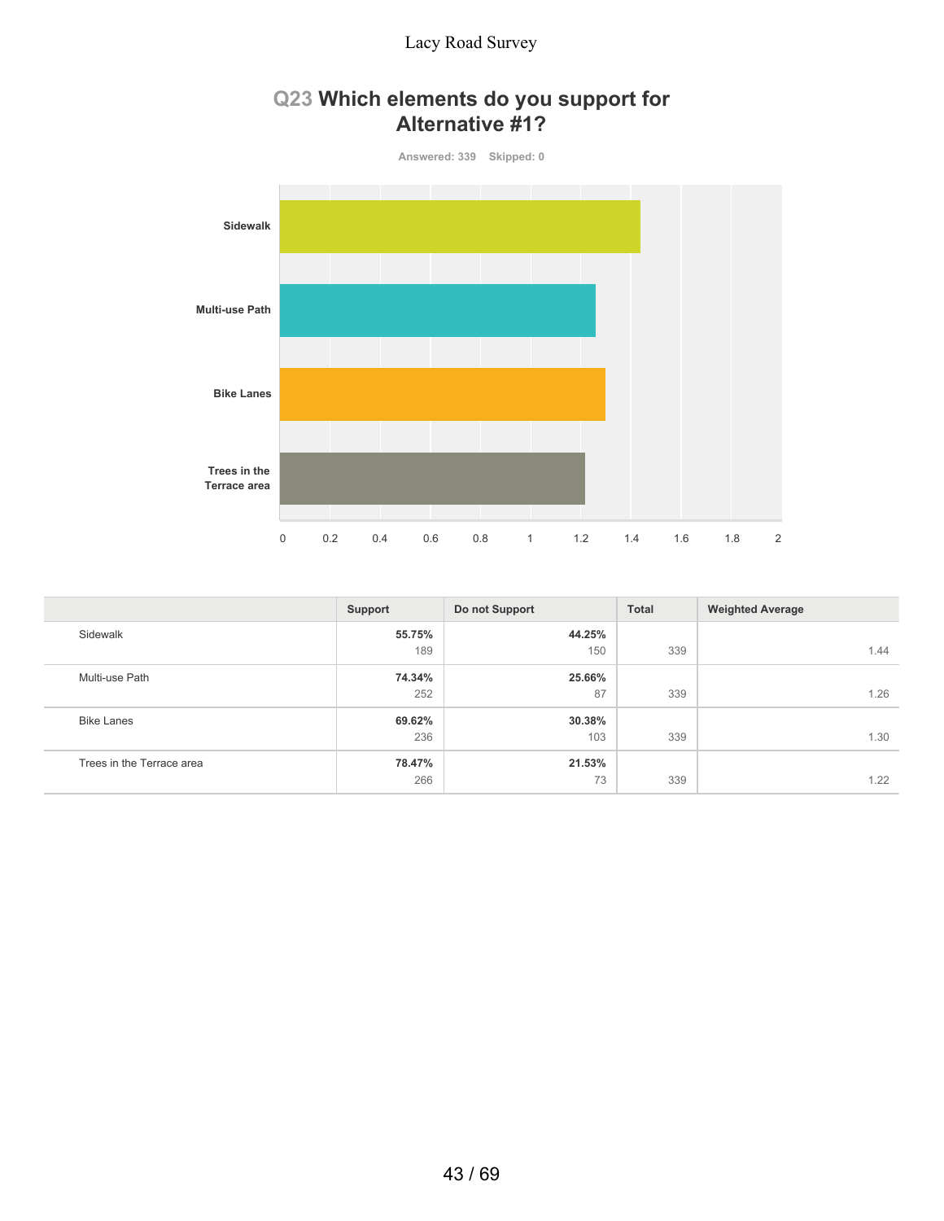## Q23 Which elements do you support for Alternative #1?

Answered: 339 Skipped: 0

Sidewalk

Multi-use Path

Bike Lanes

Trees in the Terrace area

0 0.2 0.4 0.6 0.8 1 1.2 1.4 1.6 1.8 2

| | Support | Do not Support | Total | Weighted Average |
|---|---|---|---|---|
| Sidewalk | **55.75%** 189 | **44.25%** 150 | 339 | 1.44 |
| Multi-use Path | **74.34%** 252 | **25.66%** 87 | 339 | 1.26 |
| Bike Lanes | **69.62%** 236 | **30.38%** 103 | 339 | 1.30 |
| Trees in the Terrace area | **78.47%** 266 | **21.53%** 73 | 339 | 1.22 |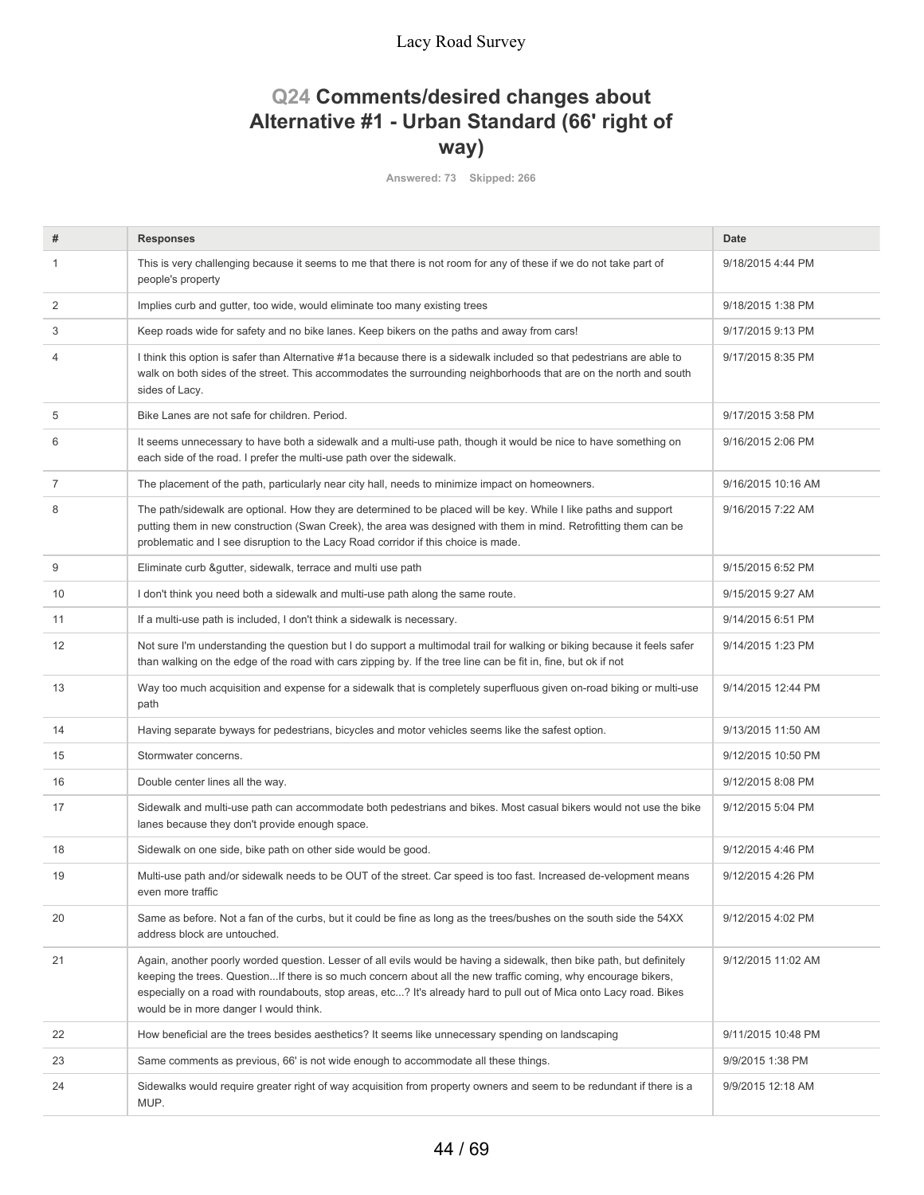## Q24 Comments/desired changes about Alternative #1 - Urban Standard (66' right of way)

Answered: 73 Skipped: 266

| # | Responses | Date |
|---|---|---|
| 1 | This is very challenging because it seems to me that there is not room for any of these if we do not take part of people's property | 9/18/2015 4:44 PM |
| 2 | Implies curb and gutter, too wide, would eliminate too many existing trees | 9/18/2015 1:38 PM |
| 3 | Keep roads wide for safety and no bike lanes. Keep bikers on the paths and away from cars! | 9/17/2015 9:13 PM |
| 4 | I think this option is safer than Alternative #1a because there is a sidewalk included so that pedestrians are able to walk on both sides of the street. This accommodates the surrounding neighborhoods that are on the north and south sides of Lacy. | 9/17/2015 8:35 PM |
| 5 | Bike Lanes are not safe for children. Period. | 9/17/2015 3:58 PM |
| 6 | It seems unnecessary to have both a sidewalk and a multi-use path, though it would be nice to have something on each side of the road. I prefer the multi-use path over the sidewalk. | 9/16/2015 2:06 PM |
| 7 | The placement of the path, particularly near city hall, needs to minimize impact on homeowners. | 9/16/2015 10:16 AM |
| 8 | The path/sidewalk are optional. How they are determined to be placed will be key. While I like paths and support putting them in new construction (Swan Creek), the area was designed with them in mind. Retrofitting them can be problematic and I see disruption to the Lacy Road corridor if this choice is made. | 9/16/2015 7:22 AM |
| 9 | Eliminate curb &gutter, sidewalk, terrace and multi use path | 9/15/2015 6:52 PM |
| 10 | I don't think you need both a sidewalk and multi-use path along the same route. | 9/15/2015 9:27 AM |
| 11 | If a multi-use path is included, I don't think a sidewalk is necessary. | 9/14/2015 6:51 PM |
| 12 | Not sure I'm understanding the question but I do support a multimodal trail for walking or biking because it feels safer than walking on the edge of the road with cars zipping by. If the tree line can be fit in, fine, but ok if not | 9/14/2015 1:23 PM |
| 13 | Way too much acquisition and expense for a sidewalk that is completely superfluous given on-road biking or multi-use path | 9/14/2015 12:44 PM |
| 14 | Having separate byways for pedestrians, bicycles and motor vehicles seems like the safest option. | 9/13/2015 11:50 AM |
| 15 | Stormwater concerns. | 9/12/2015 10:50 PM |
| 16 | Double center lines all the way. | 9/12/2015 8:08 PM |
| 17 | Sidewalk and multi-use path can accommodate both pedestrians and bikes. Most casual bikers would not use the bike lanes because they don't provide enough space. | 9/12/2015 5:04 PM |
| 18 | Sidewalk on one side, bike path on other side would be good. | 9/12/2015 4:46 PM |
| 19 | Multi-use path and/or sidewalk needs to be OUT of the street. Car speed is too fast. Increased de-velopment means even more traffic | 9/12/2015 4:26 PM |
| 20 | Same as before. Not a fan of the curbs, but it could be fine as long as the trees/bushes on the south side the 54XX address block are untouched. | 9/12/2015 4:02 PM |
| 21 | Again, another poorly worded question. Lesser of all evils would be having a sidewalk, then bike path, but definitely keeping the trees. Question...If there is so much concern about all the new traffic coming, why encourage bikers, especially on a road with roundabouts, stop areas, etc...? It's already hard to pull out of Mica onto Lacy road. Bikes would be in more danger I would think. | 9/12/2015 11:02 AM |
| 22 | How beneficial are the trees besides aesthetics? It seems like unnecessary spending on landscaping | 9/11/2015 10:48 PM |
| 23 | Same comments as previous, 66' is not wide enough to accommodate all these things. | 9/9/2015 1:38 PM |
| 24 | Sidewalks would require greater right of way acquisition from property owners and seem to be redundant if there is a MUP. | 9/9/2015 12:18 AM |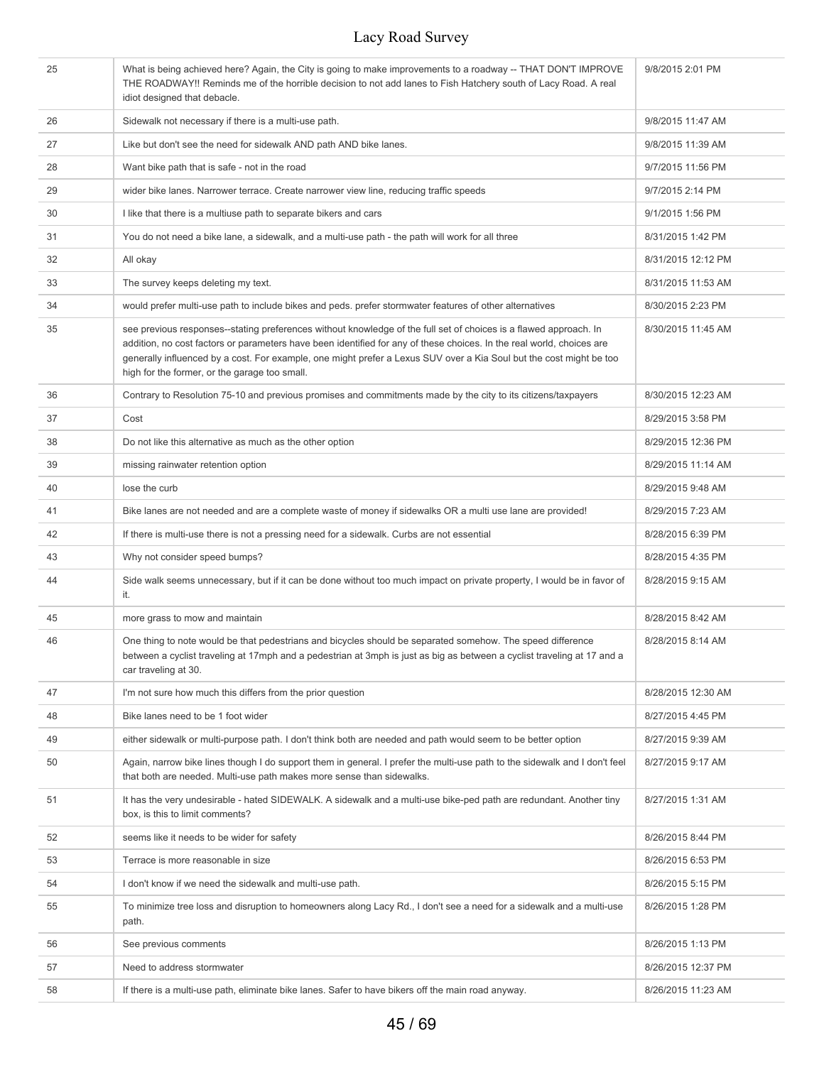| | | |
|---|---|---|
| 25 | What is being achieved here? Again, the City is going to make improvements to a roadway -- THAT DON'T IMPROVE THE ROADWAY!! Reminds me of the horrible decision to not add lanes to Fish Hatchery south of Lacy Road. A real idiot designed that debacle. | 9/8/2015 2:01 PM |
| 26 | Sidewalk not necessary if there is a multi-use path. | 9/8/2015 11:47 AM |
| 27 | Like but don't see the need for sidewalk AND path AND bike lanes. | 9/8/2015 11:39 AM |
| 28 | Want bike path that is safe - not in the road | 9/7/2015 11:56 PM |
| 29 | wider bike lanes. Narrower terrace. Create narrower view line, reducing traffic speeds | 9/7/2015 2:14 PM |
| 30 | I like that there is a multiuse path to separate bikers and cars | 9/1/2015 1:56 PM |
| 31 | You do not need a bike lane, a sidewalk, and a multi-use path - the path will work for all three | 8/31/2015 1:42 PM |
| 32 | All okay | 8/31/2015 12:12 PM |
| 33 | The survey keeps deleting my text. | 8/31/2015 11:53 AM |
| 34 | would prefer multi-use path to include bikes and peds. prefer stormwater features of other alternatives | 8/30/2015 2:23 PM |
| 35 | see previous responses--stating preferences without knowledge of the full set of choices is a flawed approach. In addition, no cost factors or parameters have been identified for any of these choices. In the real world, choices are generally influenced by a cost. For example, one might prefer a Lexus SUV over a Kia Soul but the cost might be too high for the former, or the garage too small. | 8/30/2015 11:45 AM |
| 36 | Contrary to Resolution 75-10 and previous promises and commitments made by the city to its citizens/taxpayers | 8/30/2015 12:23 AM |
| 37 | Cost | 8/29/2015 3:58 PM |
| 38 | Do not like this alternative as much as the other option | 8/29/2015 12:36 PM |
| 39 | missing rainwater retention option | 8/29/2015 11:14 AM |
| 40 | lose the curb | 8/29/2015 9:48 AM |
| 41 | Bike lanes are not needed and are a complete waste of money if sidewalks OR a multi use lane are provided! | 8/29/2015 7:23 AM |
| 42 | If there is multi-use there is not a pressing need for a sidewalk. Curbs are not essential | 8/28/2015 6:39 PM |
| 43 | Why not consider speed bumps? | 8/28/2015 4:35 PM |
| 44 | Side walk seems unnecessary, but if it can be done without too much impact on private property, I would be in favor of it. | 8/28/2015 9:15 AM |
| 45 | more grass to mow and maintain | 8/28/2015 8:42 AM |
| 46 | One thing to note would be that pedestrians and bicycles should be separated somehow. The speed difference between a cyclist traveling at 17mph and a pedestrian at 3mph is just as big as between a cyclist traveling at 17 and a car traveling at 30. | 8/28/2015 8:14 AM |
| 47 | I'm not sure how much this differs from the prior question | 8/28/2015 12:30 AM |
| 48 | Bike lanes need to be 1 foot wider | 8/27/2015 4:45 PM |
| 49 | either sidewalk or multi-purpose path. I don't think both are needed and path would seem to be better option | 8/27/2015 9:39 AM |
| 50 | Again, narrow bike lines though I do support them in general. I prefer the multi-use path to the sidewalk and I don't feel that both are needed. Multi-use path makes more sense than sidewalks. | 8/27/2015 9:17 AM |
| 51 | It has the very undesirable - hated SIDEWALK. A sidewalk and a multi-use bike-ped path are redundant. Another tiny box, is this to limit comments? | 8/27/2015 1:31 AM |
| 52 | seems like it needs to be wider for safety | 8/26/2015 8:44 PM |
| 53 | Terrace is more reasonable in size | 8/26/2015 6:53 PM |
| 54 | I don't know if we need the sidewalk and multi-use path. | 8/26/2015 5:15 PM |
| 55 | To minimize tree loss and disruption to homeowners along Lacy Rd., I don't see a need for a sidewalk and a multi-use path. | 8/26/2015 1:28 PM |
| 56 | See previous comments | 8/26/2015 1:13 PM |
| 57 | Need to address stormwater | 8/26/2015 12:37 PM |
| 58 | If there is a multi-use path, eliminate bike lanes. Safer to have bikers off the main road anyway. | 8/26/2015 11:23 AM |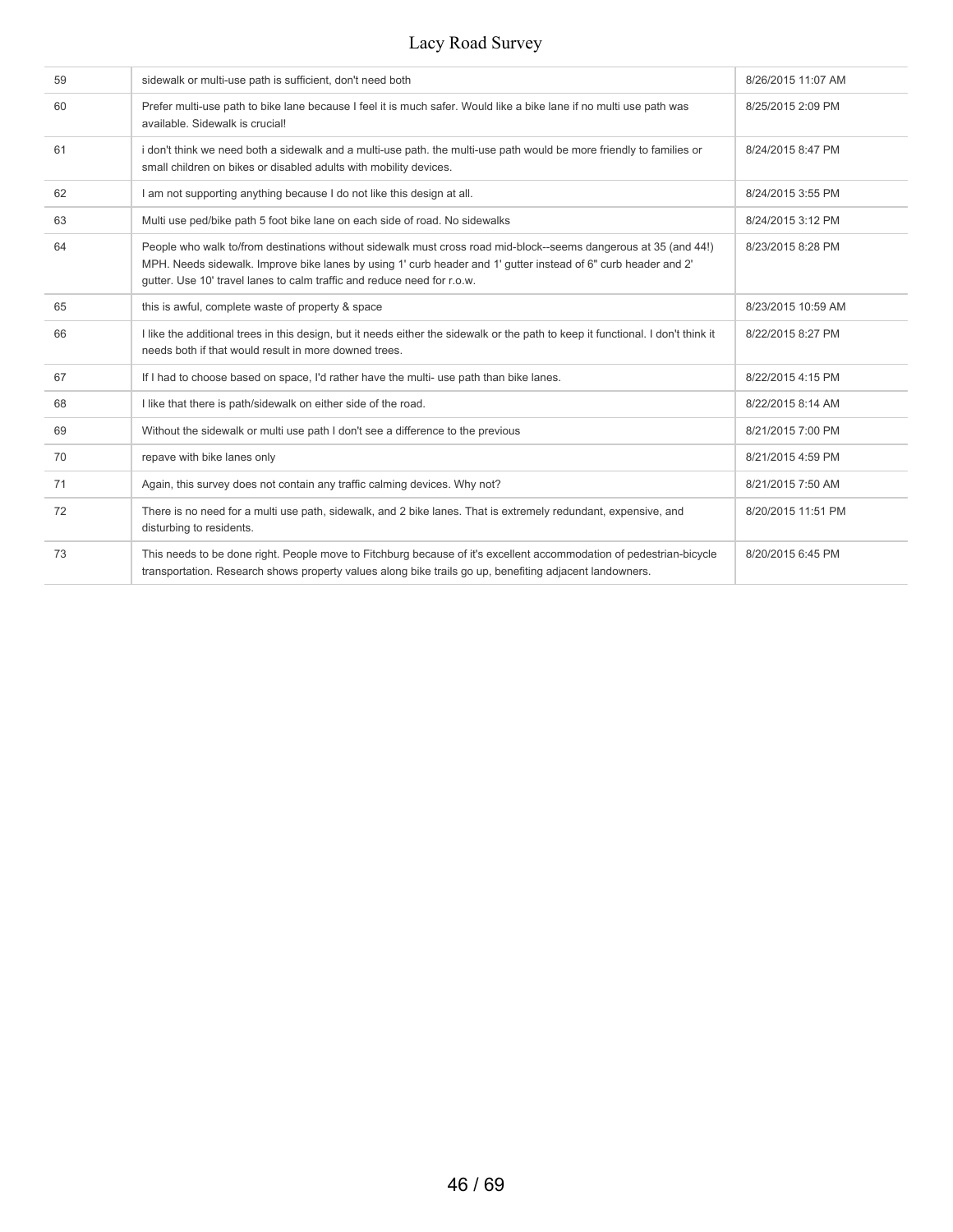| | | |
|---|---|---|
| 59 | sidewalk or multi-use path is sufficient, don't need both | 8/26/2015 11:07 AM |
| 60 | Prefer multi-use path to bike lane because I feel it is much safer. Would like a bike lane if no multi use path was available. Sidewalk is crucial! | 8/25/2015 2:09 PM |
| 61 | i don't think we need both a sidewalk and a multi-use path. the multi-use path would be more friendly to families or small children on bikes or disabled adults with mobility devices. | 8/24/2015 8:47 PM |
| 62 | I am not supporting anything because I do not like this design at all. | 8/24/2015 3:55 PM |
| 63 | Multi use ped/bike path 5 foot bike lane on each side of road. No sidewalks | 8/24/2015 3:12 PM |
| 64 | People who walk to/from destinations without sidewalk must cross road mid-block--seems dangerous at 35 (and 44!) MPH. Needs sidewalk. Improve bike lanes by using 1' curb header and 1' gutter instead of 6" curb header and 2' gutter. Use 10' travel lanes to calm traffic and reduce need for r.o.w. | 8/23/2015 8:28 PM |
| 65 | this is awful, complete waste of property & space | 8/23/2015 10:59 AM |
| 66 | I like the additional trees in this design, but it needs either the sidewalk or the path to keep it functional. I don't think it needs both if that would result in more downed trees. | 8/22/2015 8:27 PM |
| 67 | If I had to choose based on space, I'd rather have the multi- use path than bike lanes. | 8/22/2015 4:15 PM |
| 68 | I like that there is path/sidewalk on either side of the road. | 8/22/2015 8:14 AM |
| 69 | Without the sidewalk or multi use path I don't see a difference to the previous | 8/21/2015 7:00 PM |
| 70 | repave with bike lanes only | 8/21/2015 4:59 PM |
| 71 | Again, this survey does not contain any traffic calming devices. Why not? | 8/21/2015 7:50 AM |
| 72 | There is no need for a multi use path, sidewalk, and 2 bike lanes. That is extremely redundant, expensive, and disturbing to residents. | 8/20/2015 11:51 PM |
| 73 | This needs to be done right. People move to Fitchburg because of it's excellent accommodation of pedestrian-bicycle transportation. Research shows property values along bike trails go up, benefiting adjacent landowners. | 8/20/2015 6:45 PM |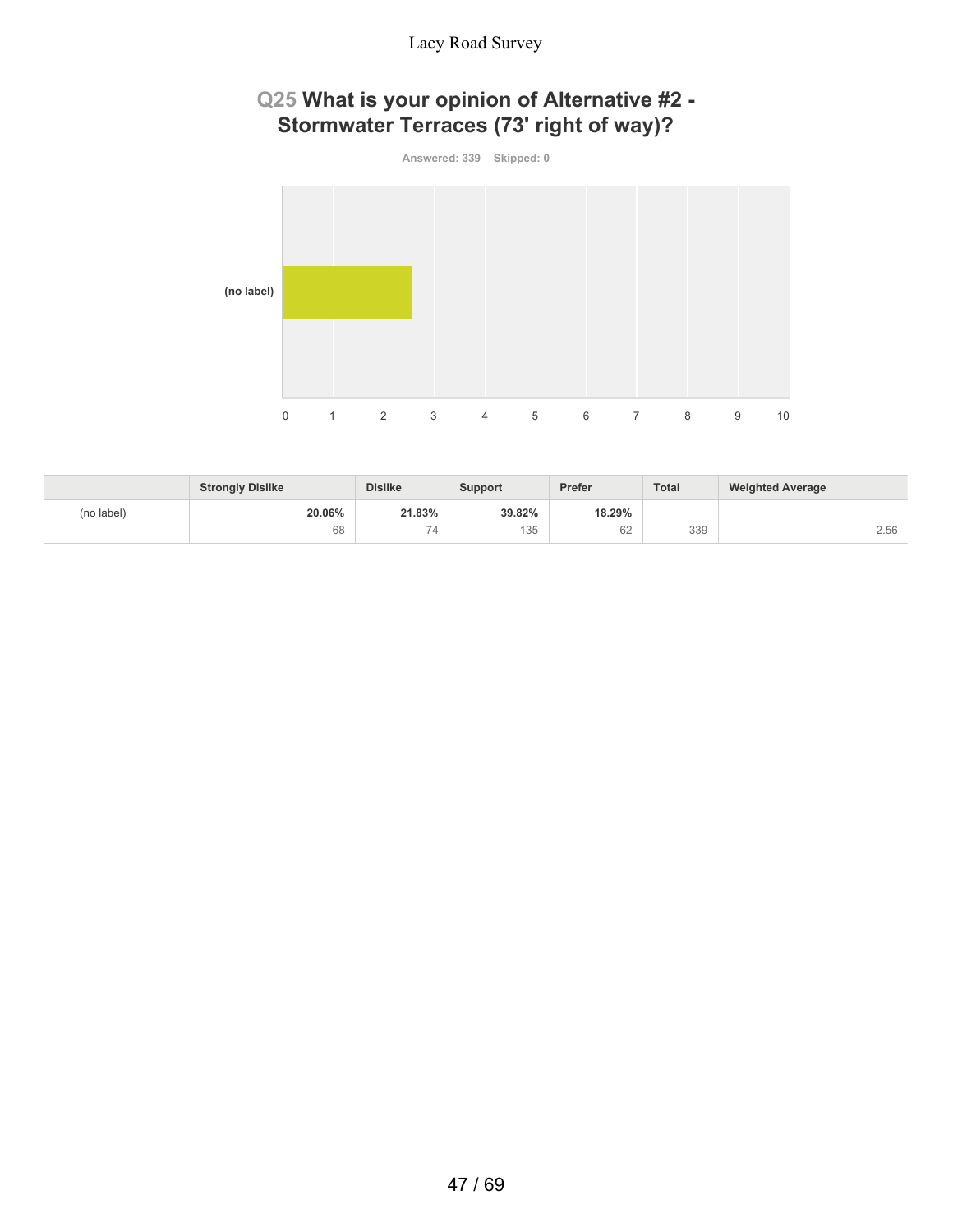## Q25 What is your opinion of Alternative #2 - Stormwater Terraces (73' right of way)?

Answered: 339 Skipped: 0

(no label)

0 1 2 3 4 5 6 7 8 9 10

| | Strongly Dislike | Dislike | Support | Prefer | Total | Weighted Average |
|---|---|---|---|---|---|---|
| (no label) | 20.06%<br>68 | 21.83%<br>74 | 39.82%<br>135 | 18.29%<br>62 | 339 | 2.56 |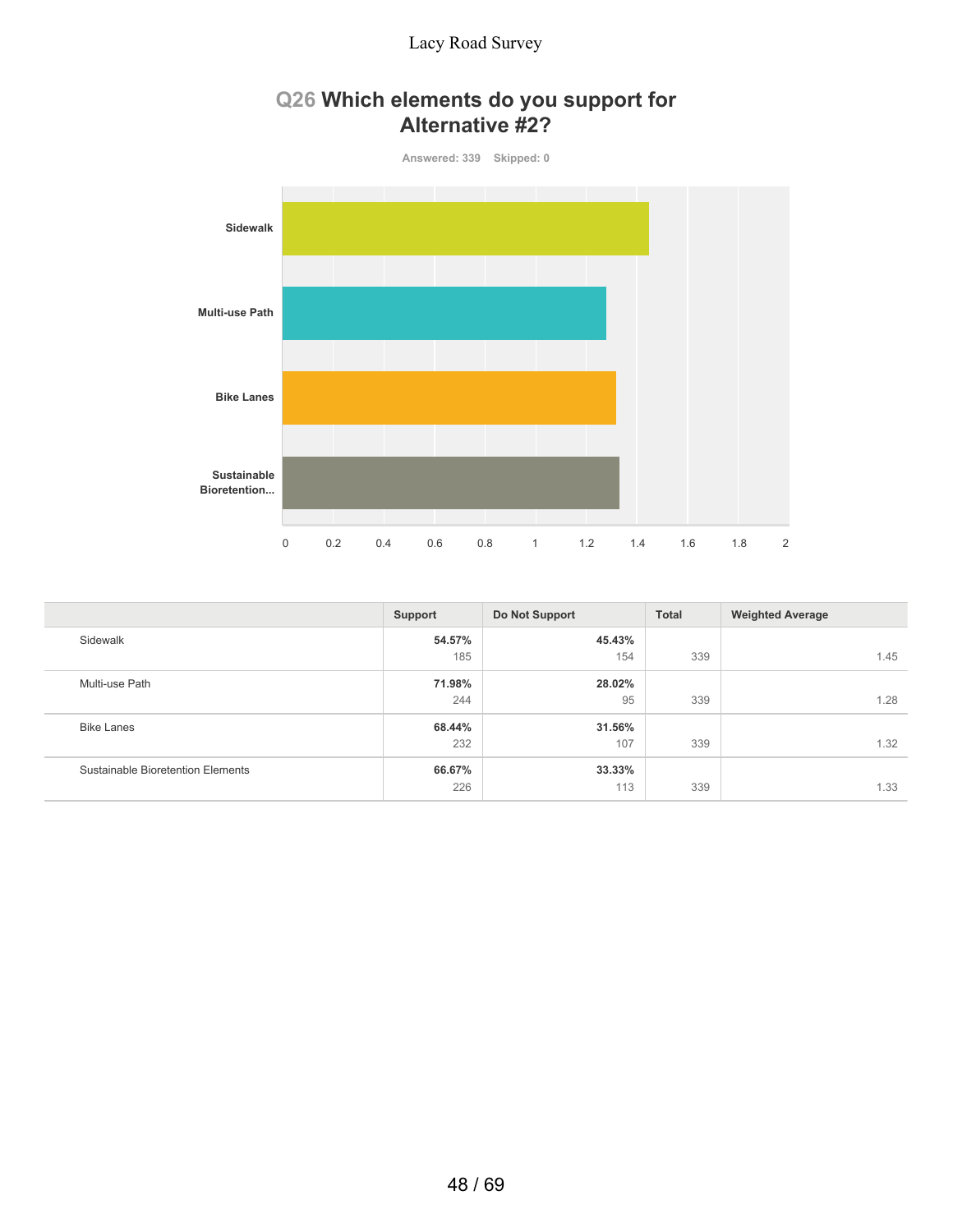## Q26 Which elements do you support for Alternative #2?

Answered: 339 Skipped: 0

Sidewalk

Multi-use Path

Bike Lanes

Sustainable Bioretention...

0 0.2 0.4 0.6 0.8 1 1.2 1.4 1.6 1.8 2

| | Support | Do Not Support | Total | Weighted Average |
|---|---|---|---|---|
| Sidewalk | **54.57%** 185 | **45.43%** 154 | 339 | 1.45 |
| Multi-use Path | **71.98%** 244 | **28.02%** 95 | 339 | 1.28 |
| Bike Lanes | **68.44%** 232 | **31.56%** 107 | 339 | 1.32 |
| Sustainable Bioretention Elements | **66.67%** 226 | **33.33%** 113 | 339 | 1.33 |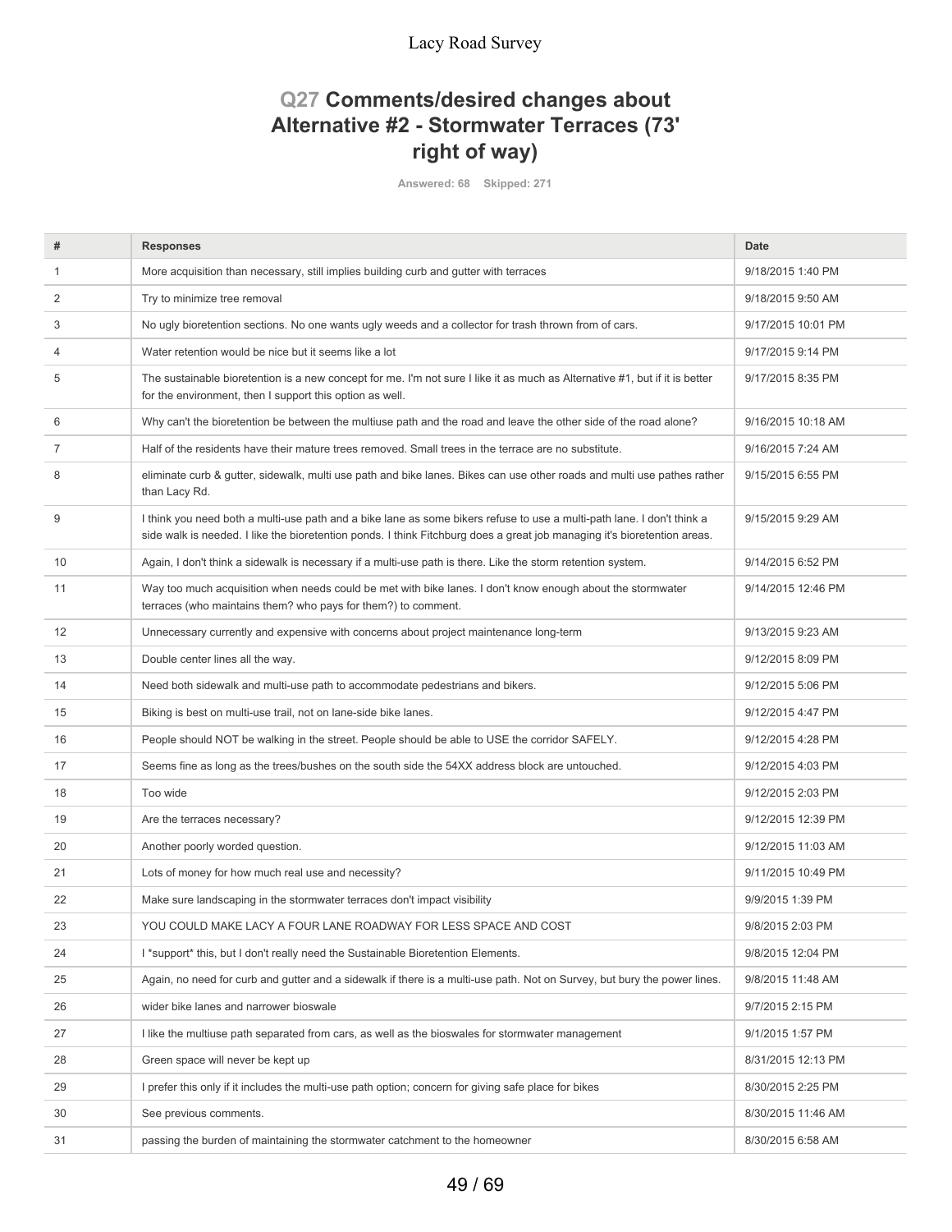## Q27 Comments/desired changes about Alternative #2 - Stormwater Terraces (73' right of way)

Answered: 68 Skipped: 271

| # | Responses | Date |
|---|---|---|
| 1 | More acquisition than necessary, still implies building curb and gutter with terraces | 9/18/2015 1:40 PM |
| 2 | Try to minimize tree removal | 9/18/2015 9:50 AM |
| 3 | No ugly bioretention sections. No one wants ugly weeds and a collector for trash thrown from of cars. | 9/17/2015 10:01 PM |
| 4 | Water retention would be nice but it seems like a lot | 9/17/2015 9:14 PM |
| 5 | The sustainable bioretention is a new concept for me. I'm not sure I like it as much as Alternative #1, but if it is better for the environment, then I support this option as well. | 9/17/2015 8:35 PM |
| 6 | Why can't the bioretention be between the multiuse path and the road and leave the other side of the road alone? | 9/16/2015 10:18 AM |
| 7 | Half of the residents have their mature trees removed. Small trees in the terrace are no substitute. | 9/16/2015 7:24 AM |
| 8 | eliminate curb & gutter, sidewalk, multi use path and bike lanes. Bikes can use other roads and multi use pathes rather than Lacy Rd. | 9/15/2015 6:55 PM |
| 9 | I think you need both a multi-use path and a bike lane as some bikers refuse to use a multi-path lane. I don't think a side walk is needed. I like the bioretention ponds. I think Fitchburg does a great job managing it's bioretention areas. | 9/15/2015 9:29 AM |
| 10 | Again, I don't think a sidewalk is necessary if a multi-use path is there. Like the storm retention system. | 9/14/2015 6:52 PM |
| 11 | Way too much acquisition when needs could be met with bike lanes. I don't know enough about the stormwater terraces (who maintains them? who pays for them?) to comment. | 9/14/2015 12:46 PM |
| 12 | Unnecessary currently and expensive with concerns about project maintenance long-term | 9/13/2015 9:23 AM |
| 13 | Double center lines all the way. | 9/12/2015 8:09 PM |
| 14 | Need both sidewalk and multi-use path to accommodate pedestrians and bikers. | 9/12/2015 5:06 PM |
| 15 | Biking is best on multi-use trail, not on lane-side bike lanes. | 9/12/2015 4:47 PM |
| 16 | People should NOT be walking in the street. People should be able to USE the corridor SAFELY. | 9/12/2015 4:28 PM |
| 17 | Seems fine as long as the trees/bushes on the south side the 54XX address block are untouched. | 9/12/2015 4:03 PM |
| 18 | Too wide | 9/12/2015 2:03 PM |
| 19 | Are the terraces necessary? | 9/12/2015 12:39 PM |
| 20 | Another poorly worded question. | 9/12/2015 11:03 AM |
| 21 | Lots of money for how much real use and necessity? | 9/11/2015 10:49 PM |
| 22 | Make sure landscaping in the stormwater terraces don't impact visibility | 9/9/2015 1:39 PM |
| 23 | YOU COULD MAKE LACY A FOUR LANE ROADWAY FOR LESS SPACE AND COST | 9/8/2015 2:03 PM |
| 24 | I *support* this, but I don't really need the Sustainable Bioretention Elements. | 9/8/2015 12:04 PM |
| 25 | Again, no need for curb and gutter and a sidewalk if there is a multi-use path. Not on Survey, but bury the power lines. | 9/8/2015 11:48 AM |
| 26 | wider bike lanes and narrower bioswale | 9/7/2015 2:15 PM |
| 27 | I like the multiuse path separated from cars, as well as the bioswales for stormwater management | 9/1/2015 1:57 PM |
| 28 | Green space will never be kept up | 8/31/2015 12:13 PM |
| 29 | I prefer this only if it includes the multi-use path option; concern for giving safe place for bikes | 8/30/2015 2:25 PM |
| 30 | See previous comments. | 8/30/2015 11:46 AM |
| 31 | passing the burden of maintaining the stormwater catchment to the homeowner | 8/30/2015 6:58 AM |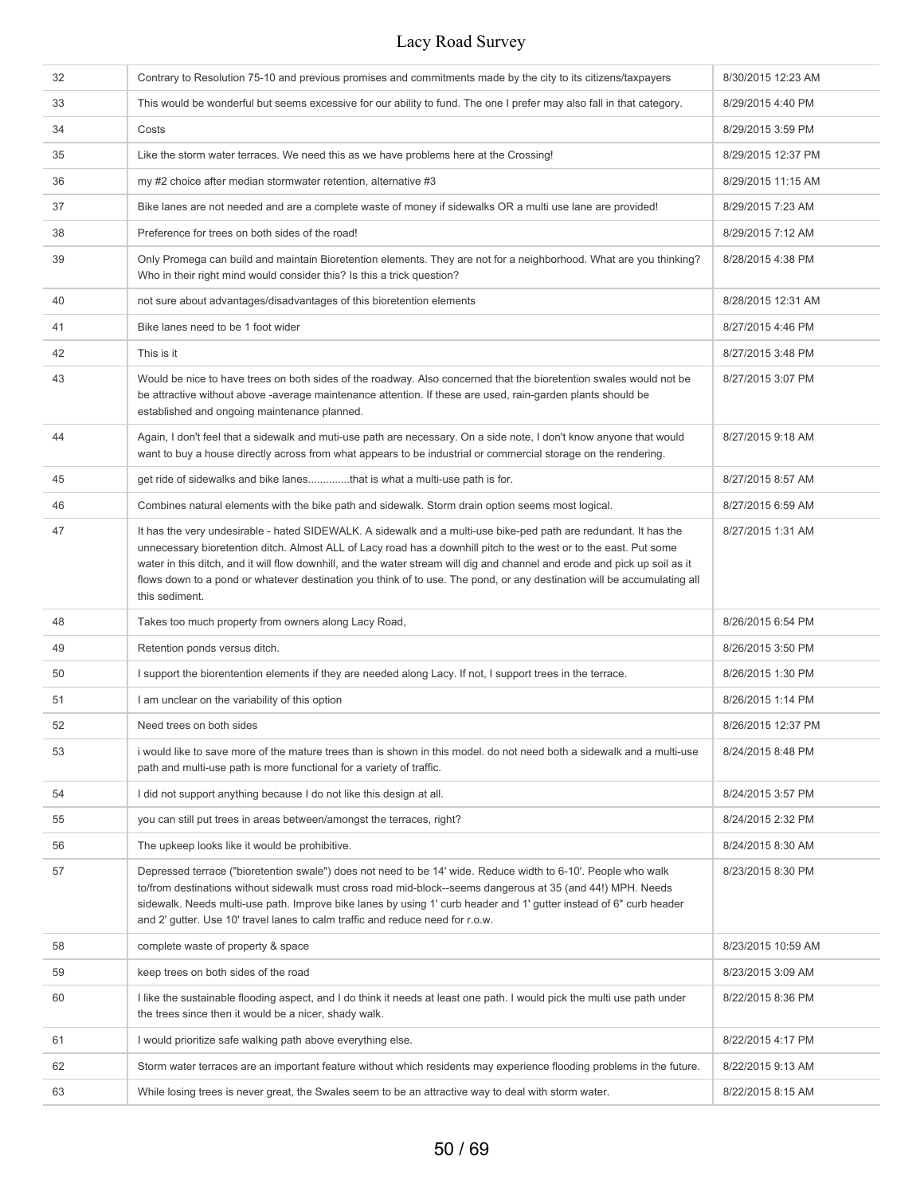| | | |
|---|---|---|
| 32 | Contrary to Resolution 75-10 and previous promises and commitments made by the city to its citizens/taxpayers | 8/30/2015 12:23 AM |
| 33 | This would be wonderful but seems excessive for our ability to fund. The one I prefer may also fall in that category. | 8/29/2015 4:40 PM |
| 34 | Costs | 8/29/2015 3:59 PM |
| 35 | Like the storm water terraces. We need this as we have problems here at the Crossing! | 8/29/2015 12:37 PM |
| 36 | my #2 choice after median stormwater retention, alternative #3 | 8/29/2015 11:15 AM |
| 37 | Bike lanes are not needed and are a complete waste of money if sidewalks OR a multi use lane are provided! | 8/29/2015 7:23 AM |
| 38 | Preference for trees on both sides of the road! | 8/29/2015 7:12 AM |
| 39 | Only Promega can build and maintain Bioretention elements. They are not for a neighborhood. What are you thinking? Who in their right mind would consider this? Is this a trick question? | 8/28/2015 4:38 PM |
| 40 | not sure about advantages/disadvantages of this bioretention elements | 8/28/2015 12:31 AM |
| 41 | Bike lanes need to be 1 foot wider | 8/27/2015 4:46 PM |
| 42 | This is it | 8/27/2015 3:48 PM |
| 43 | Would be nice to have trees on both sides of the roadway. Also concerned that the bioretention swales would not be be attractive without above -average maintenance attention. If these are used, rain-garden plants should be established and ongoing maintenance planned. | 8/27/2015 3:07 PM |
| 44 | Again, I don't feel that a sidewalk and muti-use path are necessary. On a side note, I don't know anyone that would want to buy a house directly across from what appears to be industrial or commercial storage on the rendering. | 8/27/2015 9:18 AM |
| 45 | get ride of sidewalks and bike lanes..............that is what a multi-use path is for. | 8/27/2015 8:57 AM |
| 46 | Combines natural elements with the bike path and sidewalk. Storm drain option seems most logical. | 8/27/2015 6:59 AM |
| 47 | It has the very undesirable - hated SIDEWALK. A sidewalk and a multi-use bike-ped path are redundant. It has the unnecessary bioretention ditch. Almost ALL of Lacy road has a downhill pitch to the west or to the east. Put some water in this ditch, and it will flow downhill, and the water stream will dig and channel and erode and pick up soil as it flows down to a pond or whatever destination you think of to use. The pond, or any destination will be accumulating all this sediment. | 8/27/2015 1:31 AM |
| 48 | Takes too much property from owners along Lacy Road, | 8/26/2015 6:54 PM |
| 49 | Retention ponds versus ditch. | 8/26/2015 3:50 PM |
| 50 | I support the biorentention elements if they are needed along Lacy. If not, I support trees in the terrace. | 8/26/2015 1:30 PM |
| 51 | I am unclear on the variability of this option | 8/26/2015 1:14 PM |
| 52 | Need trees on both sides | 8/26/2015 12:37 PM |
| 53 | i would like to save more of the mature trees than is shown in this model. do not need both a sidewalk and a multi-use path and multi-use path is more functional for a variety of traffic. | 8/24/2015 8:48 PM |
| 54 | I did not support anything because I do not like this design at all. | 8/24/2015 3:57 PM |
| 55 | you can still put trees in areas between/amongst the terraces, right? | 8/24/2015 2:32 PM |
| 56 | The upkeep looks like it would be prohibitive. | 8/24/2015 8:30 AM |
| 57 | Depressed terrace ("bioretention swale") does not need to be 14' wide. Reduce width to 6-10'. People who walk to/from destinations without sidewalk must cross road mid-block--seems dangerous at 35 (and 44!) MPH. Needs sidewalk. Needs multi-use path. Improve bike lanes by using 1' curb header and 1' gutter instead of 6" curb header and 2' gutter. Use 10' travel lanes to calm traffic and reduce need for r.o.w. | 8/23/2015 8:30 PM |
| 58 | complete waste of property & space | 8/23/2015 10:59 AM |
| 59 | keep trees on both sides of the road | 8/23/2015 3:09 AM |
| 60 | I like the sustainable flooding aspect, and I do think it needs at least one path. I would pick the multi use path under the trees since then it would be a nicer, shady walk. | 8/22/2015 8:36 PM |
| 61 | I would prioritize safe walking path above everything else. | 8/22/2015 4:17 PM |
| 62 | Storm water terraces are an important feature without which residents may experience flooding problems in the future. | 8/22/2015 9:13 AM |
| 63 | While losing trees is never great, the Swales seem to be an attractive way to deal with storm water. | 8/22/2015 8:15 AM |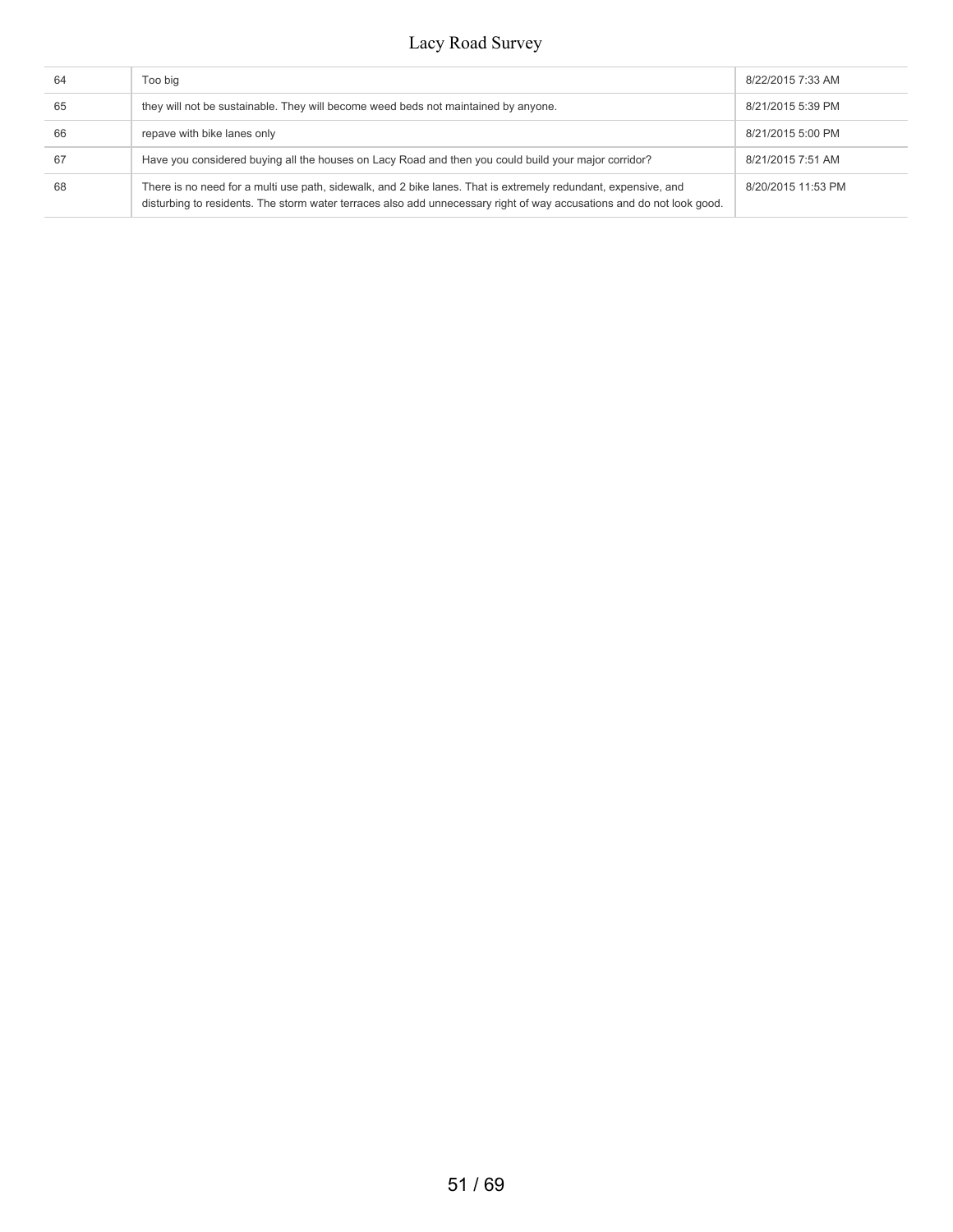| | | |
|---|---|---|
| 64 | Too big | 8/22/2015 7:33 AM |
| 65 | they will not be sustainable. They will become weed beds not maintained by anyone. | 8/21/2015 5:39 PM |
| 66 | repave with bike lanes only | 8/21/2015 5:00 PM |
| 67 | Have you considered buying all the houses on Lacy Road and then you could build your major corridor? | 8/21/2015 7:51 AM |
| 68 | There is no need for a multi use path, sidewalk, and 2 bike lanes. That is extremely redundant, expensive, and disturbing to residents. The storm water terraces also add unnecessary right of way accusations and do not look good. | 8/20/2015 11:53 PM |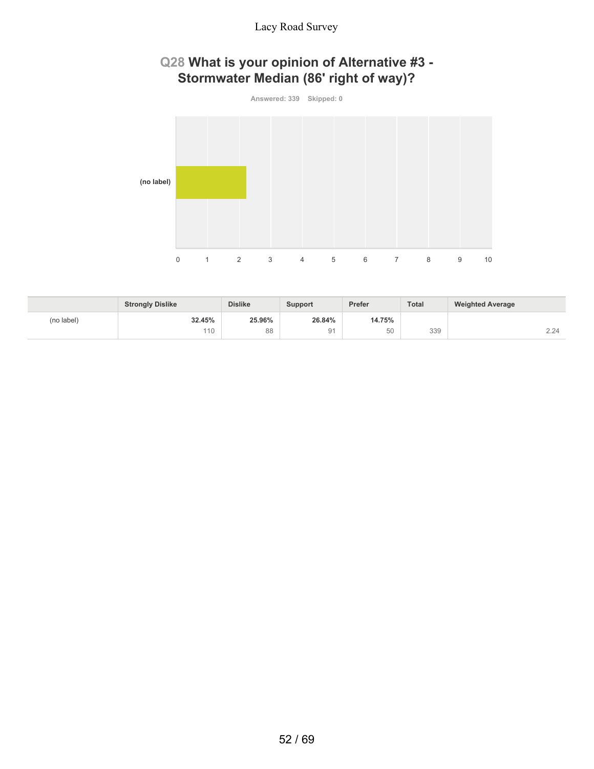## Q28 What is your opinion of Alternative #3 - Stormwater Median (86' right of way)?

Answered: 339 Skipped: 0

(no label)

0 1 2 3 4 5 6 7 8 9 10

| | Strongly Dislike | Dislike | Support | Prefer | Total | Weighted Average |
|---|---|---|---|---|---|---|
| (no label) | 32.45% 110 | 25.96% 88 | 26.84% 91 | 14.75% 50 | 339 | 2.24 |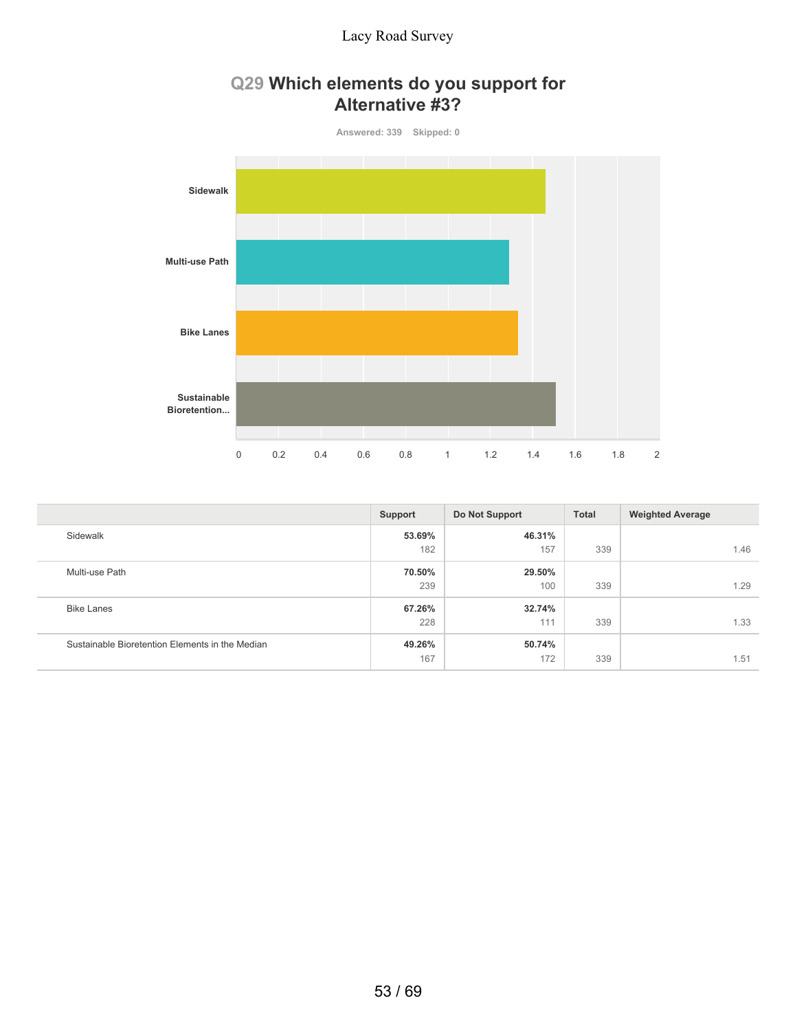## Q29 Which elements do you support for Alternative #3?

Answered: 339 Skipped: 0

Sidewalk

Multi-use Path

Bike Lanes

Sustainable Bioretention...

0 0.2 0.4 0.6 0.8 1 1.2 1.4 1.6 1.8 2

| | Support | Do Not Support | Total | Weighted Average |
|---|---|---|---|---|
| Sidewalk | **53.69%** 182 | **46.31%** 157 | 339 | 1.46 |
| Multi-use Path | **70.50%** 239 | **29.50%** 100 | 339 | 1.29 |
| Bike Lanes | **67.26%** 228 | **32.74%** 111 | 339 | 1.33 |
| Sustainable Bioretention Elements in the Median | **49.26%** 167 | **50.74%** 172 | 339 | 1.51 |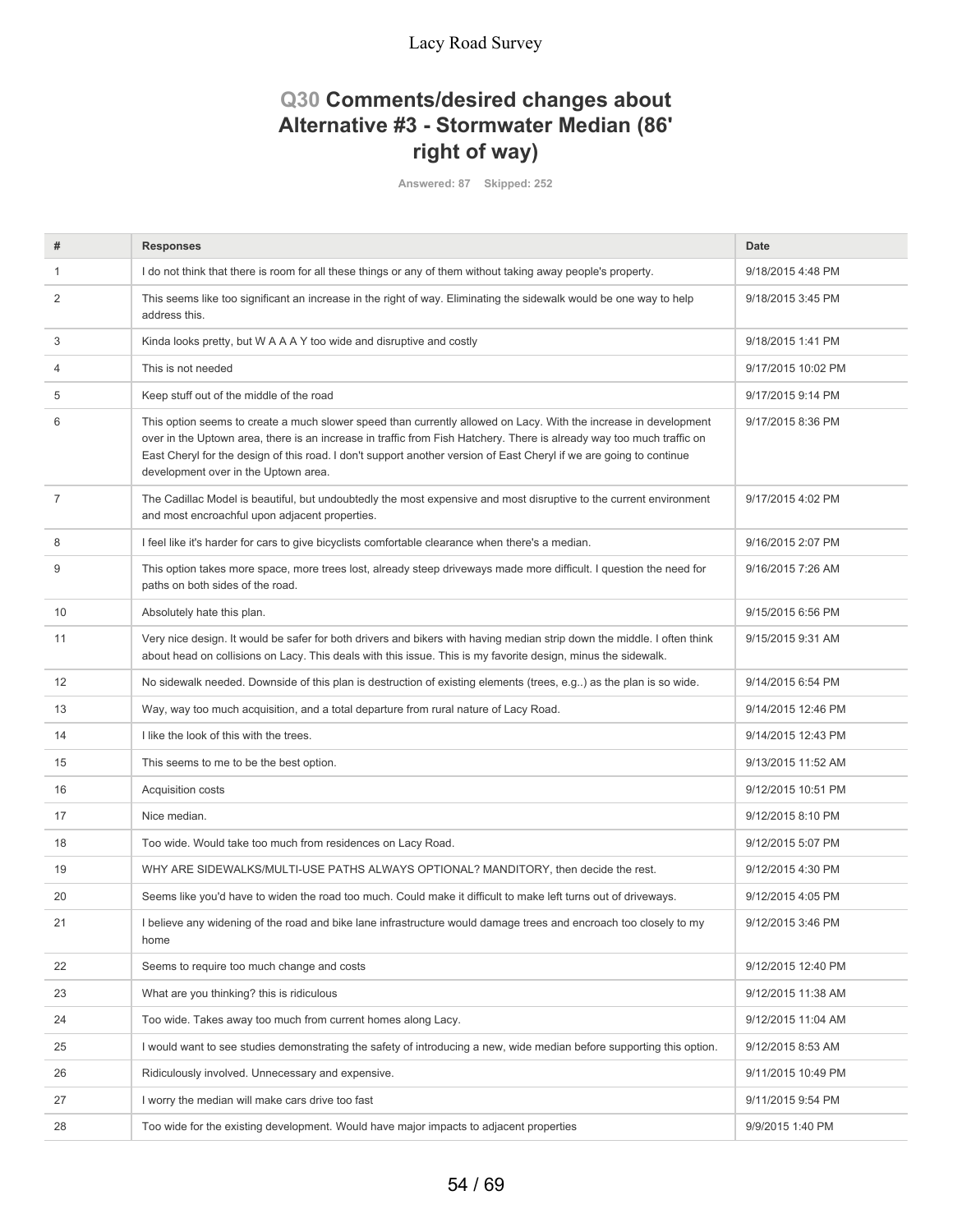## Q30 Comments/desired changes about Alternative #3 - Stormwater Median (86' right of way)

Answered: 87 Skipped: 252

| # | Responses | Date |
|---|---|---|
| 1 | I do not think that there is room for all these things or any of them without taking away people's property. | 9/18/2015 4:48 PM |
| 2 | This seems like too significant an increase in the right of way. Eliminating the sidewalk would be one way to help address this. | 9/18/2015 3:45 PM |
| 3 | Kinda looks pretty, but W A A A Y too wide and disruptive and costly | 9/18/2015 1:41 PM |
| 4 | This is not needed | 9/17/2015 10:02 PM |
| 5 | Keep stuff out of the middle of the road | 9/17/2015 9:14 PM |
| 6 | This option seems to create a much slower speed than currently allowed on Lacy. With the increase in development over in the Uptown area, there is an increase in traffic from Fish Hatchery. There is already way too much traffic on East Cheryl for the design of this road. I don't support another version of East Cheryl if we are going to continue development over in the Uptown area. | 9/17/2015 8:36 PM |
| 7 | The Cadillac Model is beautiful, but undoubtedly the most expensive and most disruptive to the current environment and most encroachful upon adjacent properties. | 9/17/2015 4:02 PM |
| 8 | I feel like it's harder for cars to give bicyclists comfortable clearance when there's a median. | 9/16/2015 2:07 PM |
| 9 | This option takes more space, more trees lost, already steep driveways made more difficult. I question the need for paths on both sides of the road. | 9/16/2015 7:26 AM |
| 10 | Absolutely hate this plan. | 9/15/2015 6:56 PM |
| 11 | Very nice design. It would be safer for both drivers and bikers with having median strip down the middle. I often think about head on collisions on Lacy. This deals with this issue. This is my favorite design, minus the sidewalk. | 9/15/2015 9:31 AM |
| 12 | No sidewalk needed. Downside of this plan is destruction of existing elements (trees, e.g..) as the plan is so wide. | 9/14/2015 6:54 PM |
| 13 | Way, way too much acquisition, and a total departure from rural nature of Lacy Road. | 9/14/2015 12:46 PM |
| 14 | I like the look of this with the trees. | 9/14/2015 12:43 PM |
| 15 | This seems to me to be the best option. | 9/13/2015 11:52 AM |
| 16 | Acquisition costs | 9/12/2015 10:51 PM |
| 17 | Nice median. | 9/12/2015 8:10 PM |
| 18 | Too wide. Would take too much from residences on Lacy Road. | 9/12/2015 5:07 PM |
| 19 | WHY ARE SIDEWALKS/MULTI-USE PATHS ALWAYS OPTIONAL? MANDITORY, then decide the rest. | 9/12/2015 4:30 PM |
| 20 | Seems like you'd have to widen the road too much. Could make it difficult to make left turns out of driveways. | 9/12/2015 4:05 PM |
| 21 | I believe any widening of the road and bike lane infrastructure would damage trees and encroach too closely to my home | 9/12/2015 3:46 PM |
| 22 | Seems to require too much change and costs | 9/12/2015 12:40 PM |
| 23 | What are you thinking? this is ridiculous | 9/12/2015 11:38 AM |
| 24 | Too wide. Takes away too much from current homes along Lacy. | 9/12/2015 11:04 AM |
| 25 | I would want to see studies demonstrating the safety of introducing a new, wide median before supporting this option. | 9/12/2015 8:53 AM |
| 26 | Ridiculously involved. Unnecessary and expensive. | 9/11/2015 10:49 PM |
| 27 | I worry the median will make cars drive too fast | 9/11/2015 9:54 PM |
| 28 | Too wide for the existing development. Would have major impacts to adjacent properties | 9/9/2015 1:40 PM |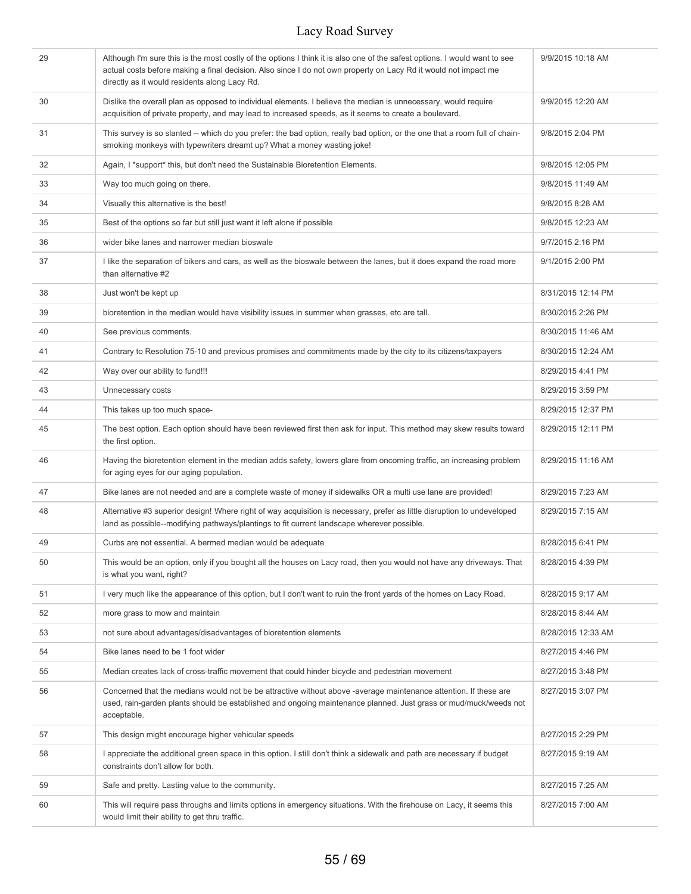| | | |
|---|---|---|
| 29 | Although I'm sure this is the most costly of the options I think it is also one of the safest options. I would want to see actual costs before making a final decision. Also since I do not own property on Lacy Rd it would not impact me directly as it would residents along Lacy Rd. | 9/9/2015 10:18 AM |
| 30 | Dislike the overall plan as opposed to individual elements. I believe the median is unnecessary, would require acquisition of private property, and may lead to increased speeds, as it seems to create a boulevard. | 9/9/2015 12:20 AM |
| 31 | This survey is so slanted -- which do you prefer: the bad option, really bad option, or the one that a room full of chain-smoking monkeys with typewriters dreamt up? What a money wasting joke! | 9/8/2015 2:04 PM |
| 32 | Again, I *support* this, but don't need the Sustainable Bioretention Elements. | 9/8/2015 12:05 PM |
| 33 | Way too much going on there. | 9/8/2015 11:49 AM |
| 34 | Visually this alternative is the best! | 9/8/2015 8:28 AM |
| 35 | Best of the options so far but still just want it left alone if possible | 9/8/2015 12:23 AM |
| 36 | wider bike lanes and narrower median bioswale | 9/7/2015 2:16 PM |
| 37 | I like the separation of bikers and cars, as well as the bioswale between the lanes, but it does expand the road more than alternative #2 | 9/1/2015 2:00 PM |
| 38 | Just won't be kept up | 8/31/2015 12:14 PM |
| 39 | bioretention in the median would have visibility issues in summer when grasses, etc are tall. | 8/30/2015 2:26 PM |
| 40 | See previous comments. | 8/30/2015 11:46 AM |
| 41 | Contrary to Resolution 75-10 and previous promises and commitments made by the city to its citizens/taxpayers | 8/30/2015 12:24 AM |
| 42 | Way over our ability to fund!!! | 8/29/2015 4:41 PM |
| 43 | Unnecessary costs | 8/29/2015 3:59 PM |
| 44 | This takes up too much space- | 8/29/2015 12:37 PM |
| 45 | The best option. Each option should have been reviewed first then ask for input. This method may skew results toward the first option. | 8/29/2015 12:11 PM |
| 46 | Having the bioretention element in the median adds safety, lowers glare from oncoming traffic, an increasing problem for aging eyes for our aging population. | 8/29/2015 11:16 AM |
| 47 | Bike lanes are not needed and are a complete waste of money if sidewalks OR a multi use lane are provided! | 8/29/2015 7:23 AM |
| 48 | Alternative #3 superior design! Where right of way acquisition is necessary, prefer as little disruption to undeveloped land as possible--modifying pathways/plantings to fit current landscape wherever possible. | 8/29/2015 7:15 AM |
| 49 | Curbs are not essential. A bermed median would be adequate | 8/28/2015 6:41 PM |
| 50 | This would be an option, only if you bought all the houses on Lacy road, then you would not have any driveways. That is what you want, right? | 8/28/2015 4:39 PM |
| 51 | I very much like the appearance of this option, but I don't want to ruin the front yards of the homes on Lacy Road. | 8/28/2015 9:17 AM |
| 52 | more grass to mow and maintain | 8/28/2015 8:44 AM |
| 53 | not sure about advantages/disadvantages of bioretention elements | 8/28/2015 12:33 AM |
| 54 | Bike lanes need to be 1 foot wider | 8/27/2015 4:46 PM |
| 55 | Median creates lack of cross-traffic movement that could hinder bicycle and pedestrian movement | 8/27/2015 3:48 PM |
| 56 | Concerned that the medians would not be be attractive without above -average maintenance attention. If these are used, rain-garden plants should be established and ongoing maintenance planned. Just grass or mud/muck/weeds not acceptable. | 8/27/2015 3:07 PM |
| 57 | This design might encourage higher vehicular speeds | 8/27/2015 2:29 PM |
| 58 | I appreciate the additional green space in this option. I still don't think a sidewalk and path are necessary if budget constraints don't allow for both. | 8/27/2015 9:19 AM |
| 59 | Safe and pretty. Lasting value to the community. | 8/27/2015 7:25 AM |
| 60 | This will require pass throughs and limits options in emergency situations. With the firehouse on Lacy, it seems this would limit their ability to get thru traffic. | 8/27/2015 7:00 AM |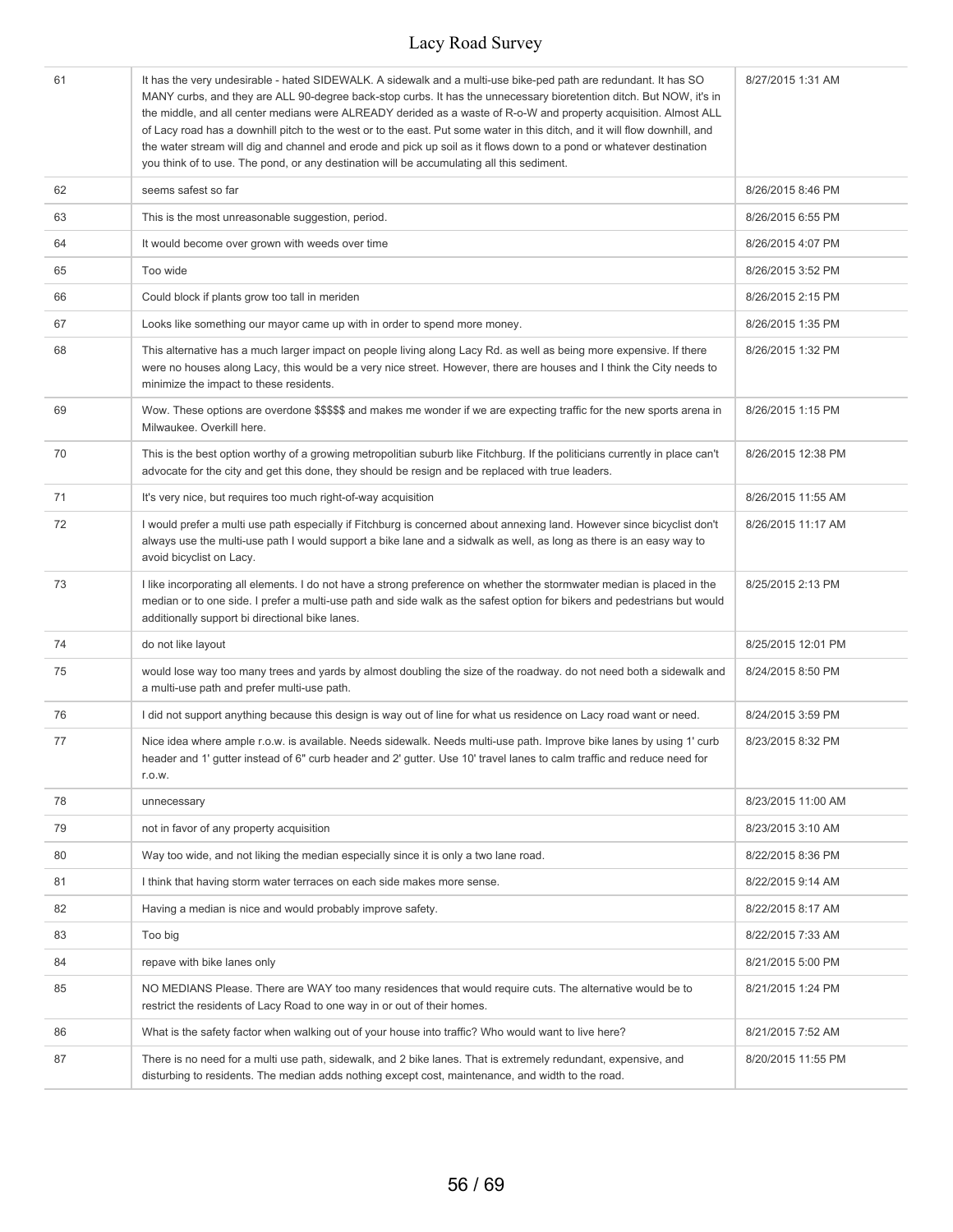| | | |
|---|---|---|
| 61 | It has the very undesirable - hated SIDEWALK. A sidewalk and a multi-use bike-ped path are redundant. It has SO MANY curbs, and they are ALL 90-degree back-stop curbs. It has the unnecessary bioretention ditch. But NOW, it's in the middle, and all center medians were ALREADY derided as a waste of R-o-W and property acquisition. Almost ALL of Lacy road has a downhill pitch to the west or to the east. Put some water in this ditch, and it will flow downhill, and the water stream will dig and channel and erode and pick up soil as it flows down to a pond or whatever destination you think of to use. The pond, or any destination will be accumulating all this sediment. | 8/27/2015 1:31 AM |
| 62 | seems safest so far | 8/26/2015 8:46 PM |
| 63 | This is the most unreasonable suggestion, period. | 8/26/2015 6:55 PM |
| 64 | It would become over grown with weeds over time | 8/26/2015 4:07 PM |
| 65 | Too wide | 8/26/2015 3:52 PM |
| 66 | Could block if plants grow too tall in meriden | 8/26/2015 2:15 PM |
| 67 | Looks like something our mayor came up with in order to spend more money. | 8/26/2015 1:35 PM |
| 68 | This alternative has a much larger impact on people living along Lacy Rd. as well as being more expensive. If there were no houses along Lacy, this would be a very nice street. However, there are houses and I think the City needs to minimize the impact to these residents. | 8/26/2015 1:32 PM |
| 69 | Wow. These options are overdone $$$$$ and makes me wonder if we are expecting traffic for the new sports arena in Milwaukee. Overkill here. | 8/26/2015 1:15 PM |
| 70 | This is the best option worthy of a growing metropolitian suburb like Fitchburg. If the politicians currently in place can't advocate for the city and get this done, they should be resign and be replaced with true leaders. | 8/26/2015 12:38 PM |
| 71 | It's very nice, but requires too much right-of-way acquisition | 8/26/2015 11:55 AM |
| 72 | I would prefer a multi use path especially if Fitchburg is concerned about annexing land. However since bicyclist don't always use the multi-use path I would support a bike lane and a sidwalk as well, as long as there is an easy way to avoid bicyclist on Lacy. | 8/26/2015 11:17 AM |
| 73 | I like incorporating all elements. I do not have a strong preference on whether the stormwater median is placed in the median or to one side. I prefer a multi-use path and side walk as the safest option for bikers and pedestrians but would additionally support bi directional bike lanes. | 8/25/2015 2:13 PM |
| 74 | do not like layout | 8/25/2015 12:01 PM |
| 75 | would lose way too many trees and yards by almost doubling the size of the roadway. do not need both a sidewalk and a multi-use path and prefer multi-use path. | 8/24/2015 8:50 PM |
| 76 | I did not support anything because this design is way out of line for what us residence on Lacy road want or need. | 8/24/2015 3:59 PM |
| 77 | Nice idea where ample r.o.w. is available. Needs sidewalk. Needs multi-use path. Improve bike lanes by using 1' curb header and 1' gutter instead of 6" curb header and 2' gutter. Use 10' travel lanes to calm traffic and reduce need for r.o.w. | 8/23/2015 8:32 PM |
| 78 | unnecessary | 8/23/2015 11:00 AM |
| 79 | not in favor of any property acquisition | 8/23/2015 3:10 AM |
| 80 | Way too wide, and not liking the median especially since it is only a two lane road. | 8/22/2015 8:36 PM |
| 81 | I think that having storm water terraces on each side makes more sense. | 8/22/2015 9:14 AM |
| 82 | Having a median is nice and would probably improve safety. | 8/22/2015 8:17 AM |
| 83 | Too big | 8/22/2015 7:33 AM |
| 84 | repave with bike lanes only | 8/21/2015 5:00 PM |
| 85 | NO MEDIANS Please. There are WAY too many residences that would require cuts. The alternative would be to restrict the residents of Lacy Road to one way in or out of their homes. | 8/21/2015 1:24 PM |
| 86 | What is the safety factor when walking out of your house into traffic? Who would want to live here? | 8/21/2015 7:52 AM |
| 87 | There is no need for a multi use path, sidewalk, and 2 bike lanes. That is extremely redundant, expensive, and disturbing to residents. The median adds nothing except cost, maintenance, and width to the road. | 8/20/2015 11:55 PM |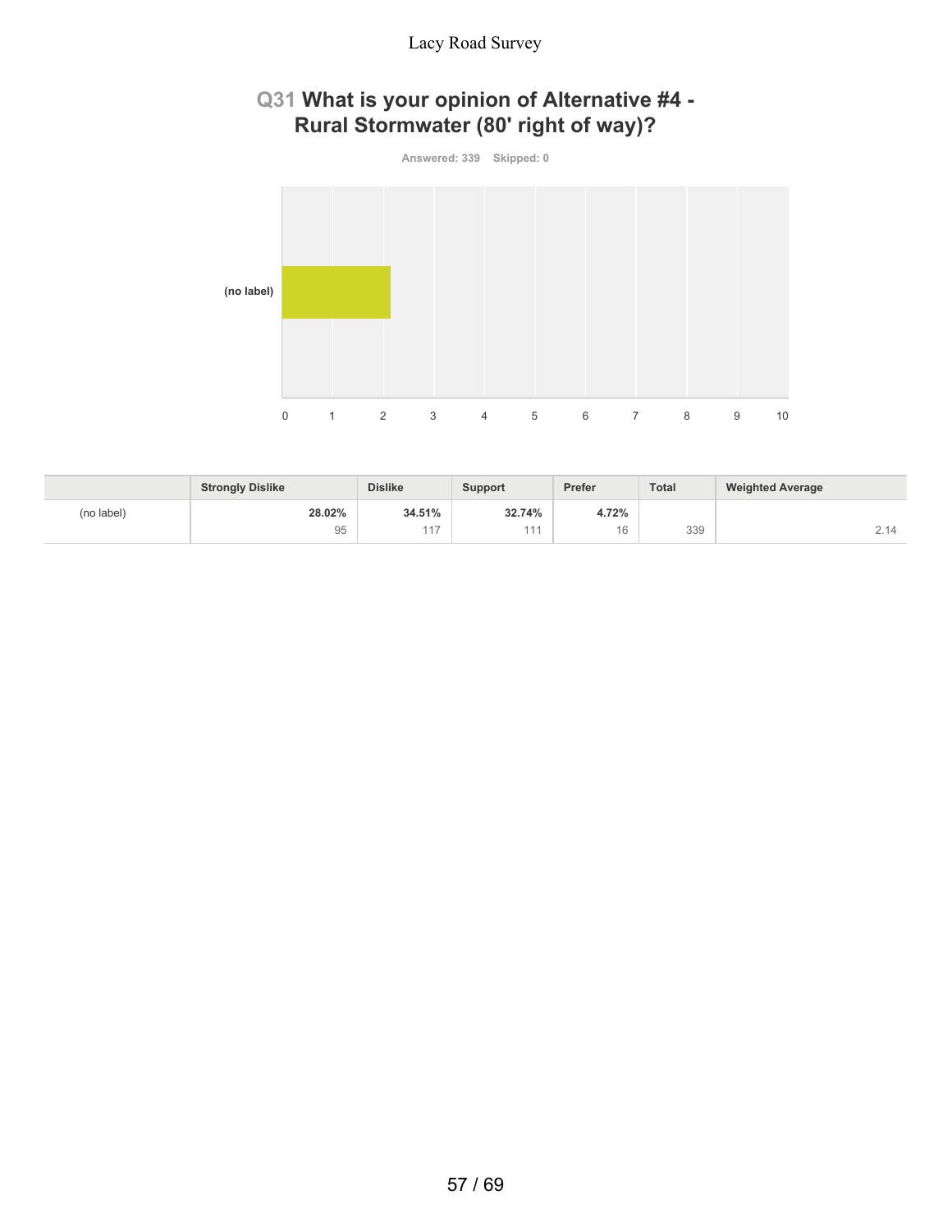## Q31 What is your opinion of Alternative #4 - Rural Stormwater (80' right of way)?

Answered: 339 Skipped: 0

(no label)

0 1 2 3 4 5 6 7 8 9 10

| | Strongly Dislike | Dislike | Support | Prefer | Total | Weighted Average |
|---|---|---|---|---|---|---|
| (no label) | **28.02%**<br>95 | **34.51%**<br>117 | **32.74%**<br>111 | **4.72%**<br>16 | 339 | 2.14 |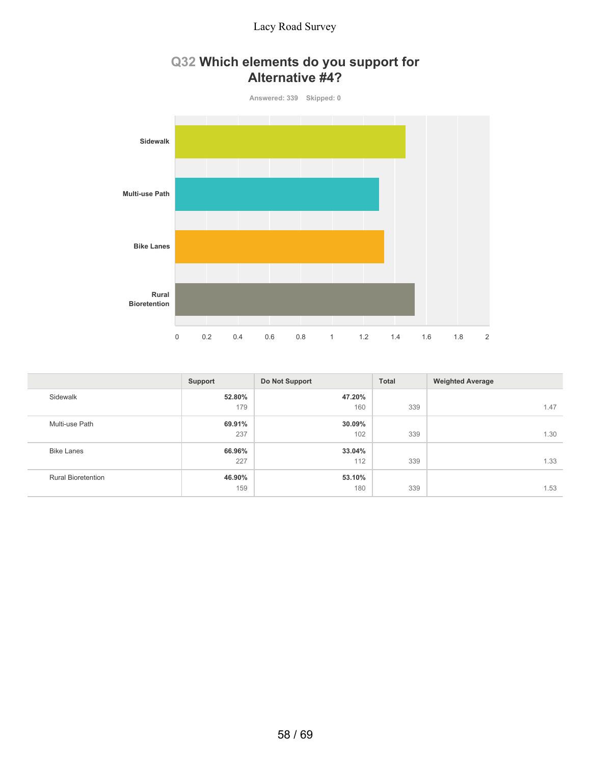# Q32 Which elements do you support for Alternative #4?

Answered: 339 Skipped: 0

Sidewalk

Multi-use Path

Bike Lanes

Rural Bioretention

0 0.2 0.4 0.6 0.8 1 1.2 1.4 1.6 1.8 2

| | Support | Do Not Support | Total | Weighted Average |
|---|---|---|---|---|
| Sidewalk | **52.80%** 179 | **47.20%** 160 | 339 | 1.47 |
| Multi-use Path | **69.91%** 237 | **30.09%** 102 | 339 | 1.30 |
| Bike Lanes | **66.96%** 227 | **33.04%** 112 | 339 | 1.33 |
| Rural Bioretention | **46.90%** 159 | **53.10%** 180 | 339 | 1.53 |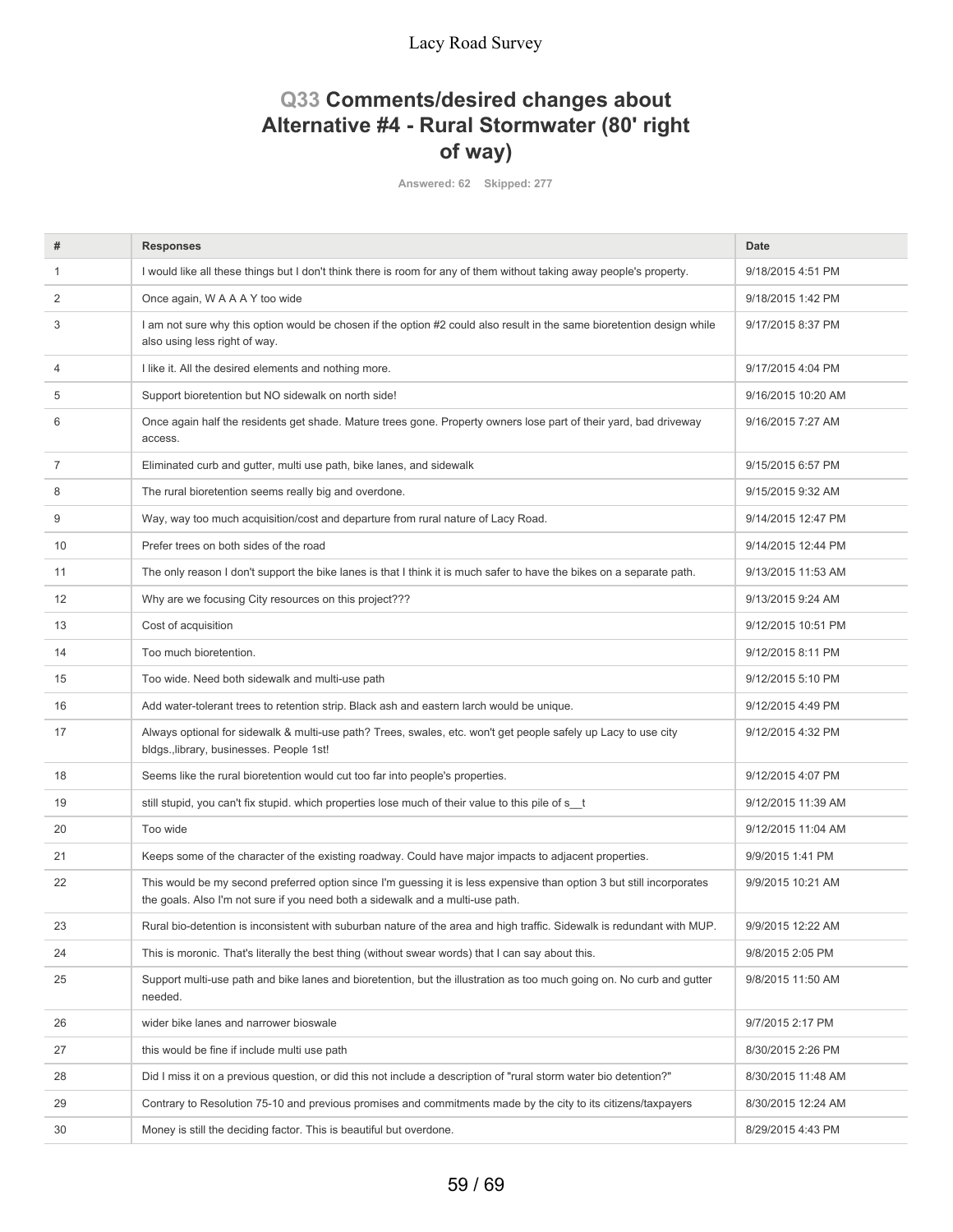## Q33 Comments/desired changes about Alternative #4 - Rural Stormwater (80' right of way)

Answered: 62 Skipped: 277

| # | Responses | Date |
|---|---|---|
| 1 | I would like all these things but I don't think there is room for any of them without taking away people's property. | 9/18/2015 4:51 PM |
| 2 | Once again, W A A A Y too wide | 9/18/2015 1:42 PM |
| 3 | I am not sure why this option would be chosen if the option #2 could also result in the same bioretention design while also using less right of way. | 9/17/2015 8:37 PM |
| 4 | I like it. All the desired elements and nothing more. | 9/17/2015 4:04 PM |
| 5 | Support bioretention but NO sidewalk on north side! | 9/16/2015 10:20 AM |
| 6 | Once again half the residents get shade. Mature trees gone. Property owners lose part of their yard, bad driveway access. | 9/16/2015 7:27 AM |
| 7 | Eliminated curb and gutter, multi use path, bike lanes, and sidewalk | 9/15/2015 6:57 PM |
| 8 | The rural bioretention seems really big and overdone. | 9/15/2015 9:32 AM |
| 9 | Way, way too much acquisition/cost and departure from rural nature of Lacy Road. | 9/14/2015 12:47 PM |
| 10 | Prefer trees on both sides of the road | 9/14/2015 12:44 PM |
| 11 | The only reason I don't support the bike lanes is that I think it is much safer to have the bikes on a separate path. | 9/13/2015 11:53 AM |
| 12 | Why are we focusing City resources on this project??? | 9/13/2015 9:24 AM |
| 13 | Cost of acquisition | 9/12/2015 10:51 PM |
| 14 | Too much bioretention. | 9/12/2015 8:11 PM |
| 15 | Too wide. Need both sidewalk and multi-use path | 9/12/2015 5:10 PM |
| 16 | Add water-tolerant trees to retention strip. Black ash and eastern larch would be unique. | 9/12/2015 4:49 PM |
| 17 | Always optional for sidewalk & multi-use path? Trees, swales, etc. won't get people safely up Lacy to use city bldgs.,library, businesses. People 1st! | 9/12/2015 4:32 PM |
| 18 | Seems like the rural bioretention would cut too far into people's properties. | 9/12/2015 4:07 PM |
| 19 | still stupid, you can't fix stupid. which properties lose much of their value to this pile of s__t | 9/12/2015 11:39 AM |
| 20 | Too wide | 9/12/2015 11:04 AM |
| 21 | Keeps some of the character of the existing roadway. Could have major impacts to adjacent properties. | 9/9/2015 1:41 PM |
| 22 | This would be my second preferred option since I'm guessing it is less expensive than option 3 but still incorporates the goals. Also I'm not sure if you need both a sidewalk and a multi-use path. | 9/9/2015 10:21 AM |
| 23 | Rural bio-detention is inconsistent with suburban nature of the area and high traffic. Sidewalk is redundant with MUP. | 9/9/2015 12:22 AM |
| 24 | This is moronic. That's literally the best thing (without swear words) that I can say about this. | 9/8/2015 2:05 PM |
| 25 | Support multi-use path and bike lanes and bioretention, but the illustration as too much going on. No curb and gutter needed. | 9/8/2015 11:50 AM |
| 26 | wider bike lanes and narrower bioswale | 9/7/2015 2:17 PM |
| 27 | this would be fine if include multi use path | 8/30/2015 2:26 PM |
| 28 | Did I miss it on a previous question, or did this not include a description of "rural storm water bio detention?" | 8/30/2015 11:48 AM |
| 29 | Contrary to Resolution 75-10 and previous promises and commitments made by the city to its citizens/taxpayers | 8/30/2015 12:24 AM |
| 30 | Money is still the deciding factor. This is beautiful but overdone. | 8/29/2015 4:43 PM |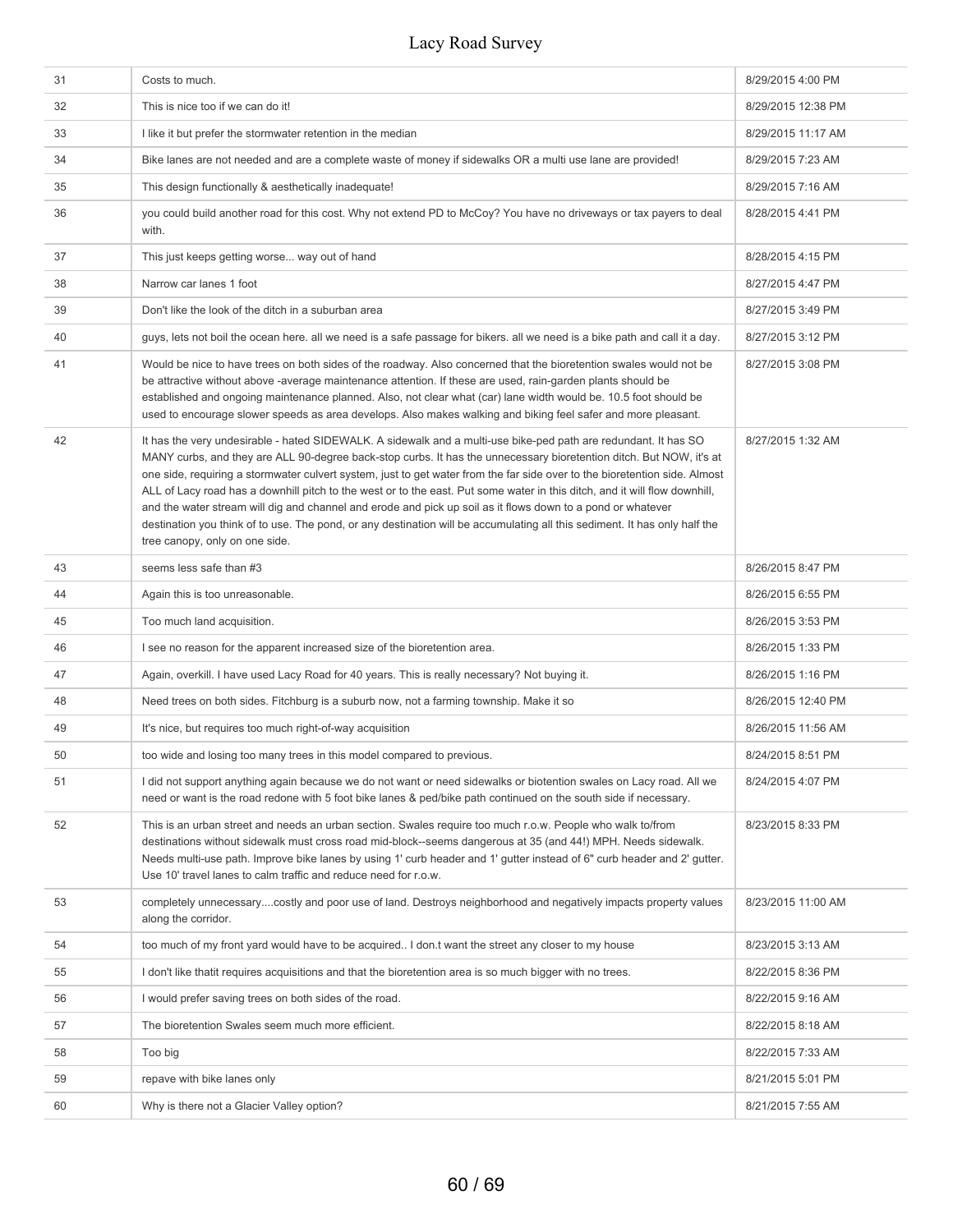| | | |
|---|---|---|
| 31 | Costs to much. | 8/29/2015 4:00 PM |
| 32 | This is nice too if we can do it! | 8/29/2015 12:38 PM |
| 33 | I like it but prefer the stormwater retention in the median | 8/29/2015 11:17 AM |
| 34 | Bike lanes are not needed and are a complete waste of money if sidewalks OR a multi use lane are provided! | 8/29/2015 7:23 AM |
| 35 | This design functionally & aesthetically inadequate! | 8/29/2015 7:16 AM |
| 36 | you could build another road for this cost. Why not extend PD to McCoy? You have no driveways or tax payers to deal with. | 8/28/2015 4:41 PM |
| 37 | This just keeps getting worse... way out of hand | 8/28/2015 4:15 PM |
| 38 | Narrow car lanes 1 foot | 8/27/2015 4:47 PM |
| 39 | Don't like the look of the ditch in a suburban area | 8/27/2015 3:49 PM |
| 40 | guys, lets not boil the ocean here. all we need is a safe passage for bikers. all we need is a bike path and call it a day. | 8/27/2015 3:12 PM |
| 41 | Would be nice to have trees on both sides of the roadway. Also concerned that the bioretention swales would not be be attractive without above -average maintenance attention. If these are used, rain-garden plants should be established and ongoing maintenance planned. Also, not clear what (car) lane width would be. 10.5 foot should be used to encourage slower speeds as area develops. Also makes walking and biking feel safer and more pleasant. | 8/27/2015 3:08 PM |
| 42 | It has the very undesirable - hated SIDEWALK. A sidewalk and a multi-use bike-ped path are redundant. It has SO MANY curbs, and they are ALL 90-degree back-stop curbs. It has the unnecessary bioretention ditch. But NOW, it's at one side, requiring a stormwater culvert system, just to get water from the far side over to the bioretention side. Almost ALL of Lacy road has a downhill pitch to the west or to the east. Put some water in this ditch, and it will flow downhill, and the water stream will dig and channel and erode and pick up soil as it flows down to a pond or whatever destination you think of to use. The pond, or any destination will be accumulating all this sediment. It has only half the tree canopy, only on one side. | 8/27/2015 1:32 AM |
| 43 | seems less safe than #3 | 8/26/2015 8:47 PM |
| 44 | Again this is too unreasonable. | 8/26/2015 6:55 PM |
| 45 | Too much land acquisition. | 8/26/2015 3:53 PM |
| 46 | I see no reason for the apparent increased size of the bioretention area. | 8/26/2015 1:33 PM |
| 47 | Again, overkill. I have used Lacy Road for 40 years. This is really necessary? Not buying it. | 8/26/2015 1:16 PM |
| 48 | Need trees on both sides. Fitchburg is a suburb now, not a farming township. Make it so | 8/26/2015 12:40 PM |
| 49 | It's nice, but requires too much right-of-way acquisition | 8/26/2015 11:56 AM |
| 50 | too wide and losing too many trees in this model compared to previous. | 8/24/2015 8:51 PM |
| 51 | I did not support anything again because we do not want or need sidewalks or biotention swales on Lacy road. All we need or want is the road redone with 5 foot bike lanes & ped/bike path continued on the south side if necessary. | 8/24/2015 4:07 PM |
| 52 | This is an urban street and needs an urban section. Swales require too much r.o.w. People who walk to/from destinations without sidewalk must cross road mid-block--seems dangerous at 35 (and 44!) MPH. Needs sidewalk. Needs multi-use path. Improve bike lanes by using 1' curb header and 1' gutter instead of 6" curb header and 2' gutter. Use 10' travel lanes to calm traffic and reduce need for r.o.w. | 8/23/2015 8:33 PM |
| 53 | completely unnecessary....costly and poor use of land. Destroys neighborhood and negatively impacts property values along the corridor. | 8/23/2015 11:00 AM |
| 54 | too much of my front yard would have to be acquired.. I don.t want the street any closer to my house | 8/23/2015 3:13 AM |
| 55 | I don't like thatit requires acquisitions and that the bioretention area is so much bigger with no trees. | 8/22/2015 8:36 PM |
| 56 | I would prefer saving trees on both sides of the road. | 8/22/2015 9:16 AM |
| 57 | The bioretention Swales seem much more efficient. | 8/22/2015 8:18 AM |
| 58 | Too big | 8/22/2015 7:33 AM |
| 59 | repave with bike lanes only | 8/21/2015 5:01 PM |
| 60 | Why is there not a Glacier Valley option? | 8/21/2015 7:55 AM |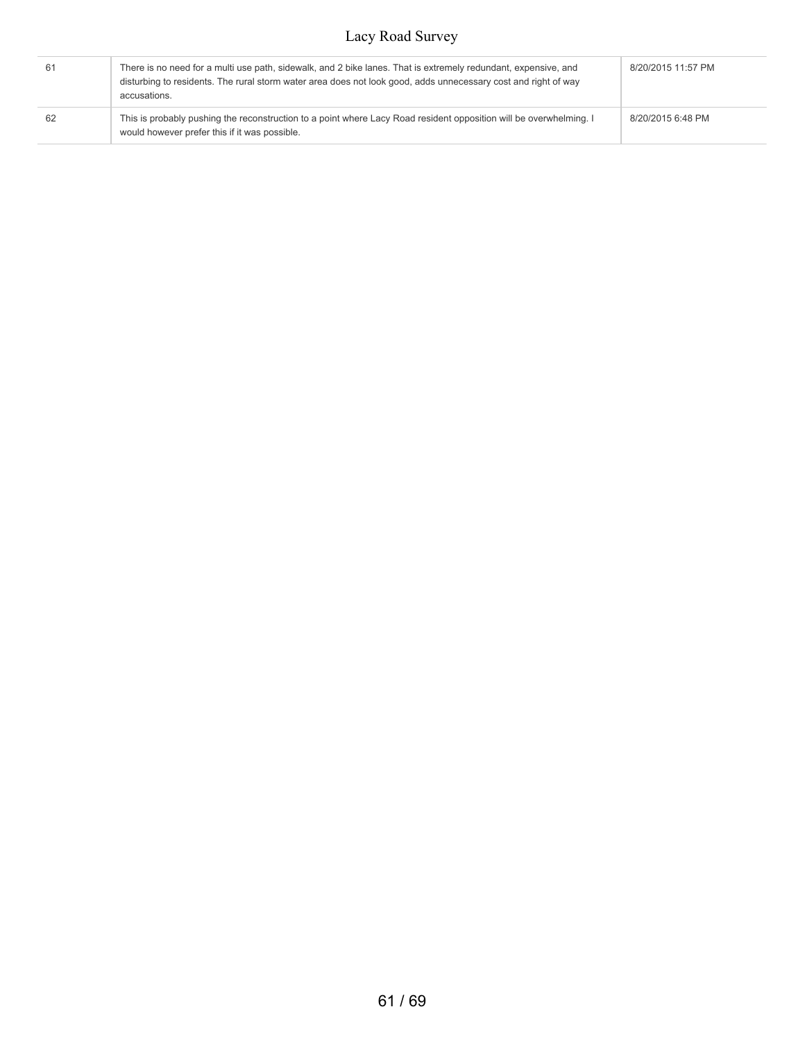| | | |
|---|---|---|
| 61 | There is no need for a multi use path, sidewalk, and 2 bike lanes. That is extremely redundant, expensive, and disturbing to residents. The rural storm water area does not look good, adds unnecessary cost and right of way accusations. | 8/20/2015 11:57 PM |
| 62 | This is probably pushing the reconstruction to a point where Lacy Road resident opposition will be overwhelming. I would however prefer this if it was possible. | 8/20/2015 6:48 PM |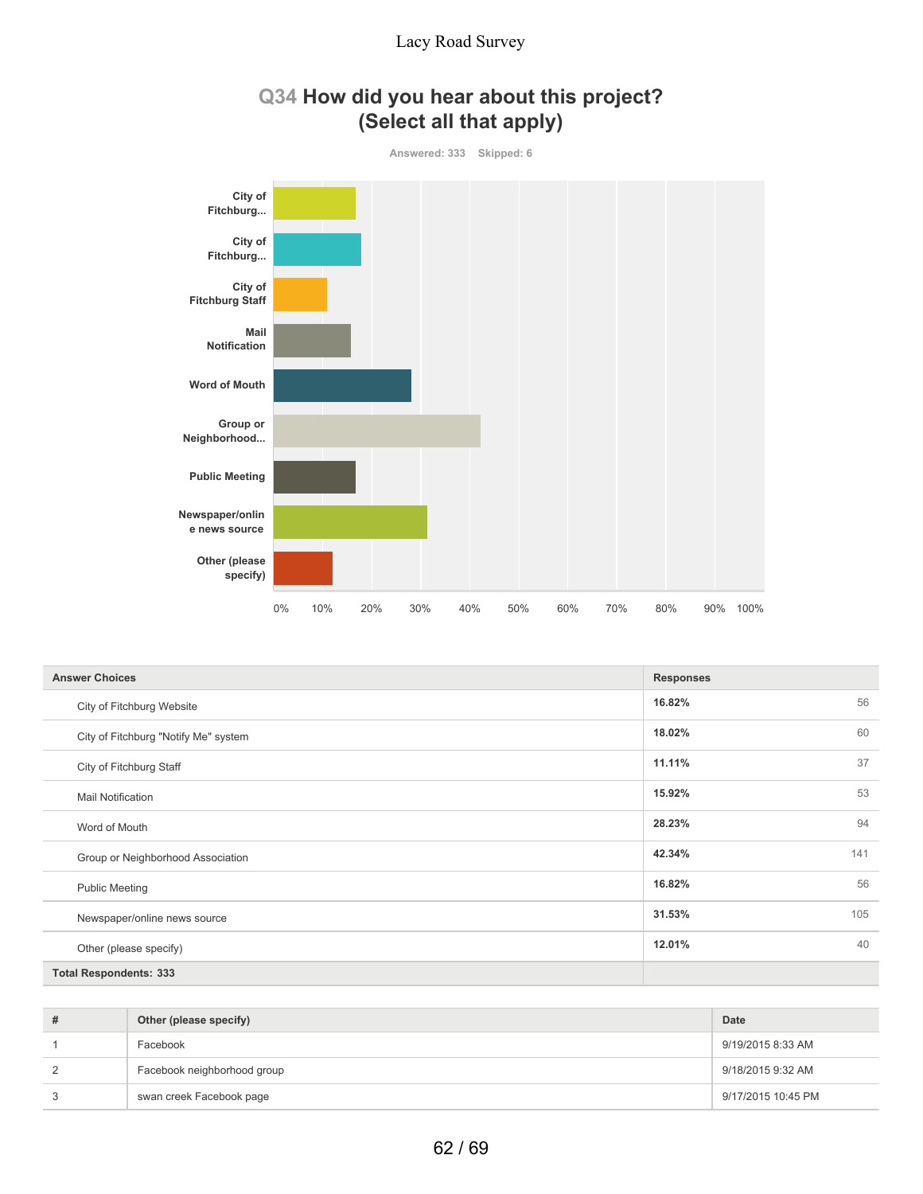## Q34 How did you hear about this project? (Select all that apply)

Answered: 333 Skipped: 6

City of Fitchburg...
City of Fitchburg...
City of Fitchburg Staff
Mail Notification
Word of Mouth
Group or Neighborhood...
Public Meeting
Newspaper/online news source
Other (please specify)

0% 10% 20% 30% 40% 50% 60% 70% 80% 90% 100%

| Answer Choices | Responses | |
|---|---|---|
| City of Fitchburg Website | **16.82%** | 56 |
| City of Fitchburg "Notify Me" system | **18.02%** | 60 |
| City of Fitchburg Staff | **11.11%** | 37 |
| Mail Notification | **15.92%** | 53 |
| Word of Mouth | **28.23%** | 94 |
| Group or Neighborhood Association | **42.34%** | 141 |
| Public Meeting | **16.82%** | 56 |
| Newspaper/online news source | **31.53%** | 105 |
| Other (please specify) | **12.01%** | 40 |
| **Total Respondents: 333** | | |

| # | Other (please specify) | Date |
|---|---|---|
| 1 | Facebook | 9/19/2015 8:33 AM |
| 2 | Facebook neighborhood group | 9/18/2015 9:32 AM |
| 3 | swan creek Facebook page | 9/17/2015 10:45 PM |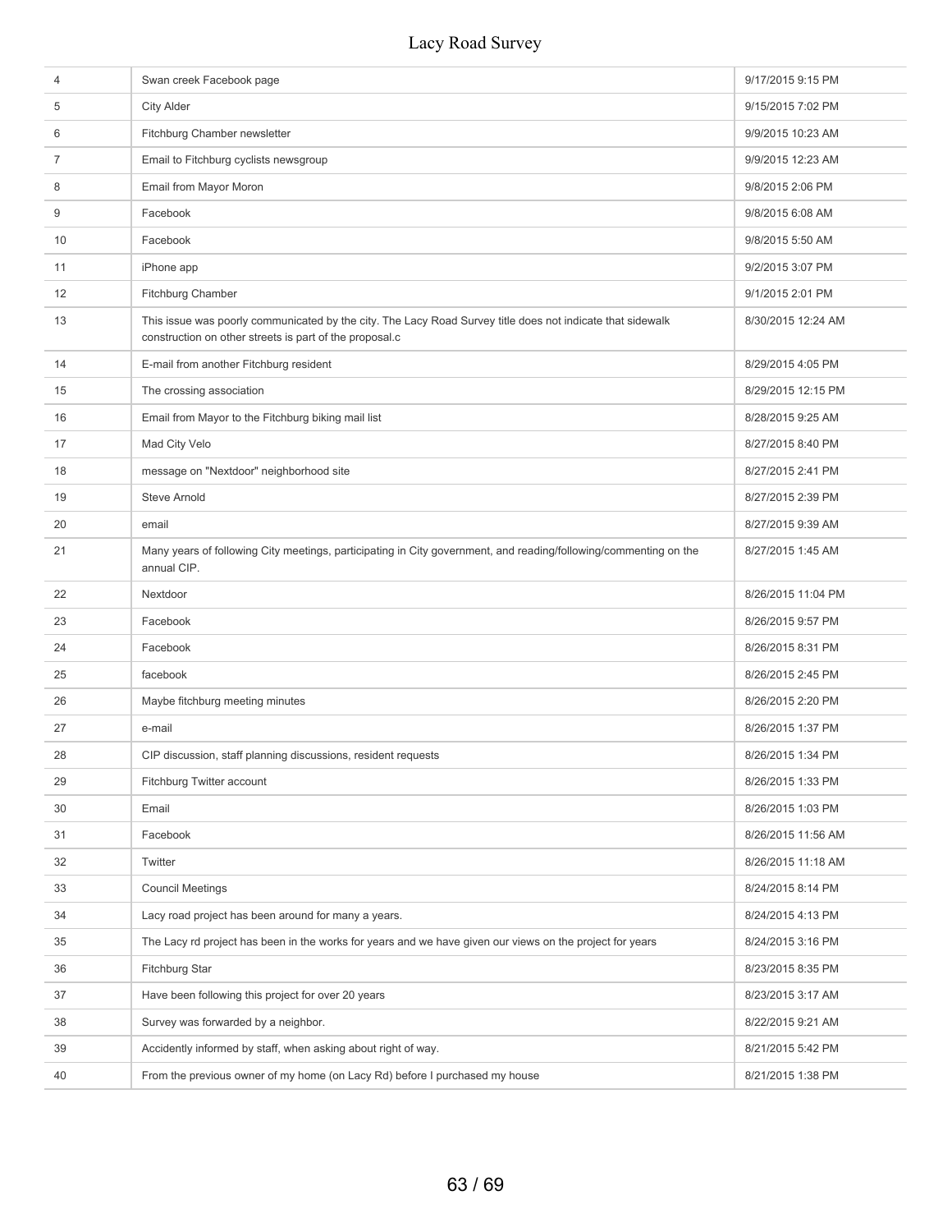| | | |
|---|---|---|
| 4 | Swan creek Facebook page | 9/17/2015 9:15 PM |
| 5 | City Alder | 9/15/2015 7:02 PM |
| 6 | Fitchburg Chamber newsletter | 9/9/2015 10:23 AM |
| 7 | Email to Fitchburg cyclists newsgroup | 9/9/2015 12:23 AM |
| 8 | Email from Mayor Moron | 9/8/2015 2:06 PM |
| 9 | Facebook | 9/8/2015 6:08 AM |
| 10 | Facebook | 9/8/2015 5:50 AM |
| 11 | iPhone app | 9/2/2015 3:07 PM |
| 12 | Fitchburg Chamber | 9/1/2015 2:01 PM |
| 13 | This issue was poorly communicated by the city. The Lacy Road Survey title does not indicate that sidewalk construction on other streets is part of the proposal.c | 8/30/2015 12:24 AM |
| 14 | E-mail from another Fitchburg resident | 8/29/2015 4:05 PM |
| 15 | The crossing association | 8/29/2015 12:15 PM |
| 16 | Email from Mayor to the Fitchburg biking mail list | 8/28/2015 9:25 AM |
| 17 | Mad City Velo | 8/27/2015 8:40 PM |
| 18 | message on "Nextdoor" neighborhood site | 8/27/2015 2:41 PM |
| 19 | Steve Arnold | 8/27/2015 2:39 PM |
| 20 | email | 8/27/2015 9:39 AM |
| 21 | Many years of following City meetings, participating in City government, and reading/following/commenting on the annual CIP. | 8/27/2015 1:45 AM |
| 22 | Nextdoor | 8/26/2015 11:04 PM |
| 23 | Facebook | 8/26/2015 9:57 PM |
| 24 | Facebook | 8/26/2015 8:31 PM |
| 25 | facebook | 8/26/2015 2:45 PM |
| 26 | Maybe fitchburg meeting minutes | 8/26/2015 2:20 PM |
| 27 | e-mail | 8/26/2015 1:37 PM |
| 28 | CIP discussion, staff planning discussions, resident requests | 8/26/2015 1:34 PM |
| 29 | Fitchburg Twitter account | 8/26/2015 1:33 PM |
| 30 | Email | 8/26/2015 1:03 PM |
| 31 | Facebook | 8/26/2015 11:56 AM |
| 32 | Twitter | 8/26/2015 11:18 AM |
| 33 | Council Meetings | 8/24/2015 8:14 PM |
| 34 | Lacy road project has been around for many a years. | 8/24/2015 4:13 PM |
| 35 | The Lacy rd project has been in the works for years and we have given our views on the project for years | 8/24/2015 3:16 PM |
| 36 | Fitchburg Star | 8/23/2015 8:35 PM |
| 37 | Have been following this project for over 20 years | 8/23/2015 3:17 AM |
| 38 | Survey was forwarded by a neighbor. | 8/22/2015 9:21 AM |
| 39 | Accidently informed by staff, when asking about right of way. | 8/21/2015 5:42 PM |
| 40 | From the previous owner of my home (on Lacy Rd) before I purchased my house | 8/21/2015 1:38 PM |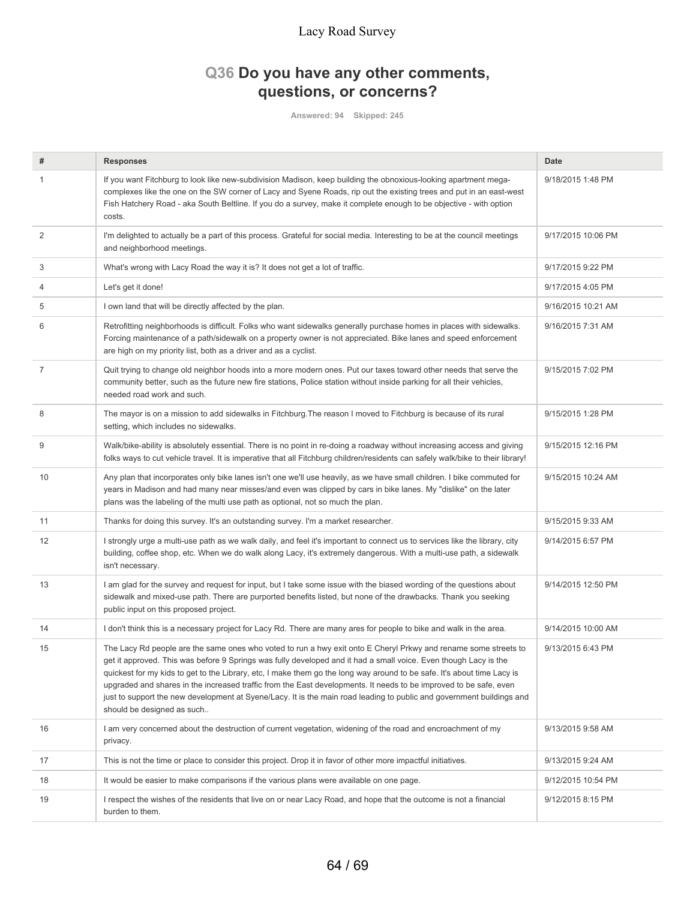## Q36 Do you have any other comments, questions, or concerns?

Answered: 94 Skipped: 245

| # | Responses | Date |
|---|---|---|
| 1 | If you want Fitchburg to look like new-subdivision Madison, keep building the obnoxious-looking apartment mega-complexes like the one on the SW corner of Lacy and Syene Roads, rip out the existing trees and put in an east-west Fish Hatchery Road - aka South Beltline. If you do a survey, make it complete enough to be objective - with option costs. | 9/18/2015 1:48 PM |
| 2 | I'm delighted to actually be a part of this process. Grateful for social media. Interesting to be at the council meetings and neighborhood meetings. | 9/17/2015 10:06 PM |
| 3 | What's wrong with Lacy Road the way it is? It does not get a lot of traffic. | 9/17/2015 9:22 PM |
| 4 | Let's get it done! | 9/17/2015 4:05 PM |
| 5 | I own land that will be directly affected by the plan. | 9/16/2015 10:21 AM |
| 6 | Retrofitting neighborhoods is difficult. Folks who want sidewalks generally purchase homes in places with sidewalks. Forcing maintenance of a path/sidewalk on a property owner is not appreciated. Bike lanes and speed enforcement are high on my priority list, both as a driver and as a cyclist. | 9/16/2015 7:31 AM |
| 7 | Quit trying to change old neighbor hoods into a more modern ones. Put our taxes toward other needs that serve the community better, such as the future new fire stations, Police station without inside parking for all their vehicles, needed road work and such. | 9/15/2015 7:02 PM |
| 8 | The mayor is on a mission to add sidewalks in Fitchburg.The reason I moved to Fitchburg is because of its rural setting, which includes no sidewalks. | 9/15/2015 1:28 PM |
| 9 | Walk/bike-ability is absolutely essential. There is no point in re-doing a roadway without increasing access and giving folks ways to cut vehicle travel. It is imperative that all Fitchburg children/residents can safely walk/bike to their library! | 9/15/2015 12:16 PM |
| 10 | Any plan that incorporates only bike lanes isn't one we'll use heavily, as we have small children. I bike commuted for years in Madison and had many near misses/and even was clipped by cars in bike lanes. My "dislike" on the later plans was the labeling of the multi use path as optional, not so much the plan. | 9/15/2015 10:24 AM |
| 11 | Thanks for doing this survey. It's an outstanding survey. I'm a market researcher. | 9/15/2015 9:33 AM |
| 12 | I strongly urge a multi-use path as we walk daily, and feel it's important to connect us to services like the library, city building, coffee shop, etc. When we do walk along Lacy, it's extremely dangerous. With a multi-use path, a sidewalk isn't necessary. | 9/14/2015 6:57 PM |
| 13 | I am glad for the survey and request for input, but I take some issue with the biased wording of the questions about sidewalk and mixed-use path. There are purported benefits listed, but none of the drawbacks. Thank you seeking public input on this proposed project. | 9/14/2015 12:50 PM |
| 14 | I don't think this is a necessary project for Lacy Rd. There are many ares for people to bike and walk in the area. | 9/14/2015 10:00 AM |
| 15 | The Lacy Rd people are the same ones who voted to run a hwy exit onto E Cheryl Prkwy and rename some streets to get it approved. This was before 9 Springs was fully developed and it had a small voice. Even though Lacy is the quickest for my kids to get to the Library, etc, I make them go the long way around to be safe. It's about time Lacy is upgraded and shares in the increased traffic from the East developments. It needs to be improved to be safe, even just to support the new development at Syene/Lacy. It is the main road leading to public and government buildings and should be designed as such.. | 9/13/2015 6:43 PM |
| 16 | I am very concerned about the destruction of current vegetation, widening of the road and encroachment of my privacy. | 9/13/2015 9:58 AM |
| 17 | This is not the time or place to consider this project. Drop it in favor of other more impactful initiatives. | 9/13/2015 9:24 AM |
| 18 | It would be easier to make comparisons if the various plans were available on one page. | 9/12/2015 10:54 PM |
| 19 | I respect the wishes of the residents that live on or near Lacy Road, and hope that the outcome is not a financial burden to them. | 9/12/2015 8:15 PM |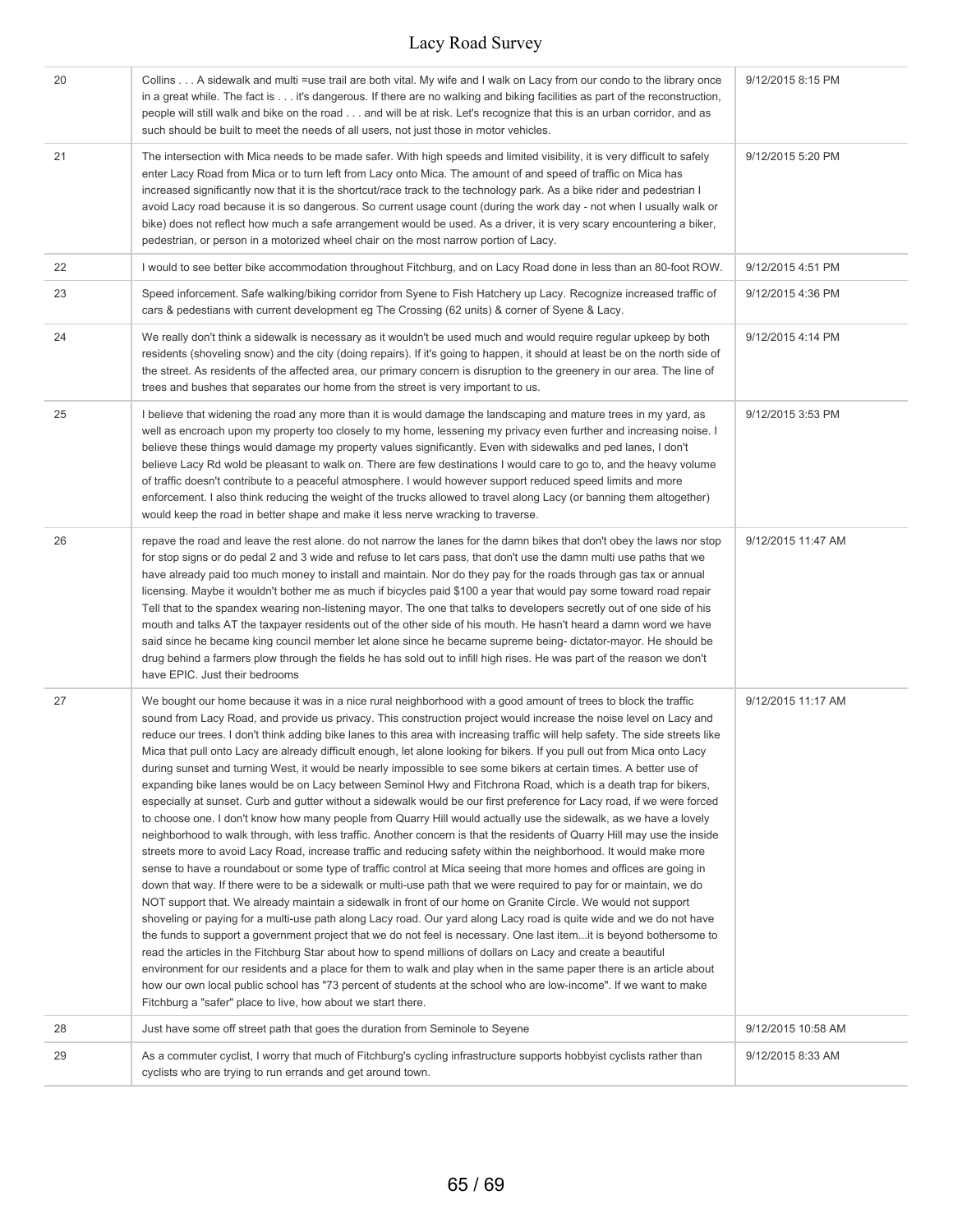| | | |
|---|---|---|
| 20 | Collins . . . A sidewalk and multi =use trail are both vital. My wife and I walk on Lacy from our condo to the library once in a great while. The fact is . . . it's dangerous. If there are no walking and biking facilities as part of the reconstruction, people will still walk and bike on the road . . . and will be at risk. Let's recognize that this is an urban corridor, and as such should be built to meet the needs of all users, not just those in motor vehicles. | 9/12/2015 8:15 PM |
| 21 | The intersection with Mica needs to be made safer. With high speeds and limited visibility, it is very difficult to safely enter Lacy Road from Mica or to turn left from Lacy onto Mica. The amount of and speed of traffic on Mica has increased significantly now that it is the shortcut/race track to the technology park. As a bike rider and pedestrian I avoid Lacy road because it is so dangerous. So current usage count (during the work day - not when I usually walk or bike) does not reflect how much a safe arrangement would be used. As a driver, it is very scary encountering a biker, pedestrian, or person in a motorized wheel chair on the most narrow portion of Lacy. | 9/12/2015 5:20 PM |
| 22 | I would to see better bike accommodation throughout Fitchburg, and on Lacy Road done in less than an 80-foot ROW. | 9/12/2015 4:51 PM |
| 23 | Speed inforcement. Safe walking/biking corridor from Syene to Fish Hatchery up Lacy. Recognize increased traffic of cars & pedestians with current development eg The Crossing (62 units) & corner of Syene & Lacy. | 9/12/2015 4:36 PM |
| 24 | We really don't think a sidewalk is necessary as it wouldn't be used much and would require regular upkeep by both residents (shoveling snow) and the city (doing repairs). If it's going to happen, it should at least be on the north side of the street. As residents of the affected area, our primary concern is disruption to the greenery in our area. The line of trees and bushes that separates our home from the street is very important to us. | 9/12/2015 4:14 PM |
| 25 | I believe that widening the road any more than it is would damage the landscaping and mature trees in my yard, as well as encroach upon my property too closely to my home, lessening my privacy even further and increasing noise. I believe these things would damage my property values significantly. Even with sidewalks and ped lanes, I don't believe Lacy Rd wold be pleasant to walk on. There are few destinations I would care to go to, and the heavy volume of traffic doesn't contribute to a peaceful atmosphere. I would however support reduced speed limits and more enforcement. I also think reducing the weight of the trucks allowed to travel along Lacy (or banning them altogether) would keep the road in better shape and make it less nerve wracking to traverse. | 9/12/2015 3:53 PM |
| 26 | repave the road and leave the rest alone. do not narrow the lanes for the damn bikes that don't obey the laws nor stop for stop signs or do pedal 2 and 3 wide and refuse to let cars pass, that don't use the damn multi use paths that we have already paid too much money to install and maintain. Nor do they pay for the roads through gas tax or annual licensing. Maybe it wouldn't bother me as much if bicycles paid $100 a year that would pay some toward road repair Tell that to the spandex wearing non-listening mayor. The one that talks to developers secretly out of one side of his mouth and talks AT the taxpayer residents out of the other side of his mouth. He hasn't heard a damn word we have said since he became king council member let alone since he became supreme being- dictator-mayor. He should be drug behind a farmers plow through the fields he has sold out to infill high rises. He was part of the reason we don't have EPIC. Just their bedrooms | 9/12/2015 11:47 AM |
| 27 | We bought our home because it was in a nice rural neighborhood with a good amount of trees to block the traffic sound from Lacy Road, and provide us privacy. This construction project would increase the noise level on Lacy and reduce our trees. I don't think adding bike lanes to this area with increasing traffic will help safety. The side streets like Mica that pull onto Lacy are already difficult enough, let alone looking for bikers. If you pull out from Mica onto Lacy during sunset and turning West, it would be nearly impossible to see some bikers at certain times. A better use of expanding bike lanes would be on Lacy between Seminol Hwy and Fitchrona Road, which is a death trap for bikers, especially at sunset. Curb and gutter without a sidewalk would be our first preference for Lacy road, if we were forced to choose one. I don't know how many people from Quarry Hill would actually use the sidewalk, as we have a lovely neighborhood to walk through, with less traffic. Another concern is that the residents of Quarry Hill may use the inside streets more to avoid Lacy Road, increase traffic and reducing safety within the neighborhood. It would make more sense to have a roundabout or some type of traffic control at Mica seeing that more homes and offices are going in down that way. If there were to be a sidewalk or multi-use path that we were required to pay for or maintain, we do NOT support that. We already maintain a sidewalk in front of our home on Granite Circle. We would not support shoveling or paying for a multi-use path along Lacy road. Our yard along Lacy road is quite wide and we do not have the funds to support a government project that we do not feel is necessary. One last item...it is beyond bothersome to read the articles in the Fitchburg Star about how to spend millions of dollars on Lacy and create a beautiful environment for our residents and a place for them to walk and play when in the same paper there is an article about how our own local public school has "73 percent of students at the school who are low-income". If we want to make Fitchburg a "safer" place to live, how about we start there. | 9/12/2015 11:17 AM |
| 28 | Just have some off street path that goes the duration from Seminole to Seyene | 9/12/2015 10:58 AM |
| 29 | As a commuter cyclist, I worry that much of Fitchburg's cycling infrastructure supports hobbyist cyclists rather than cyclists who are trying to run errands and get around town. | 9/12/2015 8:33 AM |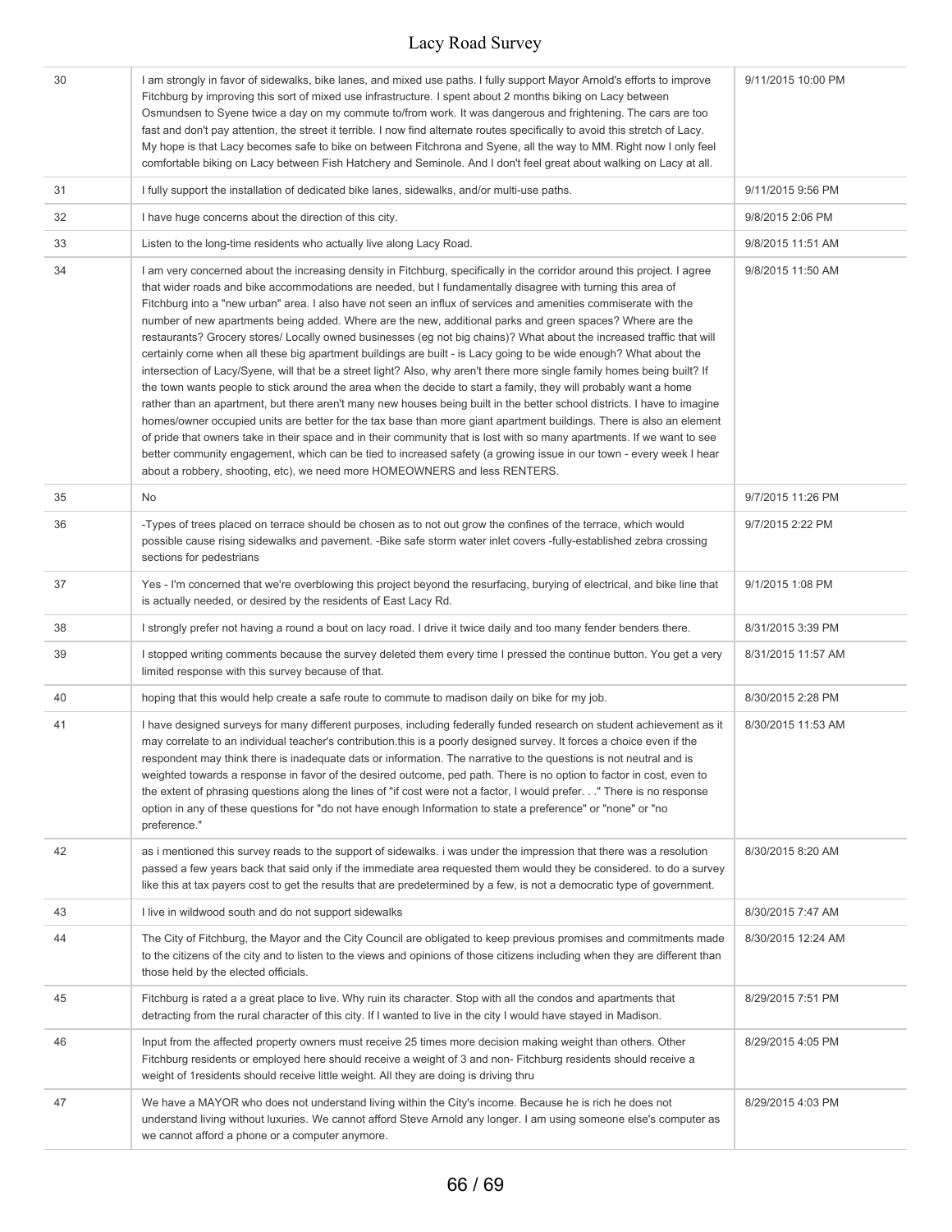| | | |
|---|---|---|
| 30 | I am strongly in favor of sidewalks, bike lanes, and mixed use paths. I fully support Mayor Arnold's efforts to improve Fitchburg by improving this sort of mixed use infrastructure. I spent about 2 months biking on Lacy between Osmundsen to Syene twice a day on my commute to/from work. It was dangerous and frightening. The cars are too fast and don't pay attention, the street it terrible. I now find alternate routes specifically to avoid this stretch of Lacy. My hope is that Lacy becomes safe to bike on between Fitchrona and Syene, all the way to MM. Right now I only feel comfortable biking on Lacy between Fish Hatchery and Seminole. And I don't feel great about walking on Lacy at all. | 9/11/2015 10:00 PM |
| 31 | I fully support the installation of dedicated bike lanes, sidewalks, and/or multi-use paths. | 9/11/2015 9:56 PM |
| 32 | I have huge concerns about the direction of this city. | 9/8/2015 2:06 PM |
| 33 | Listen to the long-time residents who actually live along Lacy Road. | 9/8/2015 11:51 AM |
| 34 | I am very concerned about the increasing density in Fitchburg, specifically in the corridor around this project. I agree that wider roads and bike accommodations are needed, but I fundamentally disagree with turning this area of Fitchburg into a "new urban" area. I also have not seen an influx of services and amenities commiserate with the number of new apartments being added. Where are the new, additional parks and green spaces? Where are the restaurants? Grocery stores/ Locally owned businesses (eg not big chains)? What about the increased traffic that will certainly come when all these big apartment buildings are built - is Lacy going to be wide enough? What about the intersection of Lacy/Syene, will that be a street light? Also, why aren't there more single family homes being built? If the town wants people to stick around the area when the decide to start a family, they will probably want a home rather than an apartment, but there aren't many new houses being built in the better school districts. I have to imagine homes/owner occupied units are better for the tax base than more giant apartment buildings. There is also an element of pride that owners take in their space and in their community that is lost with so many apartments. If we want to see better community engagement, which can be tied to increased safety (a growing issue in our town - every week I hear about a robbery, shooting, etc), we need more HOMEOWNERS and less RENTERS. | 9/8/2015 11:50 AM |
| 35 | No | 9/7/2015 11:26 PM |
| 36 | -Types of trees placed on terrace should be chosen as to not out grow the confines of the terrace, which would possible cause rising sidewalks and pavement. -Bike safe storm water inlet covers -fully-established zebra crossing sections for pedestrians | 9/7/2015 2:22 PM |
| 37 | Yes - I'm concerned that we're overblowing this project beyond the resurfacing, burying of electrical, and bike line that is actually needed, or desired by the residents of East Lacy Rd. | 9/1/2015 1:08 PM |
| 38 | I strongly prefer not having a round a bout on lacy road. I drive it twice daily and too many fender benders there. | 8/31/2015 3:39 PM |
| 39 | I stopped writing comments because the survey deleted them every time I pressed the continue button. You get a very limited response with this survey because of that. | 8/31/2015 11:57 AM |
| 40 | hoping that this would help create a safe route to commute to madison daily on bike for my job. | 8/30/2015 2:28 PM |
| 41 | I have designed surveys for many different purposes, including federally funded research on student achievement as it may correlate to an individual teacher's contribution.this is a poorly designed survey. It forces a choice even if the respondent may think there is inadequate dats or information. The narrative to the questions is not neutral and is weighted towards a response in favor of the desired outcome, ped path. There is no option to factor in cost, even to the extent of phrasing questions along the lines of "if cost were not a factor, I would prefer. . ." There is no response option in any of these questions for "do not have enough Information to state a preference" or "none" or "no preference." | 8/30/2015 11:53 AM |
| 42 | as i mentioned this survey reads to the support of sidewalks. i was under the impression that there was a resolution passed a few years back that said only if the immediate area requested them would they be considered. to do a survey like this at tax payers cost to get the results that are predetermined by a few, is not a democratic type of government. | 8/30/2015 8:20 AM |
| 43 | I live in wildwood south and do not support sidewalks | 8/30/2015 7:47 AM |
| 44 | The City of Fitchburg, the Mayor and the City Council are obligated to keep previous promises and commitments made to the citizens of the city and to listen to the views and opinions of those citizens including when they are different than those held by the elected officials. | 8/30/2015 12:24 AM |
| 45 | Fitchburg is rated a a great place to live. Why ruin its character. Stop with all the condos and apartments that detracting from the rural character of this city. If I wanted to live in the city I would have stayed in Madison. | 8/29/2015 7:51 PM |
| 46 | Input from the affected property owners must receive 25 times more decision making weight than others. Other Fitchburg residents or employed here should receive a weight of 3 and non- Fitchburg residents should receive a weight of 1residents should receive little weight. All they are doing is driving thru | 8/29/2015 4:05 PM |
| 47 | We have a MAYOR who does not understand living within the City's income. Because he is rich he does not understand living without luxuries. We cannot afford Steve Arnold any longer. I am using someone else's computer as we cannot afford a phone or a computer anymore. | 8/29/2015 4:03 PM |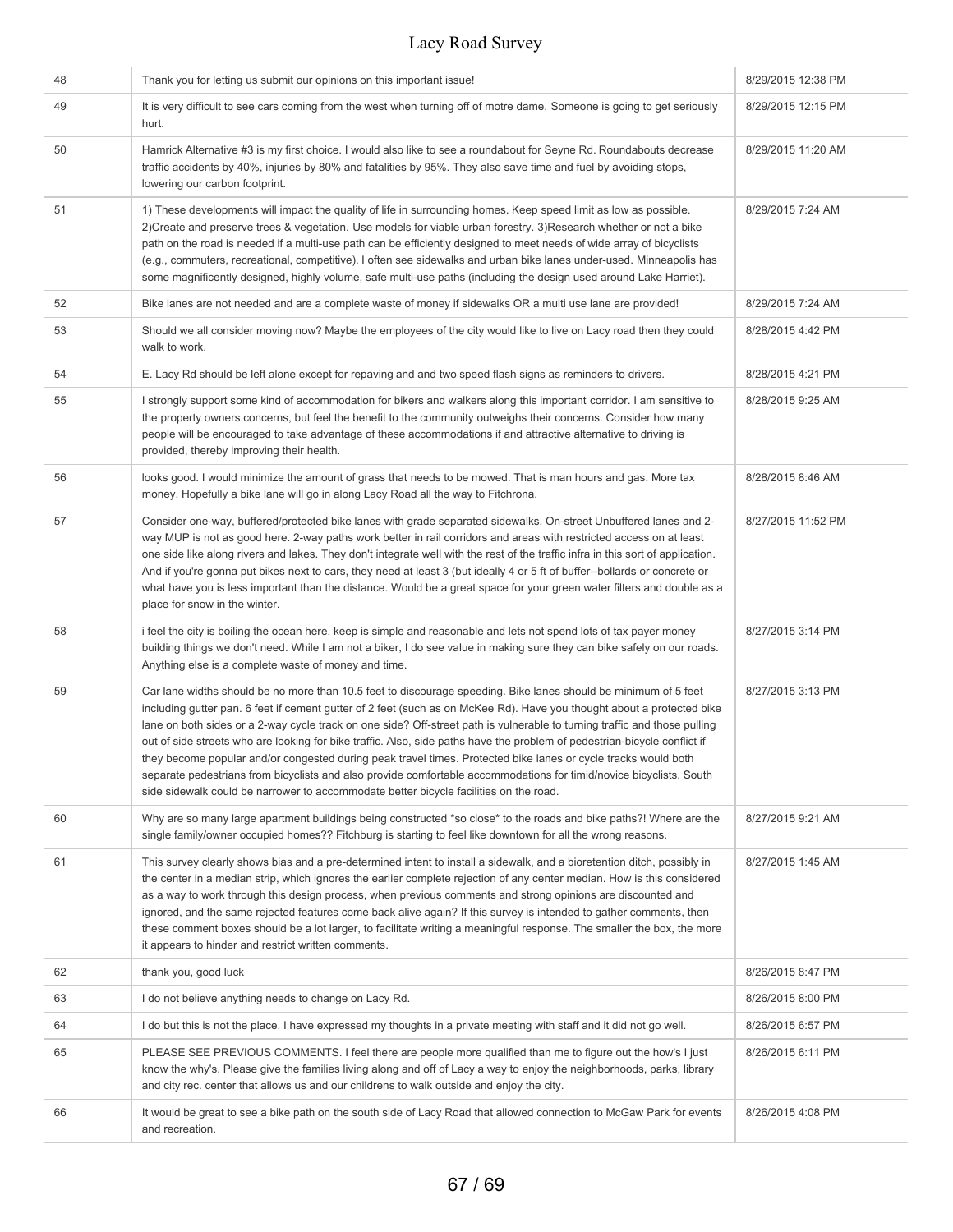| | | |
|---|---|---|
| 48 | Thank you for letting us submit our opinions on this important issue! | 8/29/2015 12:38 PM |
| 49 | It is very difficult to see cars coming from the west when turning off of motre dame. Someone is going to get seriously hurt. | 8/29/2015 12:15 PM |
| 50 | Hamrick Alternative #3 is my first choice. I would also like to see a roundabout for Seyne Rd. Roundabouts decrease traffic accidents by 40%, injuries by 80% and fatalities by 95%. They also save time and fuel by avoiding stops, lowering our carbon footprint. | 8/29/2015 11:20 AM |
| 51 | 1) These developments will impact the quality of life in surrounding homes. Keep speed limit as low as possible. 2)Create and preserve trees & vegetation. Use models for viable urban forestry. 3)Research whether or not a bike path on the road is needed if a multi-use path can be efficiently designed to meet needs of wide array of bicyclists (e.g., commuters, recreational, competitive). I often see sidewalks and urban bike lanes under-used. Minneapolis has some magnificently designed, highly volume, safe multi-use paths (including the design used around Lake Harriet). | 8/29/2015 7:24 AM |
| 52 | Bike lanes are not needed and are a complete waste of money if sidewalks OR a multi use lane are provided! | 8/29/2015 7:24 AM |
| 53 | Should we all consider moving now? Maybe the employees of the city would like to live on Lacy road then they could walk to work. | 8/28/2015 4:42 PM |
| 54 | E. Lacy Rd should be left alone except for repaving and and two speed flash signs as reminders to drivers. | 8/28/2015 4:21 PM |
| 55 | I strongly support some kind of accommodation for bikers and walkers along this important corridor. I am sensitive to the property owners concerns, but feel the benefit to the community outweighs their concerns. Consider how many people will be encouraged to take advantage of these accommodations if and attractive alternative to driving is provided, thereby improving their health. | 8/28/2015 9:25 AM |
| 56 | looks good. I would minimize the amount of grass that needs to be mowed. That is man hours and gas. More tax money. Hopefully a bike lane will go in along Lacy Road all the way to Fitchrona. | 8/28/2015 8:46 AM |
| 57 | Consider one-way, buffered/protected bike lanes with grade separated sidewalks. On-street Unbuffered lanes and 2-way MUP are not as good here. 2-way paths work better in rail corridors and areas with restricted access on at least one side like along rivers and lakes. They don't integrate well with the rest of the traffic infra in this sort of application. And if you're gonna put bikes next to cars, they need at least 3 (but ideally 4 or 5 ft of buffer--bollards or concrete or what have you is less important than the distance. Would be a great space for your green water filters and double as a place for snow in the winter. | 8/27/2015 11:52 PM |
| 58 | i feel the city is boiling the ocean here. keep is simple and reasonable and lets not spend lots of tax payer money building things we don't need. While I am not a biker, I do see value in making sure they can bike safely on our roads. Anything else is a complete waste of money and time. | 8/27/2015 3:14 PM |
| 59 | Car lane widths should be no more than 10.5 feet to discourage speeding. Bike lanes should be minimum of 5 feet including gutter pan. 6 feet if cement gutter of 2 feet (such as on McKee Rd). Have you thought about a protected bike lane on both sides or a 2-way cycle track on one side? Off-street path is vulnerable to turning traffic and those pulling out of side streets who are looking for bike traffic. Also, side paths have the problem of pedestrian-bicycle conflict if they become popular and/or congested during peak travel times. Protected bike lanes or cycle tracks would both separate pedestrians from bicyclists and also provide comfortable accommodations for timid/novice bicyclists. South side sidewalk could be narrower to accommodate better bicycle facilities on the road. | 8/27/2015 3:13 PM |
| 60 | Why are so many large apartment buildings being constructed *so close* to the roads and bike paths?! Where are the single family/owner occupied homes?? Fitchburg is starting to feel like downtown for all the wrong reasons. | 8/27/2015 9:21 AM |
| 61 | This survey clearly shows bias and a pre-determined intent to install a sidewalk, and a bioretention ditch, possibly in the center in a median strip, which ignores the earlier complete rejection of any center median. How is this considered as a way to work through this design process, when previous comments and strong opinions are discounted and ignored, and the same rejected features come back alive again? If this survey is intended to gather comments, then these comment boxes should be a lot larger, to facilitate writing a meaningful response. The smaller the box, the more it appears to hinder and restrict written comments. | 8/27/2015 1:45 AM |
| 62 | thank you, good luck | 8/26/2015 8:47 PM |
| 63 | I do not believe anything needs to change on Lacy Rd. | 8/26/2015 8:00 PM |
| 64 | I do but this is not the place. I have expressed my thoughts in a private meeting with staff and it did not go well. | 8/26/2015 6:57 PM |
| 65 | PLEASE SEE PREVIOUS COMMENTS. I feel there are people more qualified than me to figure out the how's I just know the why's. Please give the families living along and off of Lacy a way to enjoy the neighborhoods, parks, library and city rec. center that allows us and our childrens to walk outside and enjoy the city. | 8/26/2015 6:11 PM |
| 66 | It would be great to see a bike path on the south side of Lacy Road that allowed connection to McGaw Park for events and recreation. | 8/26/2015 4:08 PM |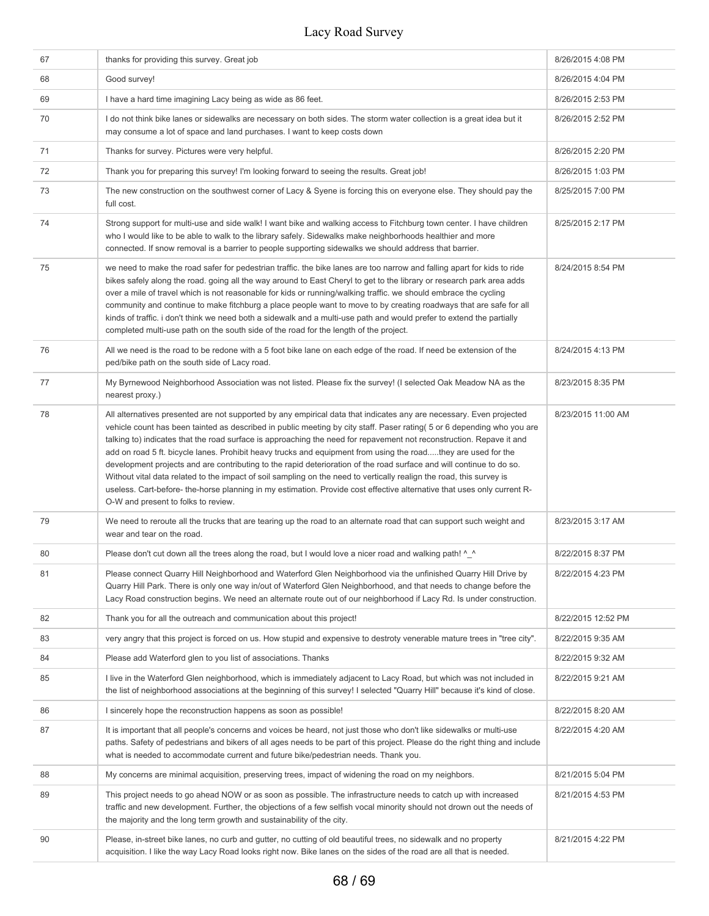| | | |
|---|---|---|
| 67 | thanks for providing this survey. Great job | 8/26/2015 4:08 PM |
| 68 | Good survey! | 8/26/2015 4:04 PM |
| 69 | I have a hard time imagining Lacy being as wide as 86 feet. | 8/26/2015 2:53 PM |
| 70 | I do not think bike lanes or sidewalks are necessary on both sides. The storm water collection is a great idea but it may consume a lot of space and land purchases. I want to keep costs down | 8/26/2015 2:52 PM |
| 71 | Thanks for survey. Pictures were very helpful. | 8/26/2015 2:20 PM |
| 72 | Thank you for preparing this survey! I'm looking forward to seeing the results. Great job! | 8/26/2015 1:03 PM |
| 73 | The new construction on the southwest corner of Lacy & Syene is forcing this on everyone else. They should pay the full cost. | 8/25/2015 7:00 PM |
| 74 | Strong support for multi-use and side walk! I want bike and walking access to Fitchburg town center. I have children who I would like to be able to walk to the library safely. Sidewalks make neighborhoods healthier and more connected. If snow removal is a barrier to people supporting sidewalks we should address that barrier. | 8/25/2015 2:17 PM |
| 75 | we need to make the road safer for pedestrian traffic. the bike lanes are too narrow and falling apart for kids to ride bikes safely along the road. going all the way around to East Cheryl to get to the library or research park area adds over a mile of travel which is not reasonable for kids or running/walking traffic. we should embrace the cycling community and continue to make fitchburg a place people want to move to by creating roadways that are safe for all kinds of traffic. i don't think we need both a sidewalk and a multi-use path and would prefer to extend the partially completed multi-use path on the south side of the road for the length of the project. | 8/24/2015 8:54 PM |
| 76 | All we need is the road to be redone with a 5 foot bike lane on each edge of the road. If need be extension of the ped/bike path on the south side of Lacy road. | 8/24/2015 4:13 PM |
| 77 | My Byrnewood Neighborhood Association was not listed. Please fix the survey! (I selected Oak Meadow NA as the nearest proxy.) | 8/23/2015 8:35 PM |
| 78 | All alternatives presented are not supported by any empirical data that indicates any are necessary. Even projected vehicle count has been tainted as described in public meeting by city staff. Paser rating( 5 or 6 depending who you are talking to) indicates that the road surface is approaching the need for repavement not reconstruction. Repave it and add on road 5 ft. bicycle lanes. Prohibit heavy trucks and equipment from using the road.....they are used for the development projects and are contributing to the rapid deterioration of the road surface and will continue to do so. Without vital data related to the impact of soil sampling on the need to vertically realign the road, this survey is useless. Cart-before- the-horse planning in my estimation. Provide cost effective alternative that uses only current R-O-W and present to folks to review. | 8/23/2015 11:00 AM |
| 79 | We need to reroute all the trucks that are tearing up the road to an alternate road that can support such weight and wear and tear on the road. | 8/23/2015 3:17 AM |
| 80 | Please don't cut down all the trees along the road, but I would love a nicer road and walking path! ^_^ | 8/22/2015 8:37 PM |
| 81 | Please connect Quarry Hill Neighborhood and Waterford Glen Neighborhood via the unfinished Quarry Hill Drive by Quarry Hill Park. There is only one way in/out of Waterford Glen Neighborhood, and that needs to change before the Lacy Road construction begins. We need an alternate route out of our neighborhood if Lacy Rd. Is under construction. | 8/22/2015 4:23 PM |
| 82 | Thank you for all the outreach and communication about this project! | 8/22/2015 12:52 PM |
| 83 | very angry that this project is forced on us. How stupid and expensive to destroty venerable mature trees in "tree city". | 8/22/2015 9:35 AM |
| 84 | Please add Waterford glen to you list of associations. Thanks | 8/22/2015 9:32 AM |
| 85 | I live in the Waterford Glen neighborhood, which is immediately adjacent to Lacy Road, but which was not included in the list of neighborhood associations at the beginning of this survey! I selected "Quarry Hill" because it's kind of close. | 8/22/2015 9:21 AM |
| 86 | I sincerely hope the reconstruction happens as soon as possible! | 8/22/2015 8:20 AM |
| 87 | It is important that all people's concerns and voices be heard, not just those who don't like sidewalks or multi-use paths. Safety of pedestrians and bikers of all ages needs to be part of this project. Please do the right thing and include what is needed to accommodate current and future bike/pedestrian needs. Thank you. | 8/22/2015 4:20 AM |
| 88 | My concerns are minimal acquisition, preserving trees, impact of widening the road on my neighbors. | 8/21/2015 5:04 PM |
| 89 | This project needs to go ahead NOW or as soon as possible. The infrastructure needs to catch up with increased traffic and new development. Further, the objections of a few selfish vocal minority should not drown out the needs of the majority and the long term growth and sustainability of the city. | 8/21/2015 4:53 PM |
| 90 | Please, in-street bike lanes, no curb and gutter, no cutting of old beautiful trees, no sidewalk and no property acquisition. I like the way Lacy Road looks right now. Bike lanes on the sides of the road are all that is needed. | 8/21/2015 4:22 PM |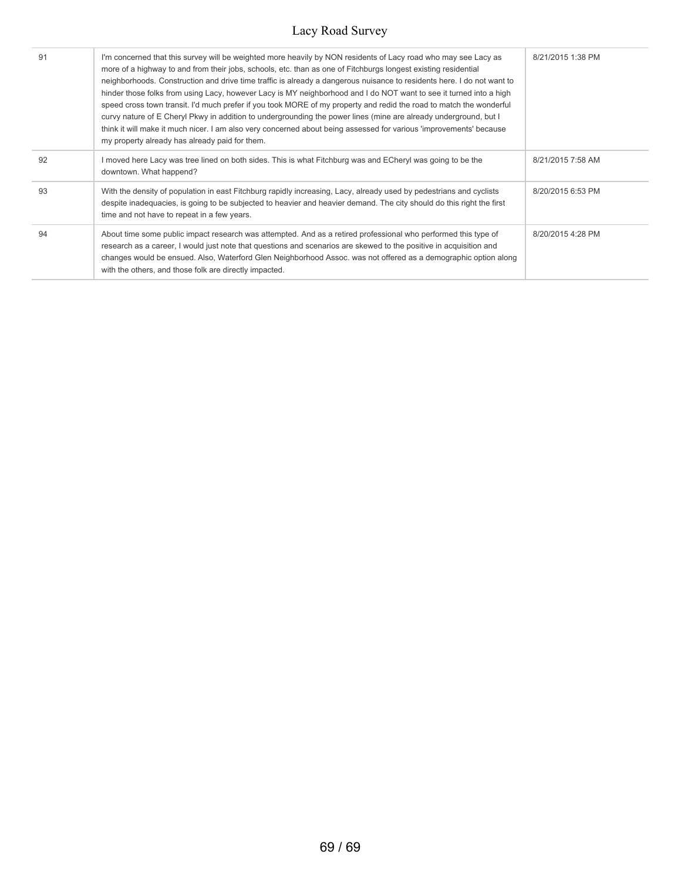| | | |
|---|---|---|
| 91 | I'm concerned that this survey will be weighted more heavily by NON residents of Lacy road who may see Lacy as more of a highway to and from their jobs, schools, etc. than as one of Fitchburgs longest existing residential neighborhoods. Construction and drive time traffic is already a dangerous nuisance to residents here. I do not want to hinder those folks from using Lacy, however Lacy is MY neighborhood and I do NOT want to see it turned into a high speed cross town transit. I'd much prefer if you took MORE of my property and redid the road to match the wonderful curvy nature of E Cheryl Pkwy in addition to undergrounding the power lines (mine are already underground, but I think it will make it much nicer. I am also very concerned about being assessed for various 'improvements' because my property already has already paid for them. | 8/21/2015 1:38 PM |
| 92 | I moved here Lacy was tree lined on both sides. This is what Fitchburg was and ECheryl was going to be the downtown. What happend? | 8/21/2015 7:58 AM |
| 93 | With the density of population in east Fitchburg rapidly increasing, Lacy, already used by pedestrians and cyclists despite inadequacies, is going to be subjected to heavier and heavier demand. The city should do this right the first time and not have to repeat in a few years. | 8/20/2015 6:53 PM |
| 94 | About time some public impact research was attempted. And as a retired professional who performed this type of research as a career, I would just note that questions and scenarios are skewed to the positive in acquisition and changes would be ensued. Also, Waterford Glen Neighborhood Assoc. was not offered as a demographic option along with the others, and those folk are directly impacted. | 8/20/2015 4:28 PM |